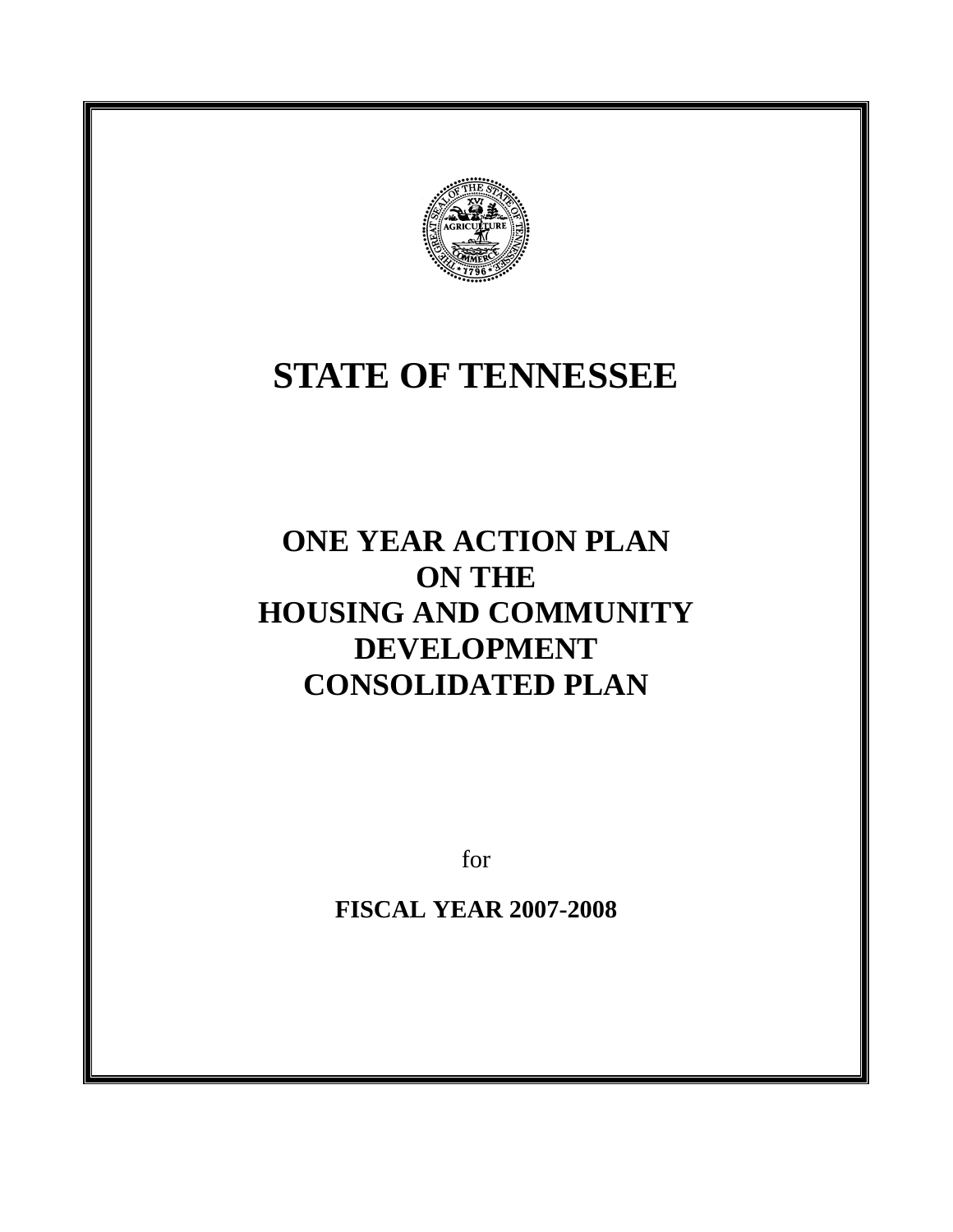# STATE OF TENNESSEE

## ONE YEAR ACTION PLAN
## ON THE
## HOUSING AND COMMUNITY DEVELOPMENT CONSOLIDATED PLAN

for

**FISCAL YEAR 2007-2008**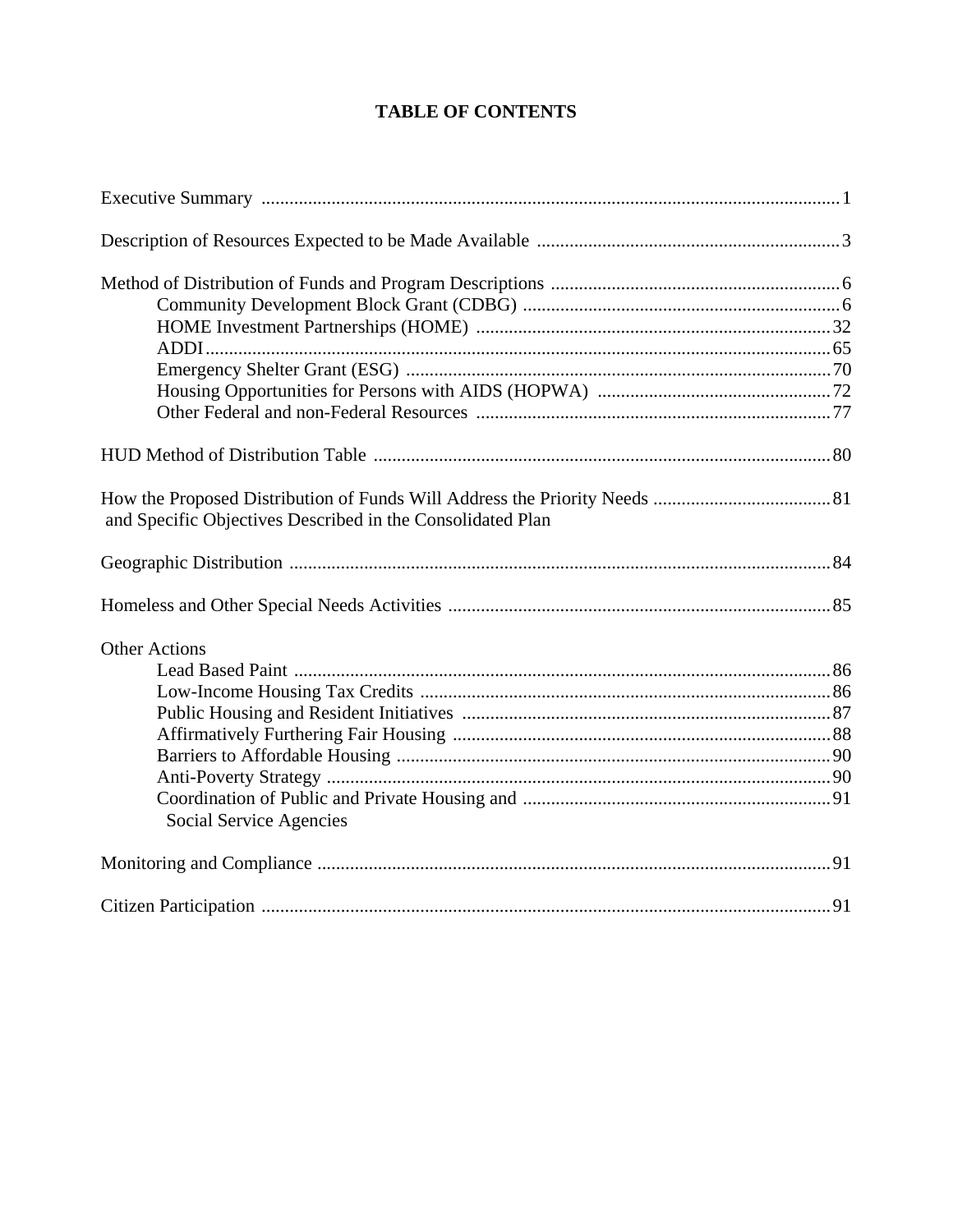# TABLE OF CONTENTS

Executive Summary ........................................................................................................................ 1

Description of Resources Expected to be Made Available ................................................................. 3

Method of Distribution of Funds and Program Descriptions .............................................................. 6
- Community Development Block Grant (CDBG) ................................................................... 6
- HOME Investment Partnerships (HOME) ........................................................................... 32
- ADDI.................................................................................................................................... 65
- Emergency Shelter Grant (ESG) .......................................................................................... 70
- Housing Opportunities for Persons with AIDS (HOPWA) .................................................. 72
- Other Federal and non-Federal Resources ............................................................................ 77

HUD Method of Distribution Table .................................................................................................. 80

How the Proposed Distribution of Funds Will Address the Priority Needs ...................................... 81
and Specific Objectives Described in the Consolidated Plan

Geographic Distribution .................................................................................................................... 84

Homeless and Other Special Needs Activities .................................................................................. 85

Other Actions
- Lead Based Paint .................................................................................................................. 86
- Low-Income Housing Tax Credits ....................................................................................... 86
- Public Housing and Resident Initiatives .............................................................................. 87
- Affirmatively Furthering Fair Housing ................................................................................ 88
- Barriers to Affordable Housing ............................................................................................ 90
- Anti-Poverty Strategy ........................................................................................................... 90
- Coordination of Public and Private Housing and Social Service Agencies .......................... 91

Monitoring and Compliance ............................................................................................................. 91

Citizen Participation ......................................................................................................................... 91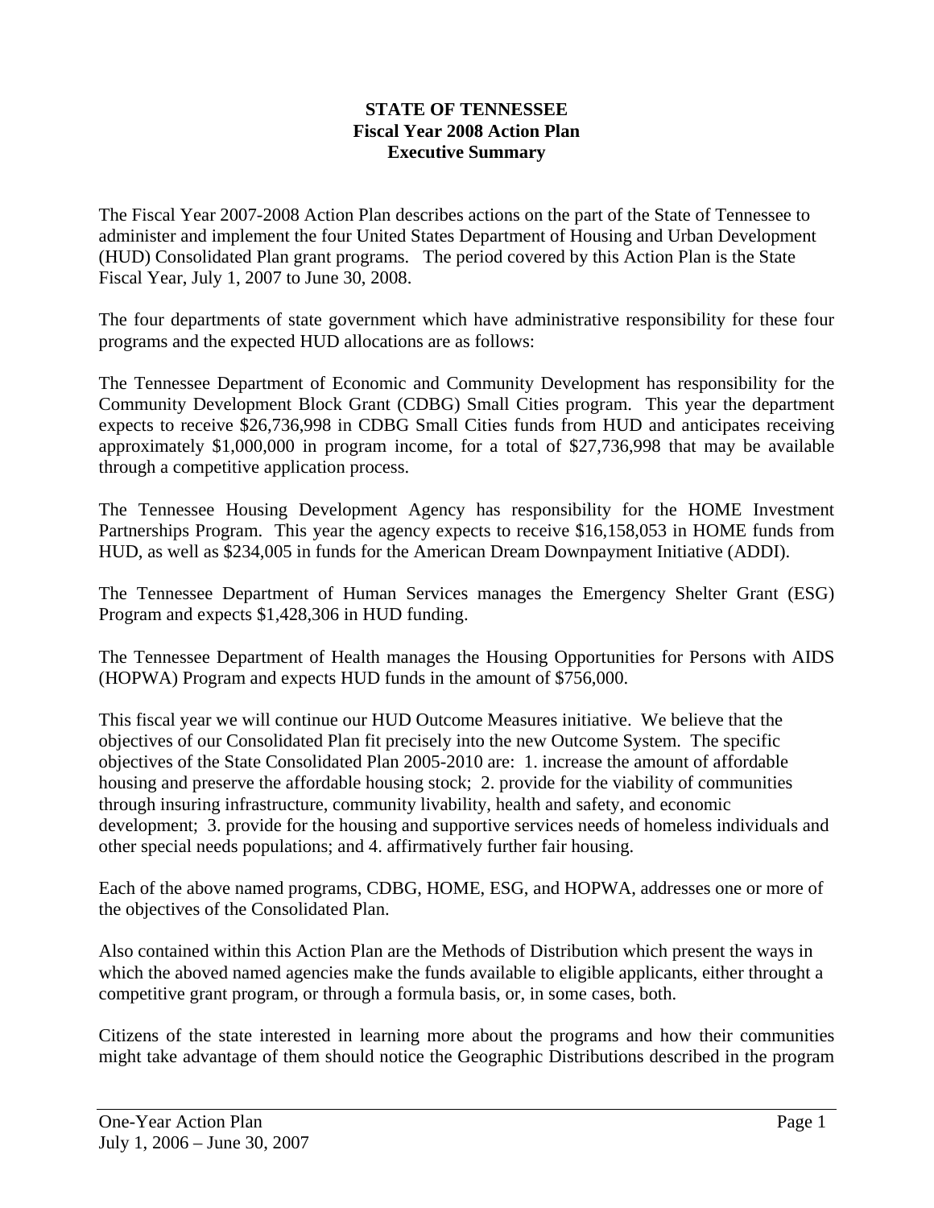# STATE OF TENNESSEE
## Fiscal Year 2008 Action Plan
## Executive Summary

The Fiscal Year 2007-2008 Action Plan describes actions on the part of the State of Tennessee to administer and implement the four United States Department of Housing and Urban Development (HUD) Consolidated Plan grant programs. The period covered by this Action Plan is the State Fiscal Year, July 1, 2007 to June 30, 2008.

The four departments of state government which have administrative responsibility for these four programs and the expected HUD allocations are as follows:

The Tennessee Department of Economic and Community Development has responsibility for the Community Development Block Grant (CDBG) Small Cities program. This year the department expects to receive $26,736,998 in CDBG Small Cities funds from HUD and anticipates receiving approximately $1,000,000 in program income, for a total of $27,736,998 that may be available through a competitive application process.

The Tennessee Housing Development Agency has responsibility for the HOME Investment Partnerships Program. This year the agency expects to receive $16,158,053 in HOME funds from HUD, as well as $234,005 in funds for the American Dream Downpayment Initiative (ADDI).

The Tennessee Department of Human Services manages the Emergency Shelter Grant (ESG) Program and expects $1,428,306 in HUD funding.

The Tennessee Department of Health manages the Housing Opportunities for Persons with AIDS (HOPWA) Program and expects HUD funds in the amount of $756,000.

This fiscal year we will continue our HUD Outcome Measures initiative. We believe that the objectives of our Consolidated Plan fit precisely into the new Outcome System. The specific objectives of the State Consolidated Plan 2005-2010 are: 1. increase the amount of affordable housing and preserve the affordable housing stock; 2. provide for the viability of communities through insuring infrastructure, community livability, health and safety, and economic development; 3. provide for the housing and supportive services needs of homeless individuals and other special needs populations; and 4. affirmatively further fair housing.

Each of the above named programs, CDBG, HOME, ESG, and HOPWA, addresses one or more of the objectives of the Consolidated Plan.

Also contained within this Action Plan are the Methods of Distribution which present the ways in which the aboved named agencies make the funds available to eligible applicants, either throught a competitive grant program, or through a formula basis, or, in some cases, both.

Citizens of the state interested in learning more about the programs and how their communities might take advantage of them should notice the Geographic Distributions described in the program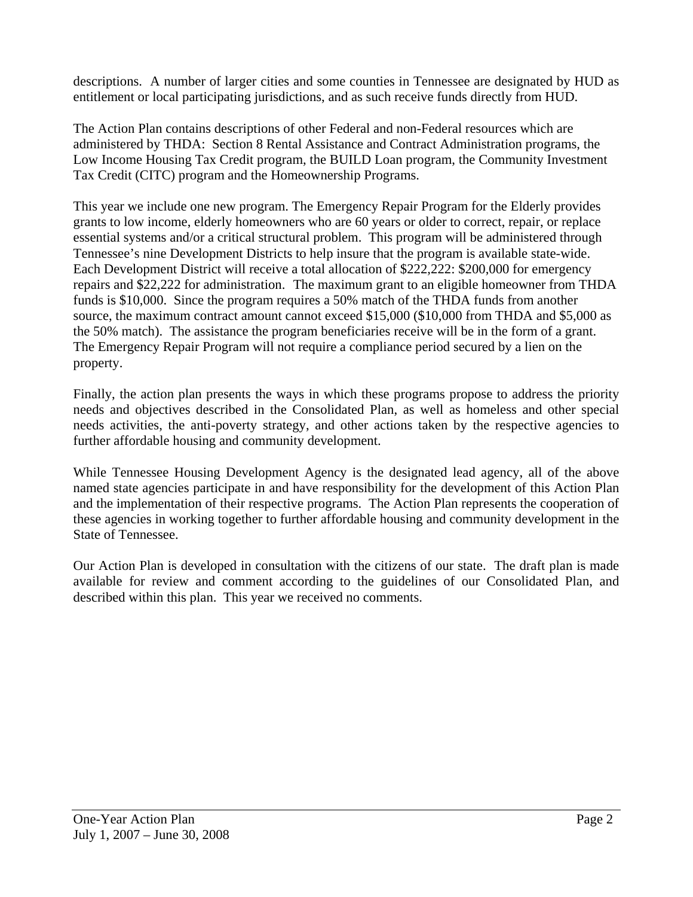descriptions. A number of larger cities and some counties in Tennessee are designated by HUD as entitlement or local participating jurisdictions, and as such receive funds directly from HUD.

The Action Plan contains descriptions of other Federal and non-Federal resources which are administered by THDA: Section 8 Rental Assistance and Contract Administration programs, the Low Income Housing Tax Credit program, the BUILD Loan program, the Community Investment Tax Credit (CITC) program and the Homeownership Programs.

This year we include one new program. The Emergency Repair Program for the Elderly provides grants to low income, elderly homeowners who are 60 years or older to correct, repair, or replace essential systems and/or a critical structural problem. This program will be administered through Tennessee's nine Development Districts to help insure that the program is available state-wide. Each Development District will receive a total allocation of $222,222: $200,000 for emergency repairs and $22,222 for administration. The maximum grant to an eligible homeowner from THDA funds is $10,000. Since the program requires a 50% match of the THDA funds from another source, the maximum contract amount cannot exceed $15,000 ($10,000 from THDA and $5,000 as the 50% match). The assistance the program beneficiaries receive will be in the form of a grant. The Emergency Repair Program will not require a compliance period secured by a lien on the property.

Finally, the action plan presents the ways in which these programs propose to address the priority needs and objectives described in the Consolidated Plan, as well as homeless and other special needs activities, the anti-poverty strategy, and other actions taken by the respective agencies to further affordable housing and community development.

While Tennessee Housing Development Agency is the designated lead agency, all of the above named state agencies participate in and have responsibility for the development of this Action Plan and the implementation of their respective programs. The Action Plan represents the cooperation of these agencies in working together to further affordable housing and community development in the State of Tennessee.

Our Action Plan is developed in consultation with the citizens of our state. The draft plan is made available for review and comment according to the guidelines of our Consolidated Plan, and described within this plan. This year we received no comments.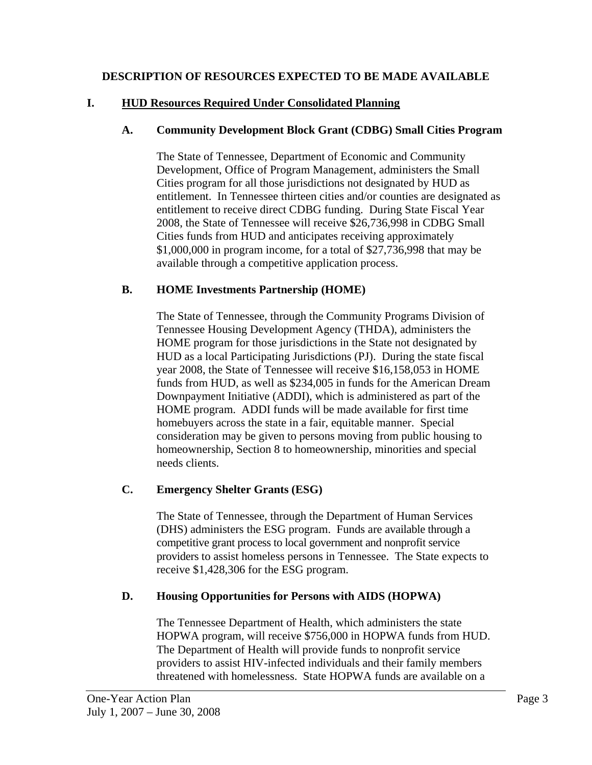## DESCRIPTION OF RESOURCES EXPECTED TO BE MADE AVAILABLE

### I. HUD Resources Required Under Consolidated Planning

#### A. Community Development Block Grant (CDBG) Small Cities Program

The State of Tennessee, Department of Economic and Community Development, Office of Program Management, administers the Small Cities program for all those jurisdictions not designated by HUD as entitlement. In Tennessee thirteen cities and/or counties are designated as entitlement to receive direct CDBG funding. During State Fiscal Year 2008, the State of Tennessee will receive $26,736,998 in CDBG Small Cities funds from HUD and anticipates receiving approximately $1,000,000 in program income, for a total of $27,736,998 that may be available through a competitive application process.

#### B. HOME Investments Partnership (HOME)

The State of Tennessee, through the Community Programs Division of Tennessee Housing Development Agency (THDA), administers the HOME program for those jurisdictions in the State not designated by HUD as a local Participating Jurisdictions (PJ). During the state fiscal year 2008, the State of Tennessee will receive $16,158,053 in HOME funds from HUD, as well as $234,005 in funds for the American Dream Downpayment Initiative (ADDI), which is administered as part of the HOME program. ADDI funds will be made available for first time homebuyers across the state in a fair, equitable manner. Special consideration may be given to persons moving from public housing to homeownership, Section 8 to homeownership, minorities and special needs clients.

#### C. Emergency Shelter Grants (ESG)

The State of Tennessee, through the Department of Human Services (DHS) administers the ESG program. Funds are available through a competitive grant process to local government and nonprofit service providers to assist homeless persons in Tennessee. The State expects to receive $1,428,306 for the ESG program.

#### D. Housing Opportunities for Persons with AIDS (HOPWA)

The Tennessee Department of Health, which administers the state HOPWA program, will receive $756,000 in HOPWA funds from HUD. The Department of Health will provide funds to nonprofit service providers to assist HIV-infected individuals and their family members threatened with homelessness. State HOPWA funds are available on a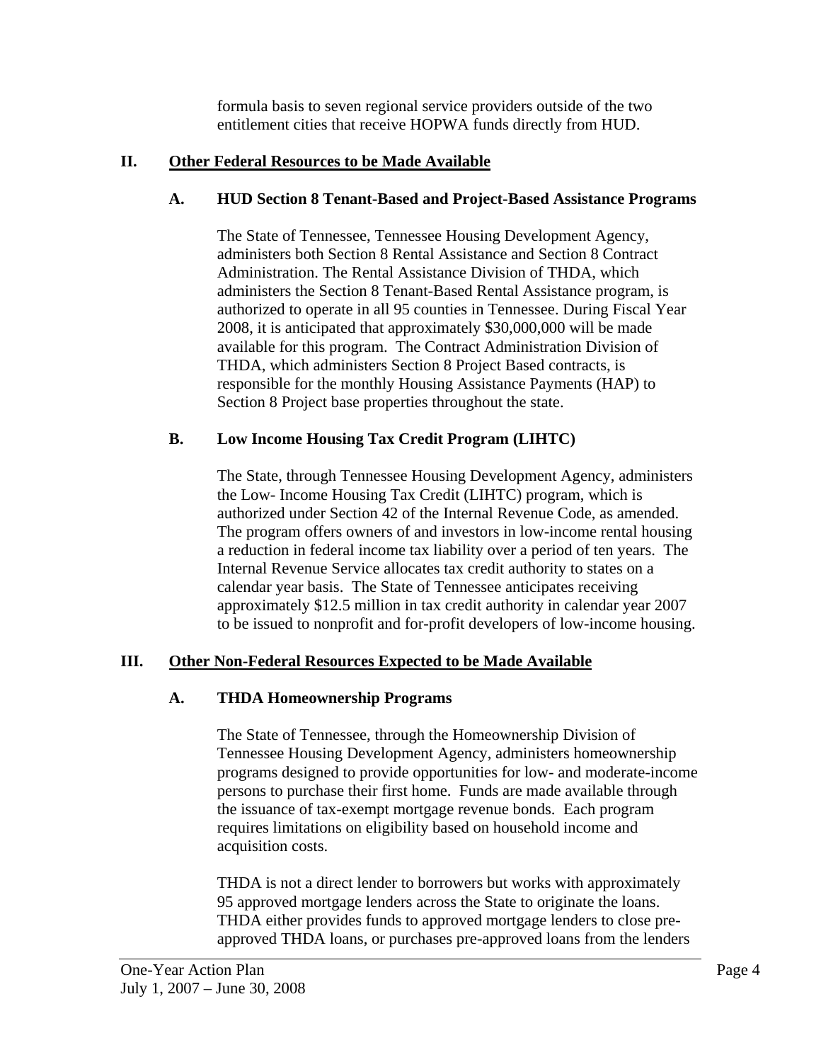formula basis to seven regional service providers outside of the two entitlement cities that receive HOPWA funds directly from HUD.

## II. Other Federal Resources to be Made Available

### A. HUD Section 8 Tenant-Based and Project-Based Assistance Programs

The State of Tennessee, Tennessee Housing Development Agency, administers both Section 8 Rental Assistance and Section 8 Contract Administration. The Rental Assistance Division of THDA, which administers the Section 8 Tenant-Based Rental Assistance program, is authorized to operate in all 95 counties in Tennessee. During Fiscal Year 2008, it is anticipated that approximately $30,000,000 will be made available for this program. The Contract Administration Division of THDA, which administers Section 8 Project Based contracts, is responsible for the monthly Housing Assistance Payments (HAP) to Section 8 Project base properties throughout the state.

### B. Low Income Housing Tax Credit Program (LIHTC)

The State, through Tennessee Housing Development Agency, administers the Low- Income Housing Tax Credit (LIHTC) program, which is authorized under Section 42 of the Internal Revenue Code, as amended. The program offers owners of and investors in low-income rental housing a reduction in federal income tax liability over a period of ten years. The Internal Revenue Service allocates tax credit authority to states on a calendar year basis. The State of Tennessee anticipates receiving approximately $12.5 million in tax credit authority in calendar year 2007 to be issued to nonprofit and for-profit developers of low-income housing.

## III. Other Non-Federal Resources Expected to be Made Available

### A. THDA Homeownership Programs

The State of Tennessee, through the Homeownership Division of Tennessee Housing Development Agency, administers homeownership programs designed to provide opportunities for low- and moderate-income persons to purchase their first home. Funds are made available through the issuance of tax-exempt mortgage revenue bonds. Each program requires limitations on eligibility based on household income and acquisition costs.

THDA is not a direct lender to borrowers but works with approximately 95 approved mortgage lenders across the State to originate the loans. THDA either provides funds to approved mortgage lenders to close pre-approved THDA loans, or purchases pre-approved loans from the lenders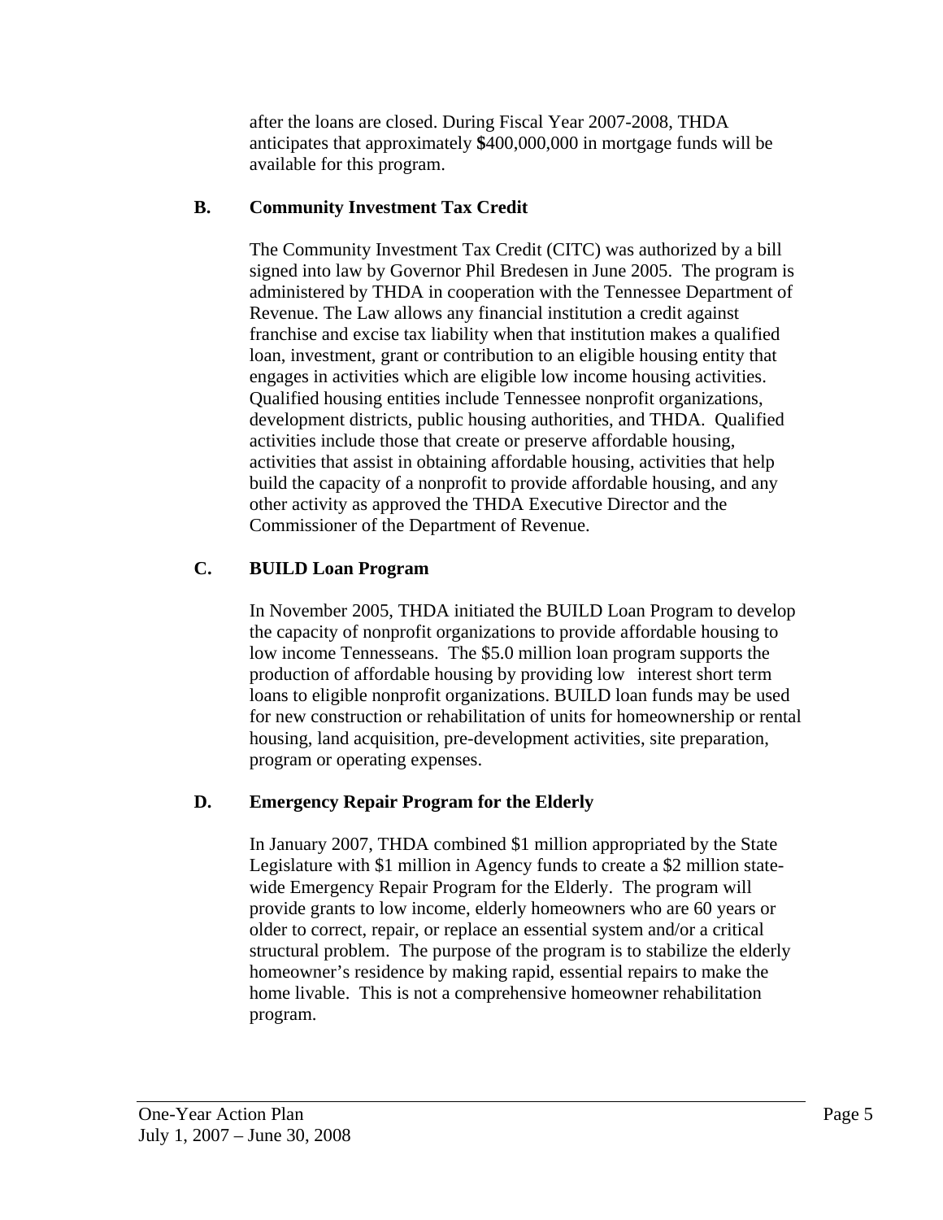after the loans are closed. During Fiscal Year 2007-2008, THDA anticipates that approximately $400,000,000 in mortgage funds will be available for this program.

### B. Community Investment Tax Credit

The Community Investment Tax Credit (CITC) was authorized by a bill signed into law by Governor Phil Bredesen in June 2005. The program is administered by THDA in cooperation with the Tennessee Department of Revenue. The Law allows any financial institution a credit against franchise and excise tax liability when that institution makes a qualified loan, investment, grant or contribution to an eligible housing entity that engages in activities which are eligible low income housing activities. Qualified housing entities include Tennessee nonprofit organizations, development districts, public housing authorities, and THDA. Qualified activities include those that create or preserve affordable housing, activities that assist in obtaining affordable housing, activities that help build the capacity of a nonprofit to provide affordable housing, and any other activity as approved the THDA Executive Director and the Commissioner of the Department of Revenue.

### C. BUILD Loan Program

In November 2005, THDA initiated the BUILD Loan Program to develop the capacity of nonprofit organizations to provide affordable housing to low income Tennesseans. The $5.0 million loan program supports the production of affordable housing by providing low interest short term loans to eligible nonprofit organizations. BUILD loan funds may be used for new construction or rehabilitation of units for homeownership or rental housing, land acquisition, pre-development activities, site preparation, program or operating expenses.

### D. Emergency Repair Program for the Elderly

In January 2007, THDA combined $1 million appropriated by the State Legislature with $1 million in Agency funds to create a $2 million state-wide Emergency Repair Program for the Elderly. The program will provide grants to low income, elderly homeowners who are 60 years or older to correct, repair, or replace an essential system and/or a critical structural problem. The purpose of the program is to stabilize the elderly homeowner's residence by making rapid, essential repairs to make the home livable. This is not a comprehensive homeowner rehabilitation program.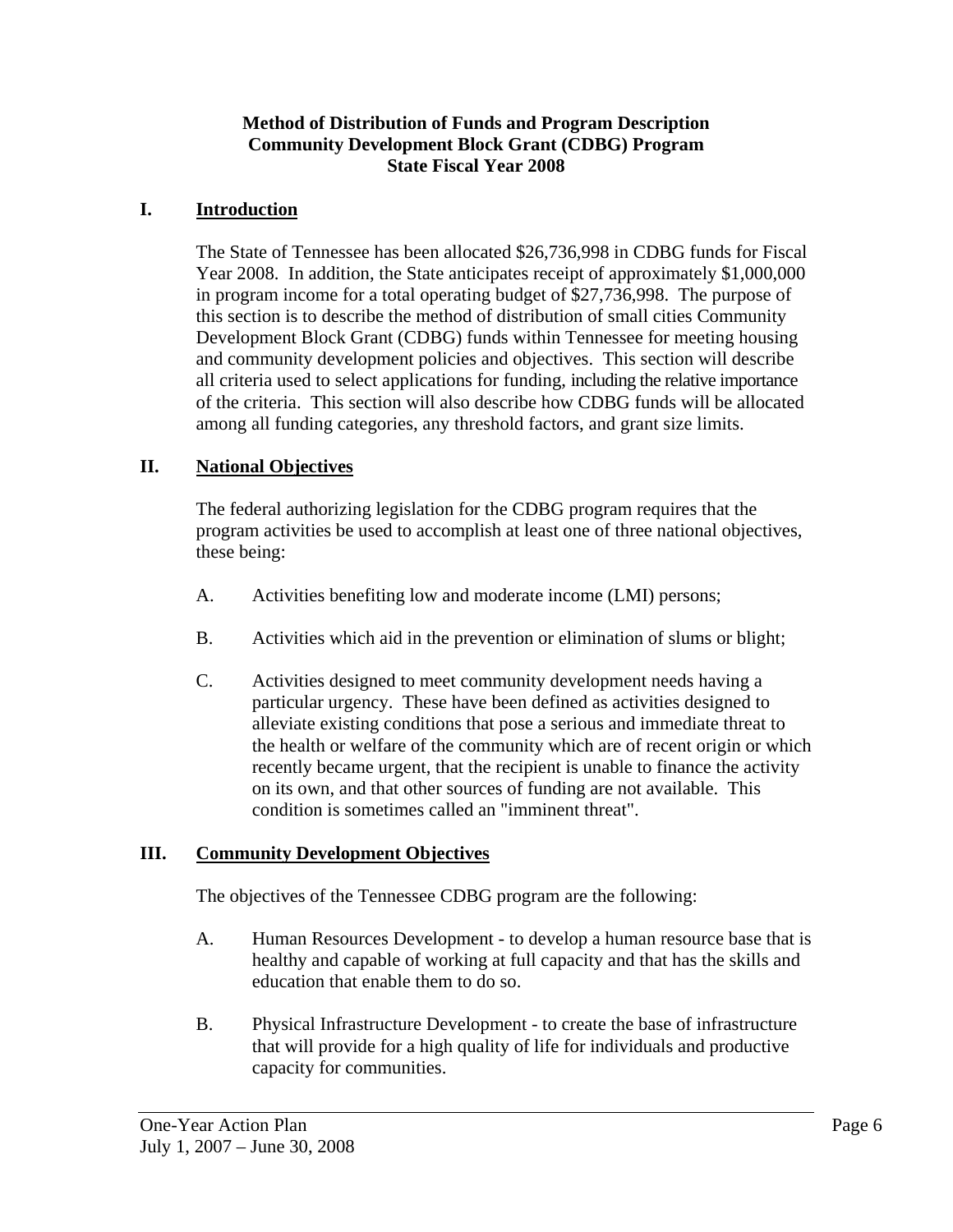**Method of Distribution of Funds and Program Description**
**Community Development Block Grant (CDBG) Program**
**State Fiscal Year 2008**

## I. Introduction

The State of Tennessee has been allocated $26,736,998 in CDBG funds for Fiscal Year 2008. In addition, the State anticipates receipt of approximately $1,000,000 in program income for a total operating budget of $27,736,998. The purpose of this section is to describe the method of distribution of small cities Community Development Block Grant (CDBG) funds within Tennessee for meeting housing and community development policies and objectives. This section will describe all criteria used to select applications for funding, including the relative importance of the criteria. This section will also describe how CDBG funds will be allocated among all funding categories, any threshold factors, and grant size limits.

## II. National Objectives

The federal authorizing legislation for the CDBG program requires that the program activities be used to accomplish at least one of three national objectives, these being:

A. Activities benefiting low and moderate income (LMI) persons;

B. Activities which aid in the prevention or elimination of slums or blight;

C. Activities designed to meet community development needs having a particular urgency. These have been defined as activities designed to alleviate existing conditions that pose a serious and immediate threat to the health or welfare of the community which are of recent origin or which recently became urgent, that the recipient is unable to finance the activity on its own, and that other sources of funding are not available. This condition is sometimes called an "imminent threat".

## III. Community Development Objectives

The objectives of the Tennessee CDBG program are the following:

A. Human Resources Development - to develop a human resource base that is healthy and capable of working at full capacity and that has the skills and education that enable them to do so.

B. Physical Infrastructure Development - to create the base of infrastructure that will provide for a high quality of life for individuals and productive capacity for communities.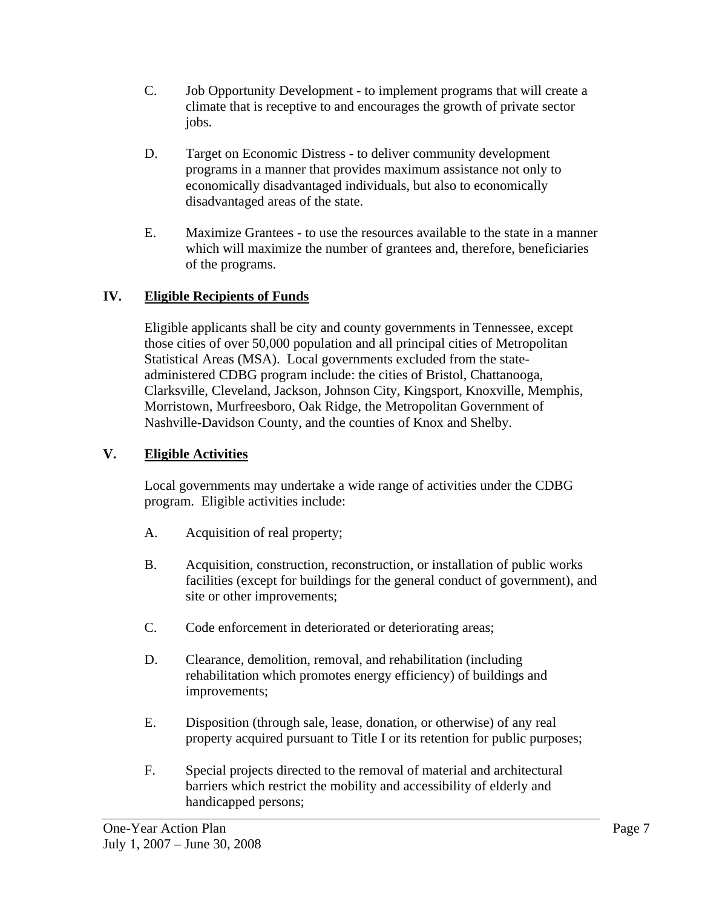C. Job Opportunity Development - to implement programs that will create a climate that is receptive to and encourages the growth of private sector jobs.

D. Target on Economic Distress - to deliver community development programs in a manner that provides maximum assistance not only to economically disadvantaged individuals, but also to economically disadvantaged areas of the state.

E. Maximize Grantees - to use the resources available to the state in a manner which will maximize the number of grantees and, therefore, beneficiaries of the programs.

## IV. Eligible Recipients of Funds

Eligible applicants shall be city and county governments in Tennessee, except those cities of over 50,000 population and all principal cities of Metropolitan Statistical Areas (MSA). Local governments excluded from the state-administered CDBG program include: the cities of Bristol, Chattanooga, Clarksville, Cleveland, Jackson, Johnson City, Kingsport, Knoxville, Memphis, Morristown, Murfreesboro, Oak Ridge, the Metropolitan Government of Nashville-Davidson County, and the counties of Knox and Shelby.

## V. Eligible Activities

Local governments may undertake a wide range of activities under the CDBG program. Eligible activities include:

A. Acquisition of real property;

B. Acquisition, construction, reconstruction, or installation of public works facilities (except for buildings for the general conduct of government), and site or other improvements;

C. Code enforcement in deteriorated or deteriorating areas;

D. Clearance, demolition, removal, and rehabilitation (including rehabilitation which promotes energy efficiency) of buildings and improvements;

E. Disposition (through sale, lease, donation, or otherwise) of any real property acquired pursuant to Title I or its retention for public purposes;

F. Special projects directed to the removal of material and architectural barriers which restrict the mobility and accessibility of elderly and handicapped persons;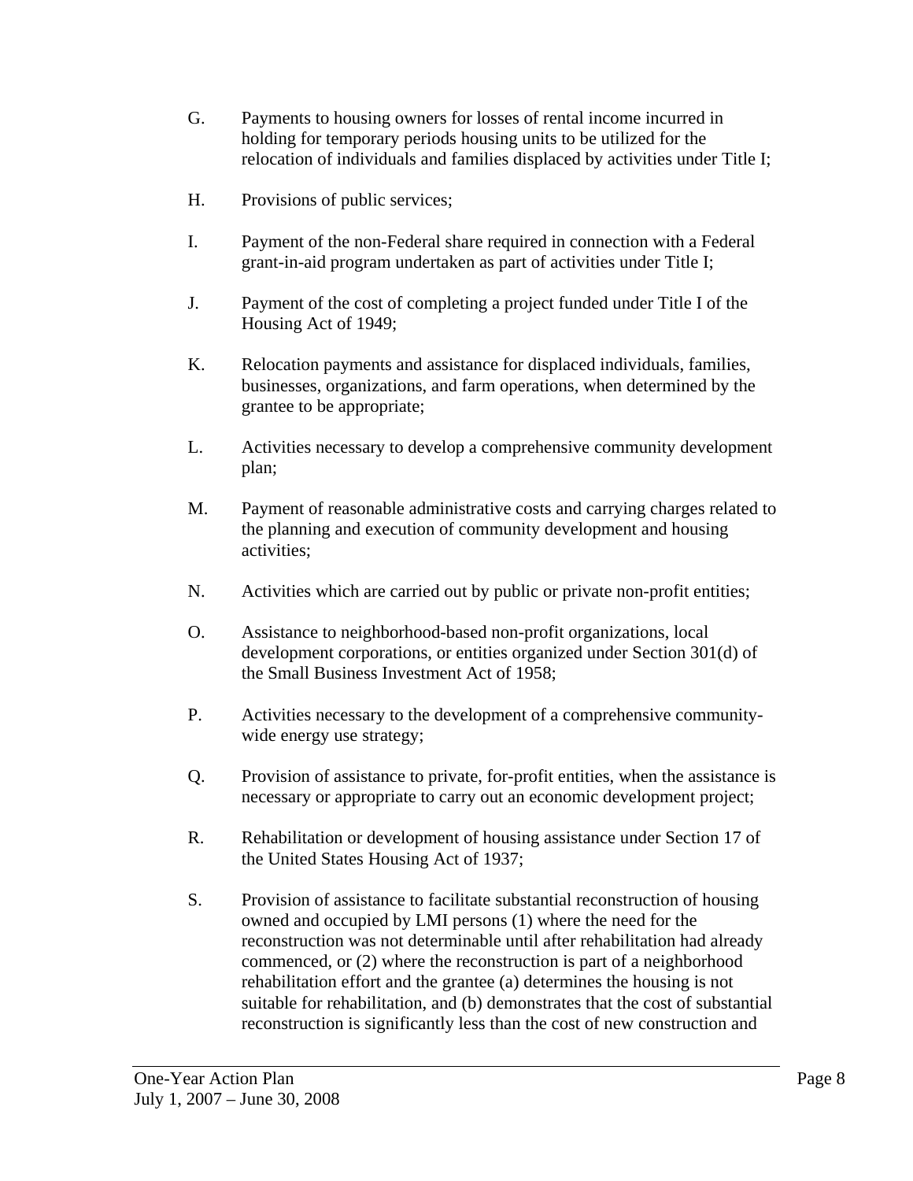G. Payments to housing owners for losses of rental income incurred in holding for temporary periods housing units to be utilized for the relocation of individuals and families displaced by activities under Title I;

H. Provisions of public services;

I. Payment of the non-Federal share required in connection with a Federal grant-in-aid program undertaken as part of activities under Title I;

J. Payment of the cost of completing a project funded under Title I of the Housing Act of 1949;

K. Relocation payments and assistance for displaced individuals, families, businesses, organizations, and farm operations, when determined by the grantee to be appropriate;

L. Activities necessary to develop a comprehensive community development plan;

M. Payment of reasonable administrative costs and carrying charges related to the planning and execution of community development and housing activities;

N. Activities which are carried out by public or private non-profit entities;

O. Assistance to neighborhood-based non-profit organizations, local development corporations, or entities organized under Section 301(d) of the Small Business Investment Act of 1958;

P. Activities necessary to the development of a comprehensive community-wide energy use strategy;

Q. Provision of assistance to private, for-profit entities, when the assistance is necessary or appropriate to carry out an economic development project;

R. Rehabilitation or development of housing assistance under Section 17 of the United States Housing Act of 1937;

S. Provision of assistance to facilitate substantial reconstruction of housing owned and occupied by LMI persons (1) where the need for the reconstruction was not determinable until after rehabilitation had already commenced, or (2) where the reconstruction is part of a neighborhood rehabilitation effort and the grantee (a) determines the housing is not suitable for rehabilitation, and (b) demonstrates that the cost of substantial reconstruction is significantly less than the cost of new construction and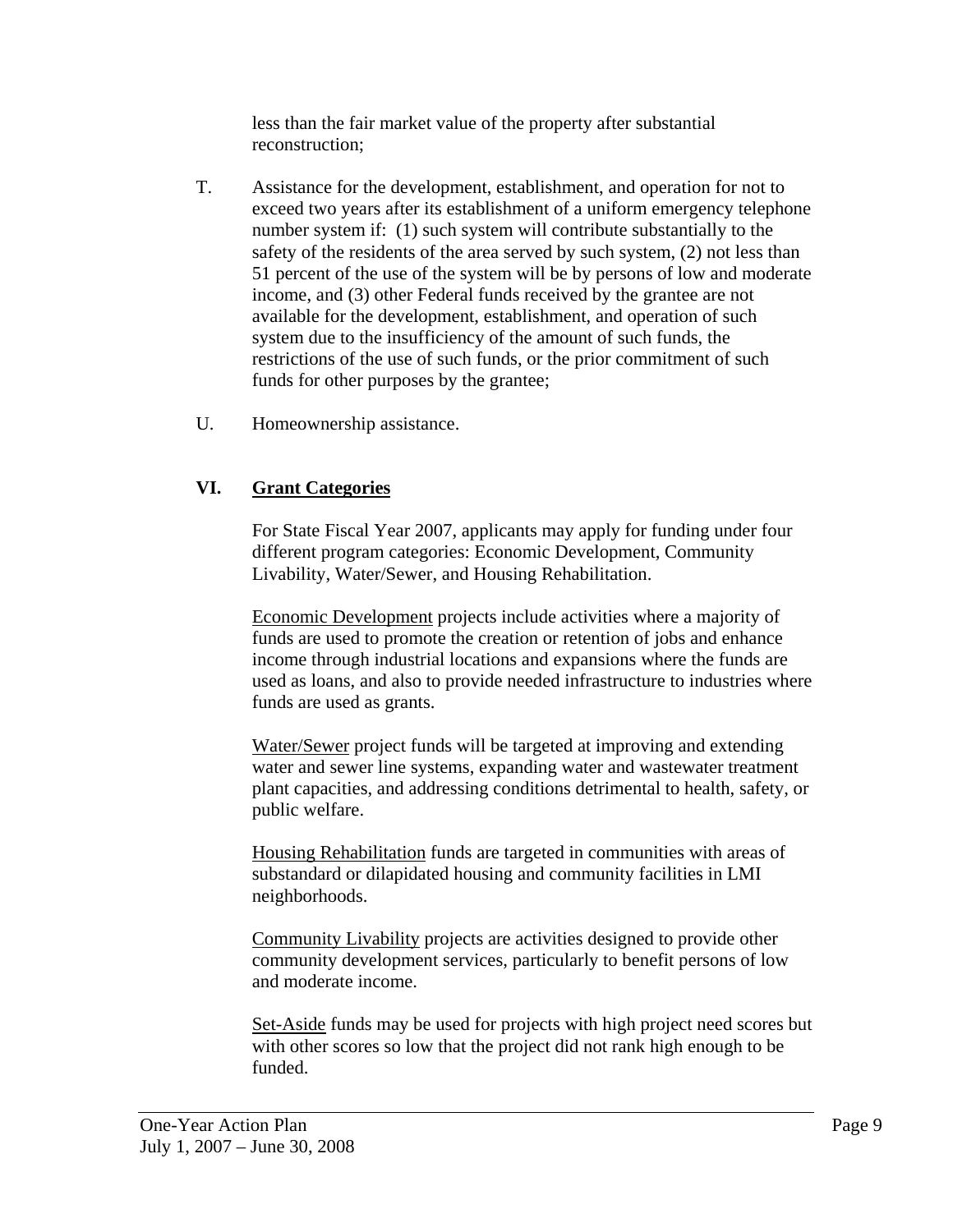less than the fair market value of the property after substantial reconstruction;

T. Assistance for the development, establishment, and operation for not to exceed two years after its establishment of a uniform emergency telephone number system if: (1) such system will contribute substantially to the safety of the residents of the area served by such system, (2) not less than 51 percent of the use of the system will be by persons of low and moderate income, and (3) other Federal funds received by the grantee are not available for the development, establishment, and operation of such system due to the insufficiency of the amount of such funds, the restrictions of the use of such funds, or the prior commitment of such funds for other purposes by the grantee;

U. Homeownership assistance.

## VI. Grant Categories

For State Fiscal Year 2007, applicants may apply for funding under four different program categories: Economic Development, Community Livability, Water/Sewer, and Housing Rehabilitation.

Economic Development projects include activities where a majority of funds are used to promote the creation or retention of jobs and enhance income through industrial locations and expansions where the funds are used as loans, and also to provide needed infrastructure to industries where funds are used as grants.

Water/Sewer project funds will be targeted at improving and extending water and sewer line systems, expanding water and wastewater treatment plant capacities, and addressing conditions detrimental to health, safety, or public welfare.

Housing Rehabilitation funds are targeted in communities with areas of substandard or dilapidated housing and community facilities in LMI neighborhoods.

Community Livability projects are activities designed to provide other community development services, particularly to benefit persons of low and moderate income.

Set-Aside funds may be used for projects with high project need scores but with other scores so low that the project did not rank high enough to be funded.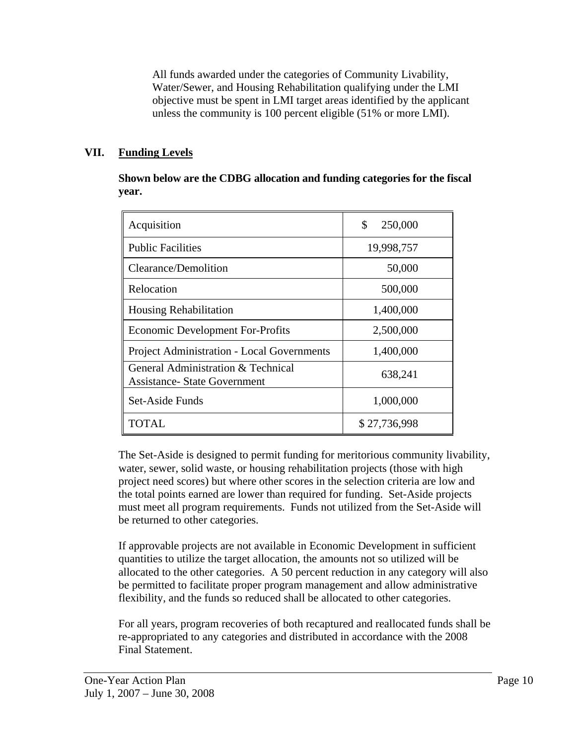All funds awarded under the categories of Community Livability, Water/Sewer, and Housing Rehabilitation qualifying under the LMI objective must be spent in LMI target areas identified by the applicant unless the community is 100 percent eligible (51% or more LMI).

## VII. Funding Levels

**Shown below are the CDBG allocation and funding categories for the fiscal year.**

| Category | Amount |
|---|---|
| Acquisition | $ 250,000 |
| Public Facilities | 19,998,757 |
| Clearance/Demolition | 50,000 |
| Relocation | 500,000 |
| Housing Rehabilitation | 1,400,000 |
| Economic Development For-Profits | 2,500,000 |
| Project Administration - Local Governments | 1,400,000 |
| General Administration & Technical Assistance- State Government | 638,241 |
| Set-Aside Funds | 1,000,000 |
| TOTAL | $ 27,736,998 |

The Set-Aside is designed to permit funding for meritorious community livability, water, sewer, solid waste, or housing rehabilitation projects (those with high project need scores) but where other scores in the selection criteria are low and the total points earned are lower than required for funding. Set-Aside projects must meet all program requirements. Funds not utilized from the Set-Aside will be returned to other categories.

If approvable projects are not available in Economic Development in sufficient quantities to utilize the target allocation, the amounts not so utilized will be allocated to the other categories. A 50 percent reduction in any category will also be permitted to facilitate proper program management and allow administrative flexibility, and the funds so reduced shall be allocated to other categories.

For all years, program recoveries of both recaptured and reallocated funds shall be re-appropriated to any categories and distributed in accordance with the 2008 Final Statement.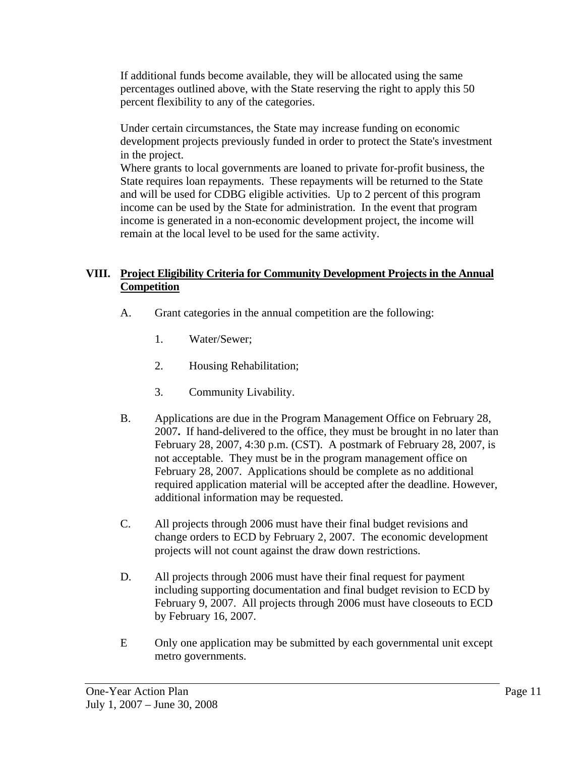If additional funds become available, they will be allocated using the same percentages outlined above, with the State reserving the right to apply this 50 percent flexibility to any of the categories.

Under certain circumstances, the State may increase funding on economic development projects previously funded in order to protect the State's investment in the project.
Where grants to local governments are loaned to private for-profit business, the State requires loan repayments. These repayments will be returned to the State and will be used for CDBG eligible activities. Up to 2 percent of this program income can be used by the State for administration. In the event that program income is generated in a non-economic development project, the income will remain at the local level to be used for the same activity.

## VIII. Project Eligibility Criteria for Community Development Projects in the Annual Competition

A. Grant categories in the annual competition are the following:

1. Water/Sewer;

2. Housing Rehabilitation;

3. Community Livability.

B. Applications are due in the Program Management Office on February 28, 2007**.** If hand-delivered to the office, they must be brought in no later than February 28, 2007, 4:30 p.m. (CST). A postmark of February 28, 2007, is not acceptable. They must be in the program management office on February 28, 2007. Applications should be complete as no additional required application material will be accepted after the deadline. However, additional information may be requested.

C. All projects through 2006 must have their final budget revisions and change orders to ECD by February 2, 2007. The economic development projects will not count against the draw down restrictions.

D. All projects through 2006 must have their final request for payment including supporting documentation and final budget revision to ECD by February 9, 2007. All projects through 2006 must have closeouts to ECD by February 16, 2007.

E Only one application may be submitted by each governmental unit except metro governments.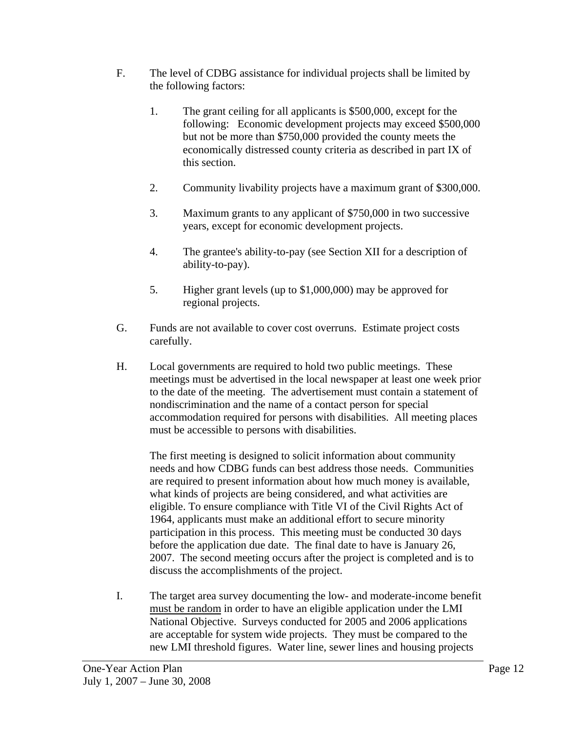F. The level of CDBG assistance for individual projects shall be limited by the following factors:

   1. The grant ceiling for all applicants is $500,000, except for the following: Economic development projects may exceed $500,000 but not be more than $750,000 provided the county meets the economically distressed county criteria as described in part IX of this section.

   2. Community livability projects have a maximum grant of $300,000.

   3. Maximum grants to any applicant of $750,000 in two successive years, except for economic development projects.

   4. The grantee's ability-to-pay (see Section XII for a description of ability-to-pay).

   5. Higher grant levels (up to $1,000,000) may be approved for regional projects.

G. Funds are not available to cover cost overruns. Estimate project costs carefully.

H. Local governments are required to hold two public meetings. These meetings must be advertised in the local newspaper at least one week prior to the date of the meeting. The advertisement must contain a statement of nondiscrimination and the name of a contact person for special accommodation required for persons with disabilities. All meeting places must be accessible to persons with disabilities.

   The first meeting is designed to solicit information about community needs and how CDBG funds can best address those needs. Communities are required to present information about how much money is available, what kinds of projects are being considered, and what activities are eligible. To ensure compliance with Title VI of the Civil Rights Act of 1964, applicants must make an additional effort to secure minority participation in this process. This meeting must be conducted 30 days before the application due date. The final date to have is January 26, 2007. The second meeting occurs after the project is completed and is to discuss the accomplishments of the project.

I. The target area survey documenting the low- and moderate-income benefit <u>must be random</u> in order to have an eligible application under the LMI National Objective. Surveys conducted for 2005 and 2006 applications are acceptable for system wide projects. They must be compared to the new LMI threshold figures. Water line, sewer lines and housing projects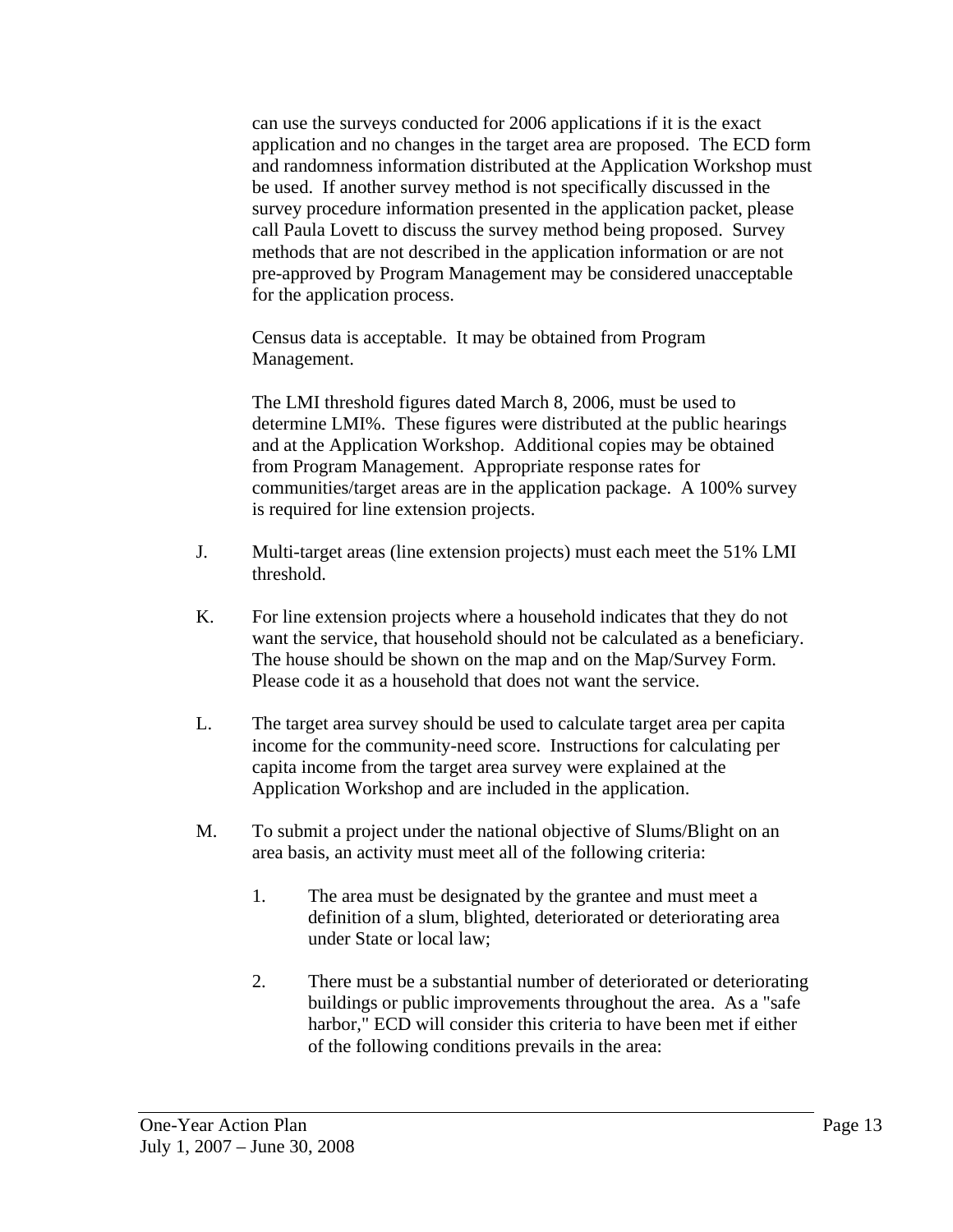can use the surveys conducted for 2006 applications if it is the exact application and no changes in the target area are proposed. The ECD form and randomness information distributed at the Application Workshop must be used. If another survey method is not specifically discussed in the survey procedure information presented in the application packet, please call Paula Lovett to discuss the survey method being proposed. Survey methods that are not described in the application information or are not pre-approved by Program Management may be considered unacceptable for the application process.

Census data is acceptable. It may be obtained from Program Management.

The LMI threshold figures dated March 8, 2006, must be used to determine LMI%. These figures were distributed at the public hearings and at the Application Workshop. Additional copies may be obtained from Program Management. Appropriate response rates for communities/target areas are in the application package. A 100% survey is required for line extension projects.

J. Multi-target areas (line extension projects) must each meet the 51% LMI threshold.

K. For line extension projects where a household indicates that they do not want the service, that household should not be calculated as a beneficiary. The house should be shown on the map and on the Map/Survey Form. Please code it as a household that does not want the service.

L. The target area survey should be used to calculate target area per capita income for the community-need score. Instructions for calculating per capita income from the target area survey were explained at the Application Workshop and are included in the application.

M. To submit a project under the national objective of Slums/Blight on an area basis, an activity must meet all of the following criteria:

1. The area must be designated by the grantee and must meet a definition of a slum, blighted, deteriorated or deteriorating area under State or local law;

2. There must be a substantial number of deteriorated or deteriorating buildings or public improvements throughout the area. As a "safe harbor," ECD will consider this criteria to have been met if either of the following conditions prevails in the area: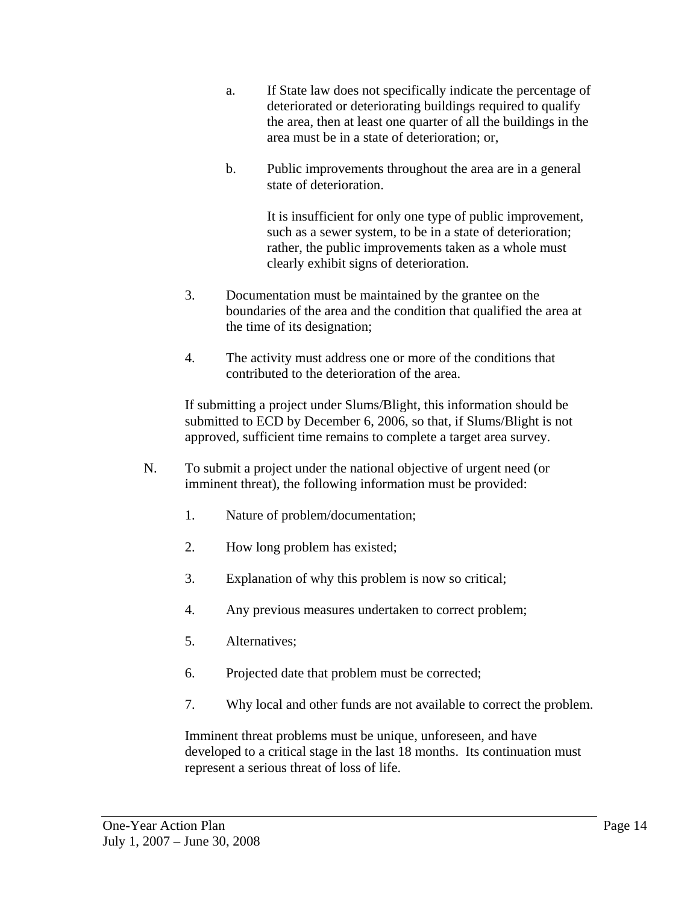a. If State law does not specifically indicate the percentage of deteriorated or deteriorating buildings required to qualify the area, then at least one quarter of all the buildings in the area must be in a state of deterioration; or,

b. Public improvements throughout the area are in a general state of deterioration.

   It is insufficient for only one type of public improvement, such as a sewer system, to be in a state of deterioration; rather, the public improvements taken as a whole must clearly exhibit signs of deterioration.

3. Documentation must be maintained by the grantee on the boundaries of the area and the condition that qualified the area at the time of its designation;

4. The activity must address one or more of the conditions that contributed to the deterioration of the area.

If submitting a project under Slums/Blight, this information should be submitted to ECD by December 6, 2006, so that, if Slums/Blight is not approved, sufficient time remains to complete a target area survey.

N. To submit a project under the national objective of urgent need (or imminent threat), the following information must be provided:

1. Nature of problem/documentation;

2. How long problem has existed;

3. Explanation of why this problem is now so critical;

4. Any previous measures undertaken to correct problem;

5. Alternatives;

6. Projected date that problem must be corrected;

7. Why local and other funds are not available to correct the problem.

Imminent threat problems must be unique, unforeseen, and have developed to a critical stage in the last 18 months. Its continuation must represent a serious threat of loss of life.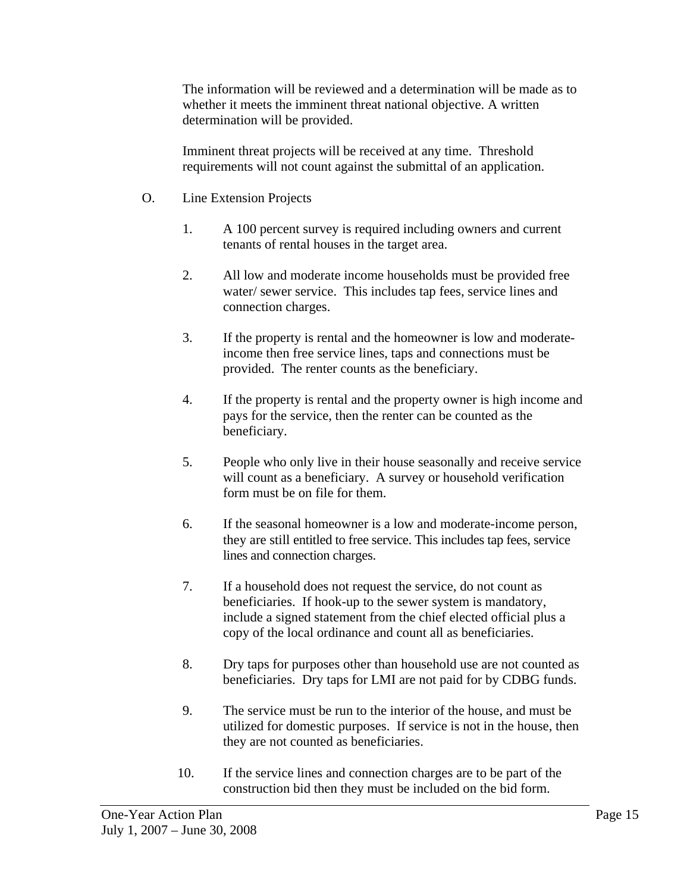The information will be reviewed and a determination will be made as to whether it meets the imminent threat national objective. A written determination will be provided.

Imminent threat projects will be received at any time. Threshold requirements will not count against the submittal of an application.

O. Line Extension Projects

1. A 100 percent survey is required including owners and current tenants of rental houses in the target area.

2. All low and moderate income households must be provided free water/ sewer service. This includes tap fees, service lines and connection charges.

3. If the property is rental and the homeowner is low and moderate-income then free service lines, taps and connections must be provided. The renter counts as the beneficiary.

4. If the property is rental and the property owner is high income and pays for the service, then the renter can be counted as the beneficiary.

5. People who only live in their house seasonally and receive service will count as a beneficiary. A survey or household verification form must be on file for them.

6. If the seasonal homeowner is a low and moderate-income person, they are still entitled to free service. This includes tap fees, service lines and connection charges.

7. If a household does not request the service, do not count as beneficiaries. If hook-up to the sewer system is mandatory, include a signed statement from the chief elected official plus a copy of the local ordinance and count all as beneficiaries.

8. Dry taps for purposes other than household use are not counted as beneficiaries. Dry taps for LMI are not paid for by CDBG funds.

9. The service must be run to the interior of the house, and must be utilized for domestic purposes. If service is not in the house, then they are not counted as beneficiaries.

10. If the service lines and connection charges are to be part of the construction bid then they must be included on the bid form.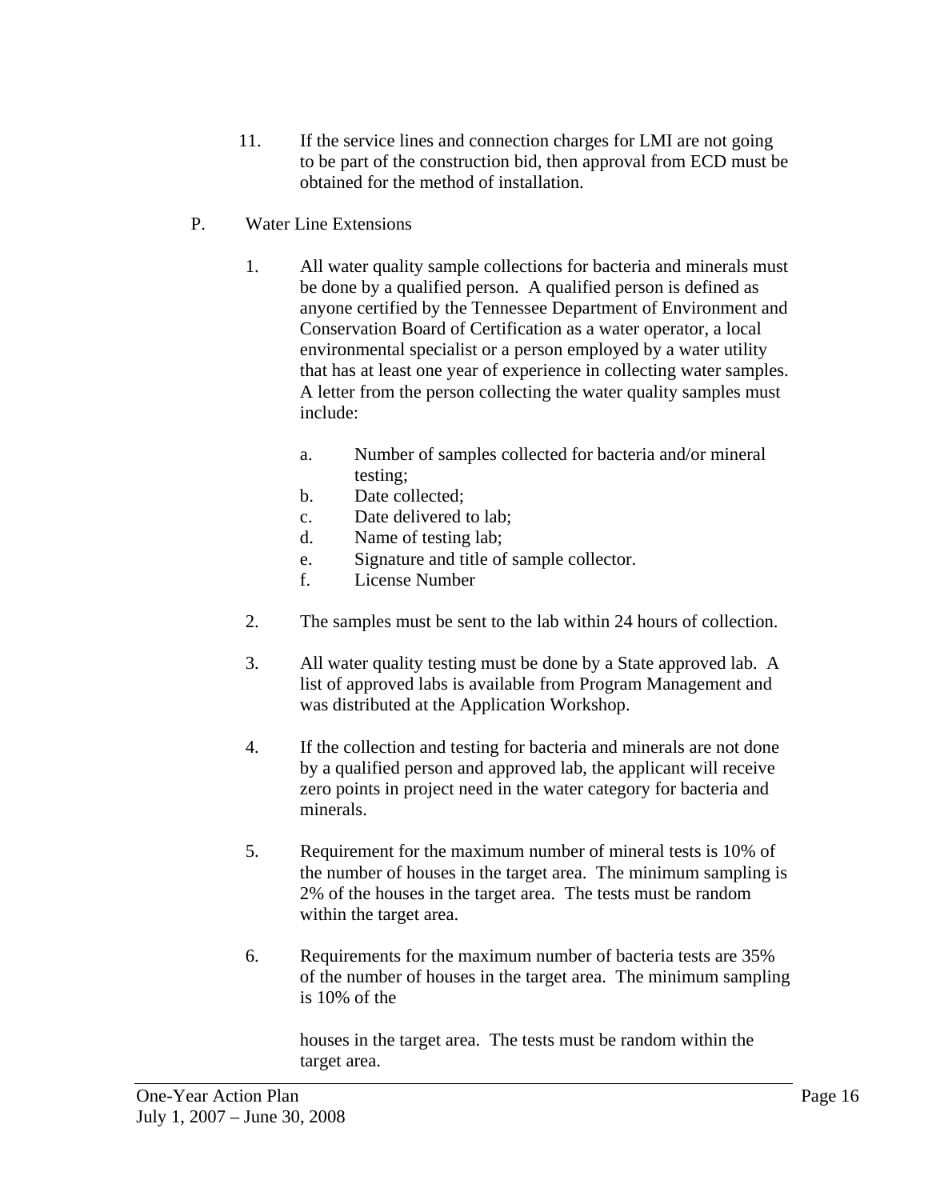11. If the service lines and connection charges for LMI are not going to be part of the construction bid, then approval from ECD must be obtained for the method of installation.

P. Water Line Extensions

1. All water quality sample collections for bacteria and minerals must be done by a qualified person. A qualified person is defined as anyone certified by the Tennessee Department of Environment and Conservation Board of Certification as a water operator, a local environmental specialist or a person employed by a water utility that has at least one year of experience in collecting water samples. A letter from the person collecting the water quality samples must include:

   a. Number of samples collected for bacteria and/or mineral testing;
   b. Date collected;
   c. Date delivered to lab;
   d. Name of testing lab;
   e. Signature and title of sample collector.
   f. License Number

2. The samples must be sent to the lab within 24 hours of collection.

3. All water quality testing must be done by a State approved lab. A list of approved labs is available from Program Management and was distributed at the Application Workshop.

4. If the collection and testing for bacteria and minerals are not done by a qualified person and approved lab, the applicant will receive zero points in project need in the water category for bacteria and minerals.

5. Requirement for the maximum number of mineral tests is 10% of the number of houses in the target area. The minimum sampling is 2% of the houses in the target area. The tests must be random within the target area.

6. Requirements for the maximum number of bacteria tests are 35% of the number of houses in the target area. The minimum sampling is 10% of the houses in the target area. The tests must be random within the target area.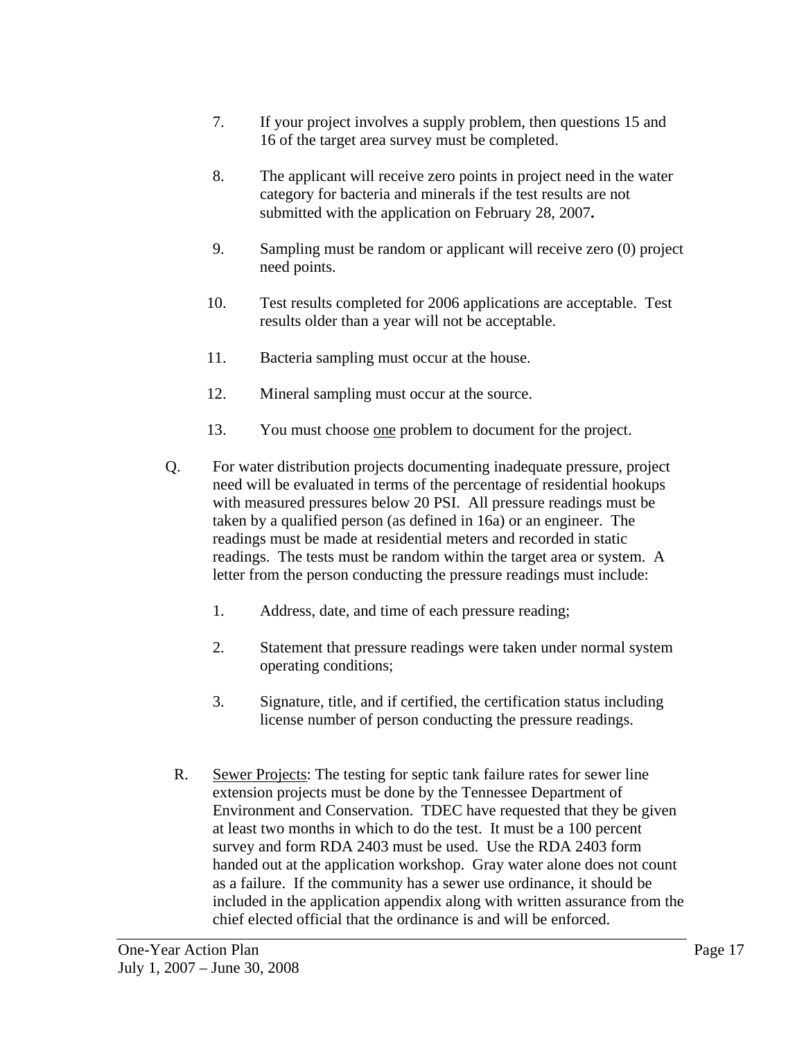7. If your project involves a supply problem, then questions 15 and 16 of the target area survey must be completed.

8. The applicant will receive zero points in project need in the water category for bacteria and minerals if the test results are not submitted with the application on February 28, 2007**.**

9. Sampling must be random or applicant will receive zero (0) project need points.

10. Test results completed for 2006 applications are acceptable. Test results older than a year will not be acceptable.

11. Bacteria sampling must occur at the house.

12. Mineral sampling must occur at the source.

13. You must choose <u>one</u> problem to document for the project.

Q. For water distribution projects documenting inadequate pressure, project need will be evaluated in terms of the percentage of residential hookups with measured pressures below 20 PSI. All pressure readings must be taken by a qualified person (as defined in 16a) or an engineer. The readings must be made at residential meters and recorded in static readings. The tests must be random within the target area or system. A letter from the person conducting the pressure readings must include:

1. Address, date, and time of each pressure reading;

2. Statement that pressure readings were taken under normal system operating conditions;

3. Signature, title, and if certified, the certification status including license number of person conducting the pressure readings.

R. <u>Sewer Projects</u>: The testing for septic tank failure rates for sewer line extension projects must be done by the Tennessee Department of Environment and Conservation. TDEC have requested that they be given at least two months in which to do the test. It must be a 100 percent survey and form RDA 2403 must be used. Use the RDA 2403 form handed out at the application workshop. Gray water alone does not count as a failure. If the community has a sewer use ordinance, it should be included in the application appendix along with written assurance from the chief elected official that the ordinance is and will be enforced.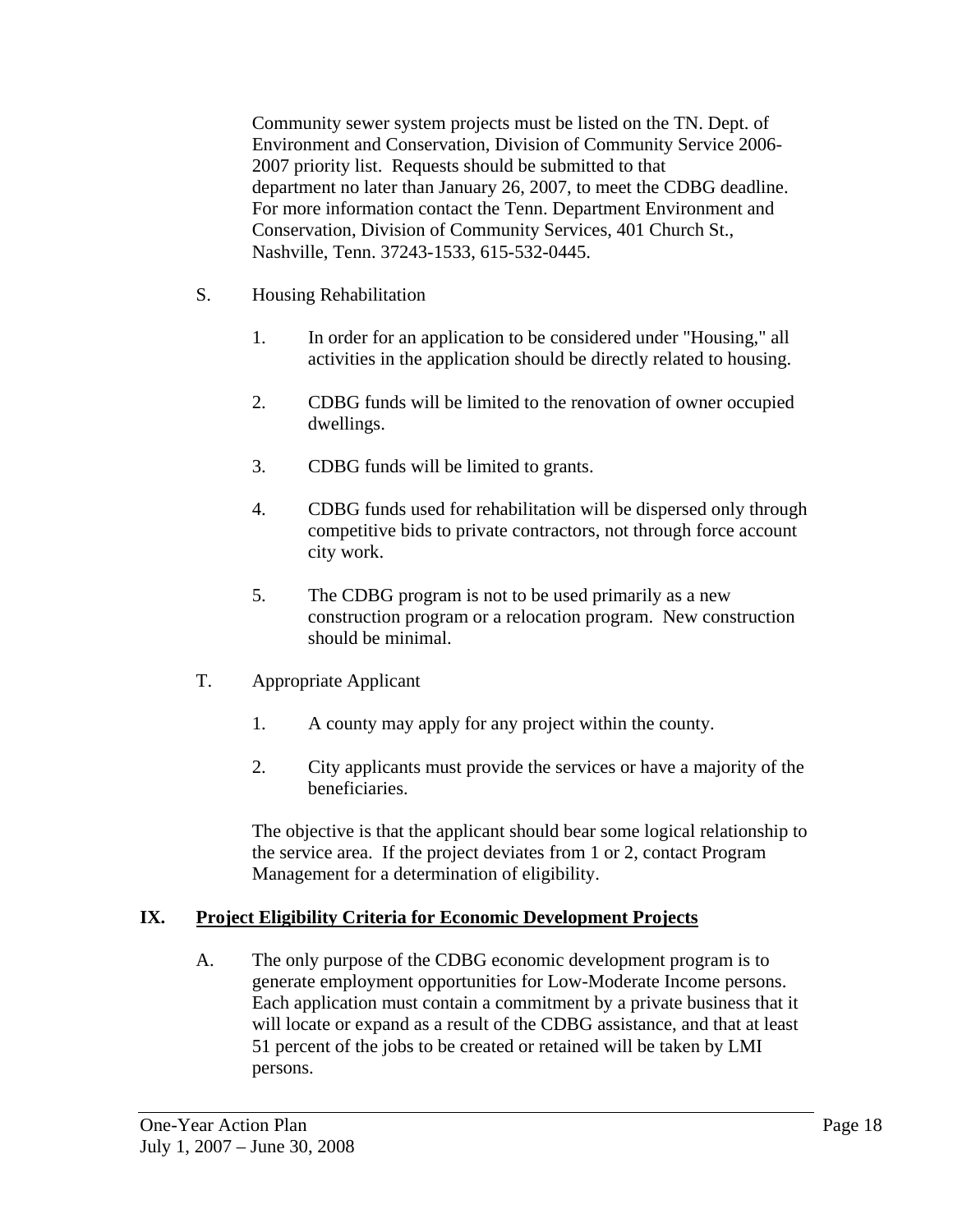Community sewer system projects must be listed on the TN. Dept. of Environment and Conservation, Division of Community Service 2006-2007 priority list. Requests should be submitted to that department no later than January 26, 2007, to meet the CDBG deadline. For more information contact the Tenn. Department Environment and Conservation, Division of Community Services, 401 Church St., Nashville, Tenn. 37243-1533, 615-532-0445.

S. Housing Rehabilitation

1. In order for an application to be considered under "Housing," all activities in the application should be directly related to housing.

2. CDBG funds will be limited to the renovation of owner occupied dwellings.

3. CDBG funds will be limited to grants.

4. CDBG funds used for rehabilitation will be dispersed only through competitive bids to private contractors, not through force account city work.

5. The CDBG program is not to be used primarily as a new construction program or a relocation program. New construction should be minimal.

T. Appropriate Applicant

1. A county may apply for any project within the county.

2. City applicants must provide the services or have a majority of the beneficiaries.

The objective is that the applicant should bear some logical relationship to the service area. If the project deviates from 1 or 2, contact Program Management for a determination of eligibility.

## IX. Project Eligibility Criteria for Economic Development Projects

A. The only purpose of the CDBG economic development program is to generate employment opportunities for Low-Moderate Income persons. Each application must contain a commitment by a private business that it will locate or expand as a result of the CDBG assistance, and that at least 51 percent of the jobs to be created or retained will be taken by LMI persons.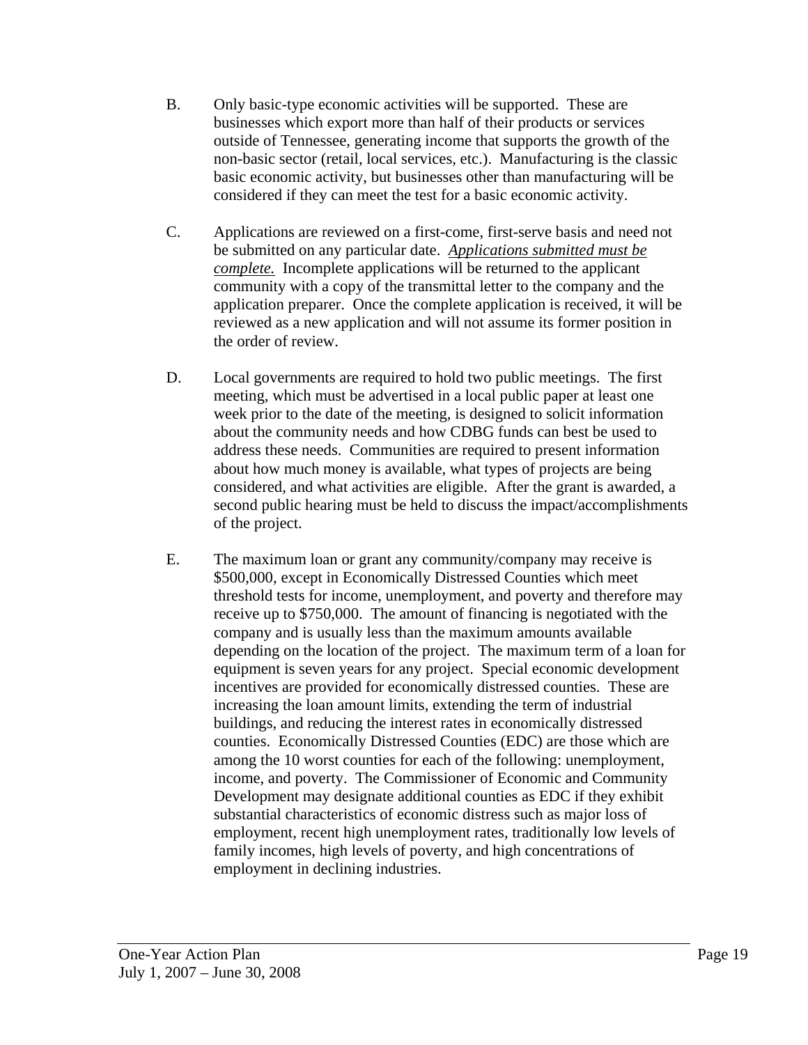B. Only basic-type economic activities will be supported. These are businesses which export more than half of their products or services outside of Tennessee, generating income that supports the growth of the non-basic sector (retail, local services, etc.). Manufacturing is the classic basic economic activity, but businesses other than manufacturing will be considered if they can meet the test for a basic economic activity.

C. Applications are reviewed on a first-come, first-serve basis and need not be submitted on any particular date. *Applications submitted must be complete.* Incomplete applications will be returned to the applicant community with a copy of the transmittal letter to the company and the application preparer. Once the complete application is received, it will be reviewed as a new application and will not assume its former position in the order of review.

D. Local governments are required to hold two public meetings. The first meeting, which must be advertised in a local public paper at least one week prior to the date of the meeting, is designed to solicit information about the community needs and how CDBG funds can best be used to address these needs. Communities are required to present information about how much money is available, what types of projects are being considered, and what activities are eligible. After the grant is awarded, a second public hearing must be held to discuss the impact/accomplishments of the project.

E. The maximum loan or grant any community/company may receive is $500,000, except in Economically Distressed Counties which meet threshold tests for income, unemployment, and poverty and therefore may receive up to $750,000. The amount of financing is negotiated with the company and is usually less than the maximum amounts available depending on the location of the project. The maximum term of a loan for equipment is seven years for any project. Special economic development incentives are provided for economically distressed counties. These are increasing the loan amount limits, extending the term of industrial buildings, and reducing the interest rates in economically distressed counties. Economically Distressed Counties (EDC) are those which are among the 10 worst counties for each of the following: unemployment, income, and poverty. The Commissioner of Economic and Community Development may designate additional counties as EDC if they exhibit substantial characteristics of economic distress such as major loss of employment, recent high unemployment rates, traditionally low levels of family incomes, high levels of poverty, and high concentrations of employment in declining industries.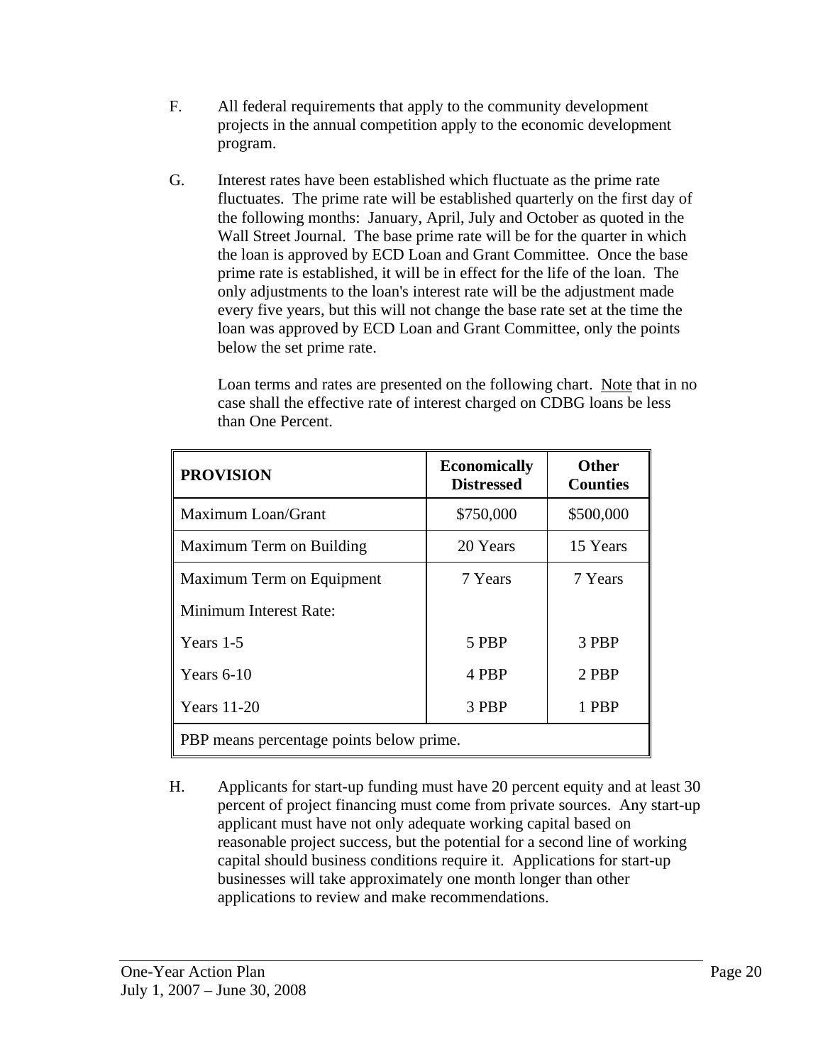F. All federal requirements that apply to the community development projects in the annual competition apply to the economic development program.

G. Interest rates have been established which fluctuate as the prime rate fluctuates. The prime rate will be established quarterly on the first day of the following months: January, April, July and October as quoted in the Wall Street Journal. The base prime rate will be for the quarter in which the loan is approved by ECD Loan and Grant Committee. Once the base prime rate is established, it will be in effect for the life of the loan. The only adjustments to the loan's interest rate will be the adjustment made every five years, but this will not change the base rate set at the time the loan was approved by ECD Loan and Grant Committee, only the points below the set prime rate.

   Loan terms and rates are presented on the following chart. Note that in no case shall the effective rate of interest charged on CDBG loans be less than One Percent.

| PROVISION | Economically Distressed | Other Counties |
|---|---|---|
| Maximum Loan/Grant | $750,000 | $500,000 |
| Maximum Term on Building | 20 Years | 15 Years |
| Maximum Term on Equipment | 7 Years | 7 Years |
| Minimum Interest Rate: | | |
| Years 1-5 | 5 PBP | 3 PBP |
| Years 6-10 | 4 PBP | 2 PBP |
| Years 11-20 | 3 PBP | 1 PBP |
| PBP means percentage points below prime. | | |

H. Applicants for start-up funding must have 20 percent equity and at least 30 percent of project financing must come from private sources. Any start-up applicant must have not only adequate working capital based on reasonable project success, but the potential for a second line of working capital should business conditions require it. Applications for start-up businesses will take approximately one month longer than other applications to review and make recommendations.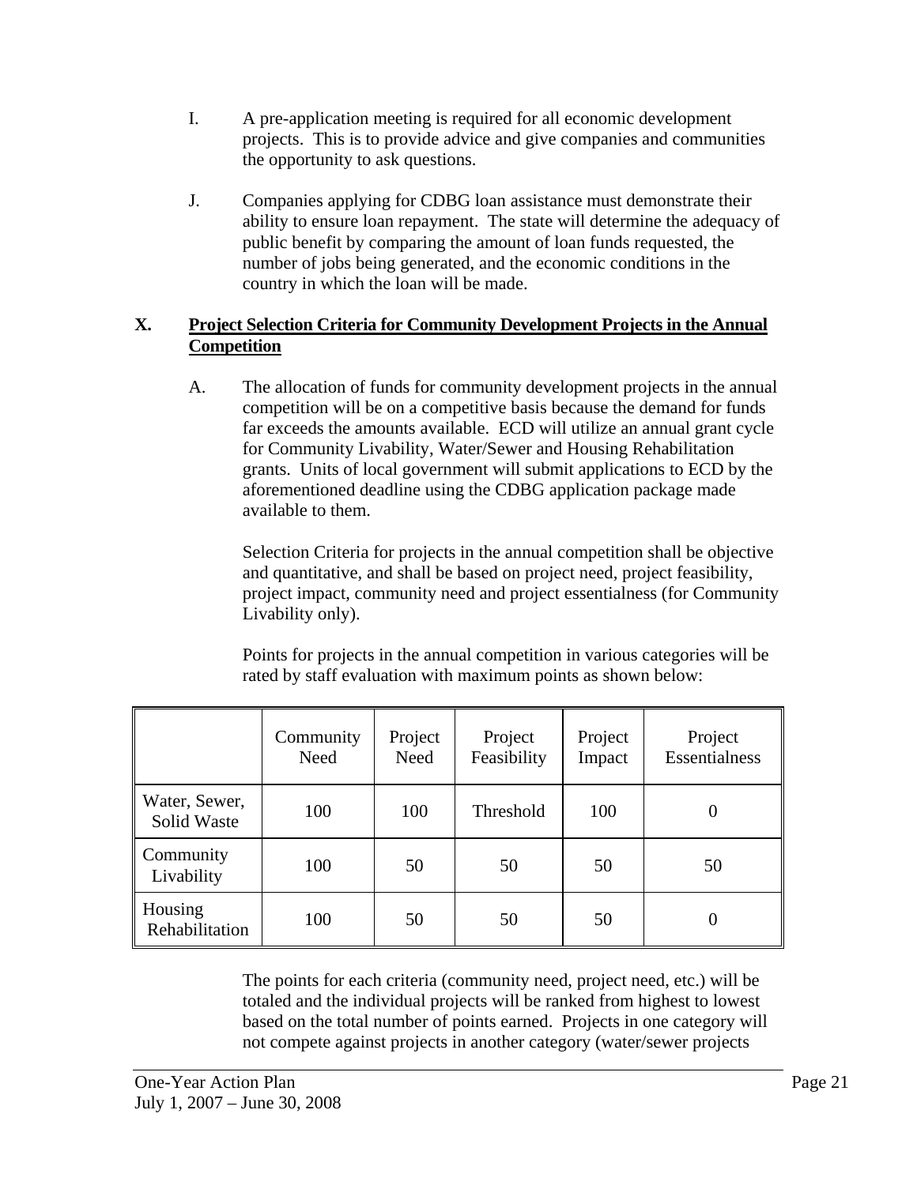I. A pre-application meeting is required for all economic development projects. This is to provide advice and give companies and communities the opportunity to ask questions.

J. Companies applying for CDBG loan assistance must demonstrate their ability to ensure loan repayment. The state will determine the adequacy of public benefit by comparing the amount of loan funds requested, the number of jobs being generated, and the economic conditions in the country in which the loan will be made.

## X. Project Selection Criteria for Community Development Projects in the Annual Competition

A. The allocation of funds for community development projects in the annual competition will be on a competitive basis because the demand for funds far exceeds the amounts available. ECD will utilize an annual grant cycle for Community Livability, Water/Sewer and Housing Rehabilitation grants. Units of local government will submit applications to ECD by the aforementioned deadline using the CDBG application package made available to them.

Selection Criteria for projects in the annual competition shall be objective and quantitative, and shall be based on project need, project feasibility, project impact, community need and project essentialness (for Community Livability only).

Points for projects in the annual competition in various categories will be rated by staff evaluation with maximum points as shown below:

| | Community Need | Project Need | Project Feasibility | Project Impact | Project Essentialness |
|---|---|---|---|---|---|
| Water, Sewer, Solid Waste | 100 | 100 | Threshold | 100 | 0 |
| Community Livability | 100 | 50 | 50 | 50 | 50 |
| Housing Rehabilitation | 100 | 50 | 50 | 50 | 0 |

The points for each criteria (community need, project need, etc.) will be totaled and the individual projects will be ranked from highest to lowest based on the total number of points earned. Projects in one category will not compete against projects in another category (water/sewer projects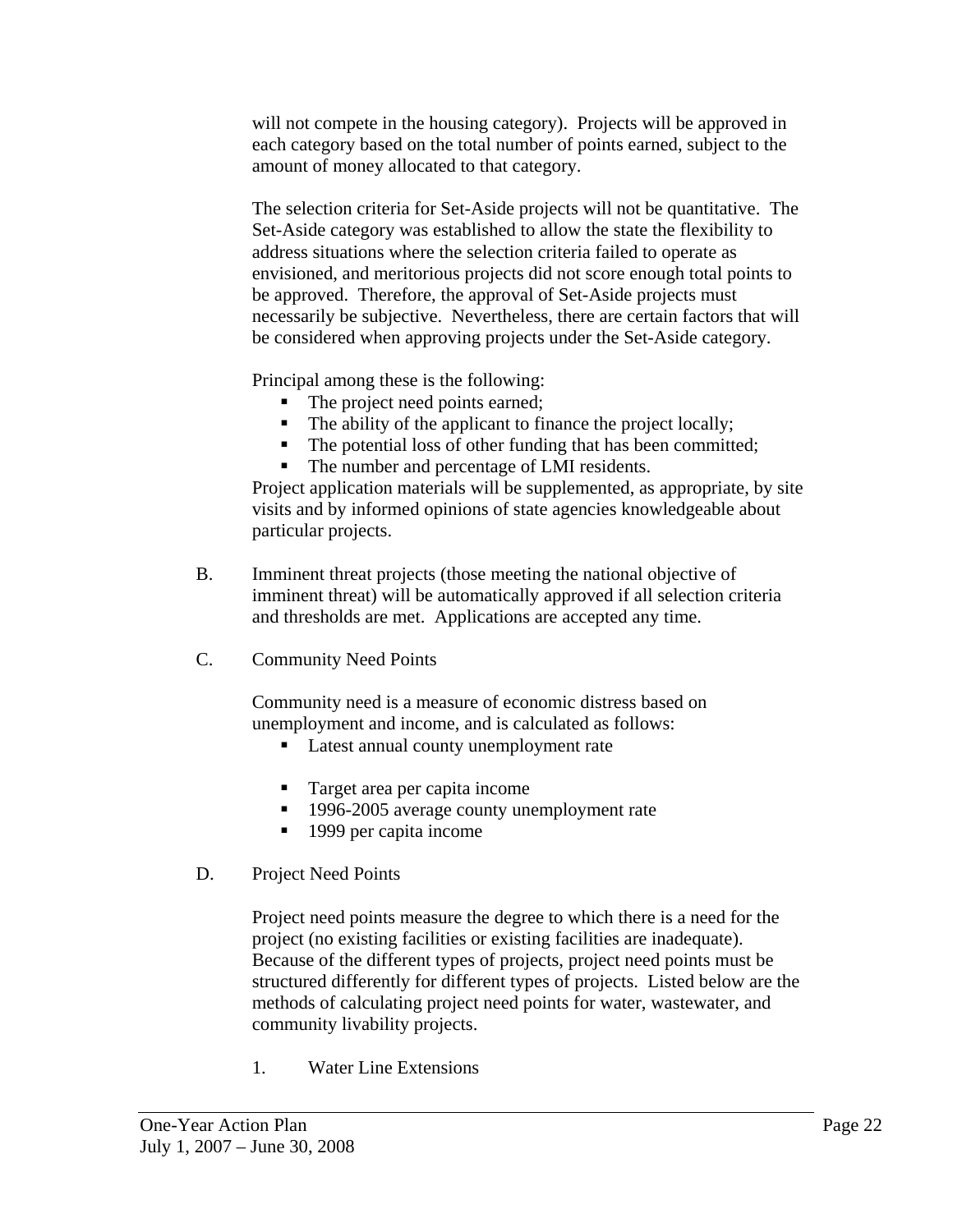will not compete in the housing category). Projects will be approved in each category based on the total number of points earned, subject to the amount of money allocated to that category.

The selection criteria for Set-Aside projects will not be quantitative. The Set-Aside category was established to allow the state the flexibility to address situations where the selection criteria failed to operate as envisioned, and meritorious projects did not score enough total points to be approved. Therefore, the approval of Set-Aside projects must necessarily be subjective. Nevertheless, there are certain factors that will be considered when approving projects under the Set-Aside category.

Principal among these is the following:

- The project need points earned;
- The ability of the applicant to finance the project locally;
- The potential loss of other funding that has been committed;
- The number and percentage of LMI residents.

Project application materials will be supplemented, as appropriate, by site visits and by informed opinions of state agencies knowledgeable about particular projects.

B. Imminent threat projects (those meeting the national objective of imminent threat) will be automatically approved if all selection criteria and thresholds are met. Applications are accepted any time.

C. Community Need Points

Community need is a measure of economic distress based on unemployment and income, and is calculated as follows:

- Latest annual county unemployment rate
- Target area per capita income
- 1996-2005 average county unemployment rate
- 1999 per capita income

D. Project Need Points

Project need points measure the degree to which there is a need for the project (no existing facilities or existing facilities are inadequate). Because of the different types of projects, project need points must be structured differently for different types of projects. Listed below are the methods of calculating project need points for water, wastewater, and community livability projects.

1. Water Line Extensions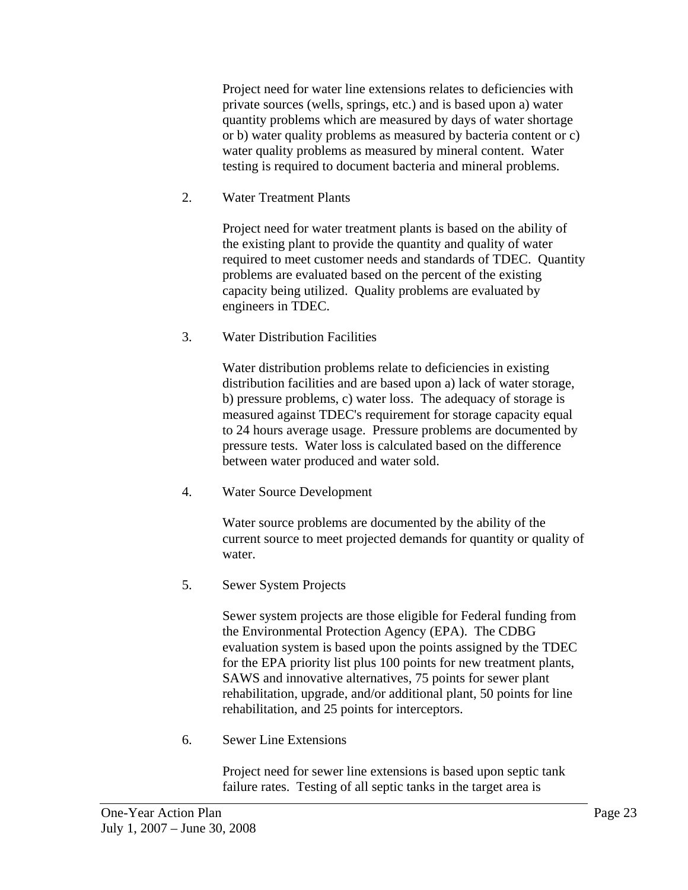Project need for water line extensions relates to deficiencies with private sources (wells, springs, etc.) and is based upon a) water quantity problems which are measured by days of water shortage or b) water quality problems as measured by bacteria content or c) water quality problems as measured by mineral content. Water testing is required to document bacteria and mineral problems.

2. Water Treatment Plants

   Project need for water treatment plants is based on the ability of the existing plant to provide the quantity and quality of water required to meet customer needs and standards of TDEC. Quantity problems are evaluated based on the percent of the existing capacity being utilized. Quality problems are evaluated by engineers in TDEC.

3. Water Distribution Facilities

   Water distribution problems relate to deficiencies in existing distribution facilities and are based upon a) lack of water storage, b) pressure problems, c) water loss. The adequacy of storage is measured against TDEC's requirement for storage capacity equal to 24 hours average usage. Pressure problems are documented by pressure tests. Water loss is calculated based on the difference between water produced and water sold.

4. Water Source Development

   Water source problems are documented by the ability of the current source to meet projected demands for quantity or quality of water.

5. Sewer System Projects

   Sewer system projects are those eligible for Federal funding from the Environmental Protection Agency (EPA). The CDBG evaluation system is based upon the points assigned by the TDEC for the EPA priority list plus 100 points for new treatment plants, SAWS and innovative alternatives, 75 points for sewer plant rehabilitation, upgrade, and/or additional plant, 50 points for line rehabilitation, and 25 points for interceptors.

6. Sewer Line Extensions

   Project need for sewer line extensions is based upon septic tank failure rates. Testing of all septic tanks in the target area is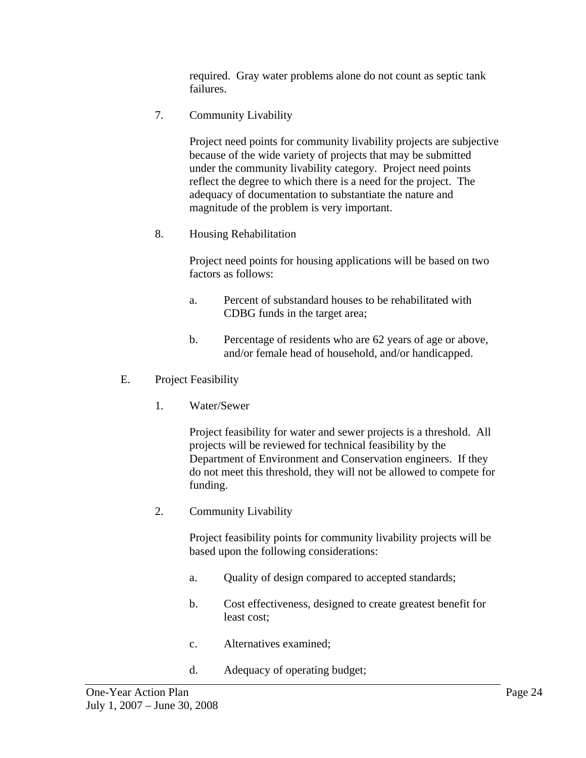required. Gray water problems alone do not count as septic tank failures.

7. Community Livability

   Project need points for community livability projects are subjective because of the wide variety of projects that may be submitted under the community livability category. Project need points reflect the degree to which there is a need for the project. The adequacy of documentation to substantiate the nature and magnitude of the problem is very important.

8. Housing Rehabilitation

   Project need points for housing applications will be based on two factors as follows:

   a. Percent of substandard houses to be rehabilitated with CDBG funds in the target area;

   b. Percentage of residents who are 62 years of age or above, and/or female head of household, and/or handicapped.

E. Project Feasibility

1. Water/Sewer

   Project feasibility for water and sewer projects is a threshold. All projects will be reviewed for technical feasibility by the Department of Environment and Conservation engineers. If they do not meet this threshold, they will not be allowed to compete for funding.

2. Community Livability

   Project feasibility points for community livability projects will be based upon the following considerations:

   a. Quality of design compared to accepted standards;

   b. Cost effectiveness, designed to create greatest benefit for least cost;

   c. Alternatives examined;

   d. Adequacy of operating budget;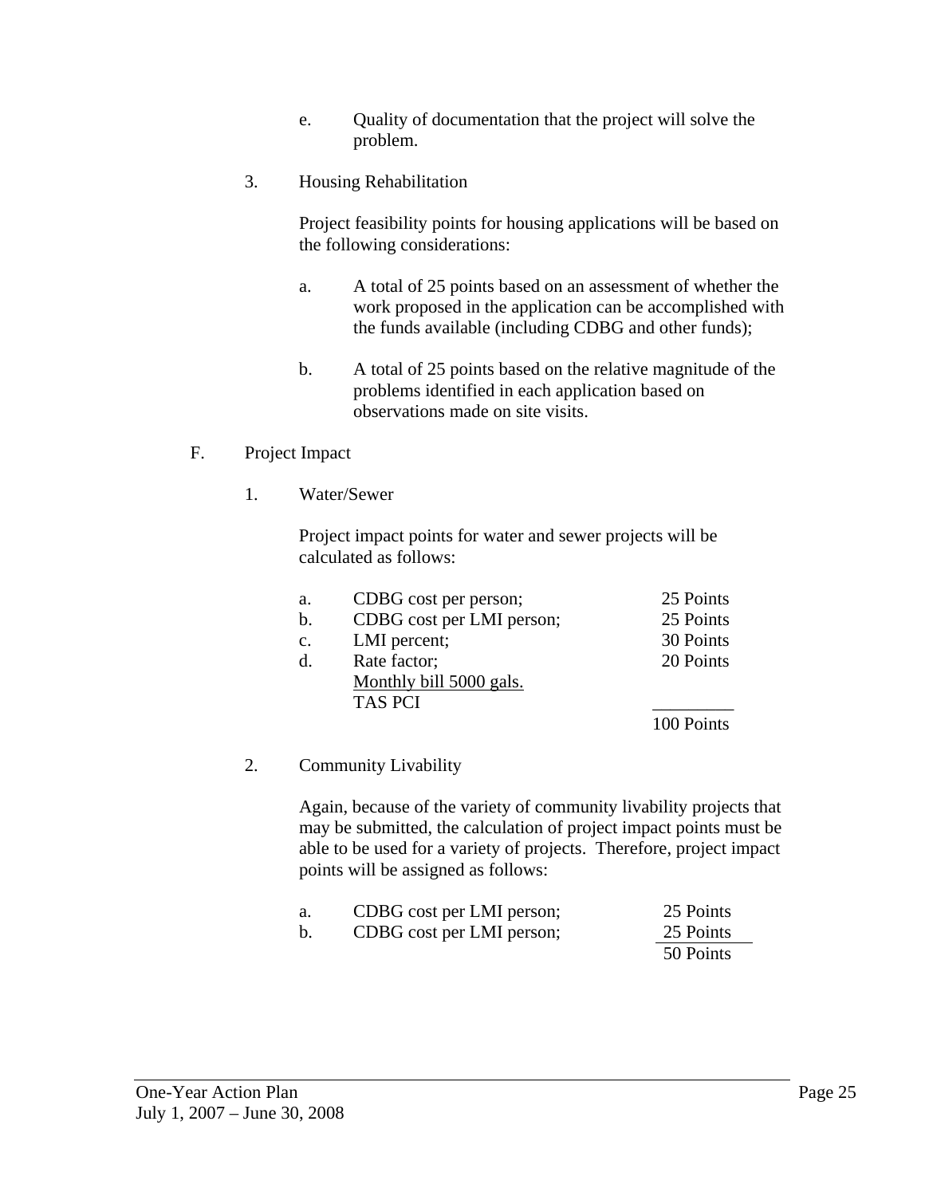e. Quality of documentation that the project will solve the problem.

3. Housing Rehabilitation

   Project feasibility points for housing applications will be based on the following considerations:

   a. A total of 25 points based on an assessment of whether the work proposed in the application can be accomplished with the funds available (including CDBG and other funds);

   b. A total of 25 points based on the relative magnitude of the problems identified in each application based on observations made on site visits.

F. Project Impact

1. Water/Sewer

   Project impact points for water and sewer projects will be calculated as follows:

| | | |
|---|---|---|
| a. | CDBG cost per person; | 25 Points |
| b. | CDBG cost per LMI person; | 25 Points |
| c. | LMI percent; | 30 Points |
| d. | Rate factor; Monthly bill 5000 gals. / TAS PCI | 20 Points |
| | | 100 Points |

2. Community Livability

   Again, because of the variety of community livability projects that may be submitted, the calculation of project impact points must be able to be used for a variety of projects. Therefore, project impact points will be assigned as follows:

| | | |
|---|---|---|
| a. | CDBG cost per LMI person; | 25 Points |
| b. | CDBG cost per LMI person; | 25 Points |
| | | 50 Points |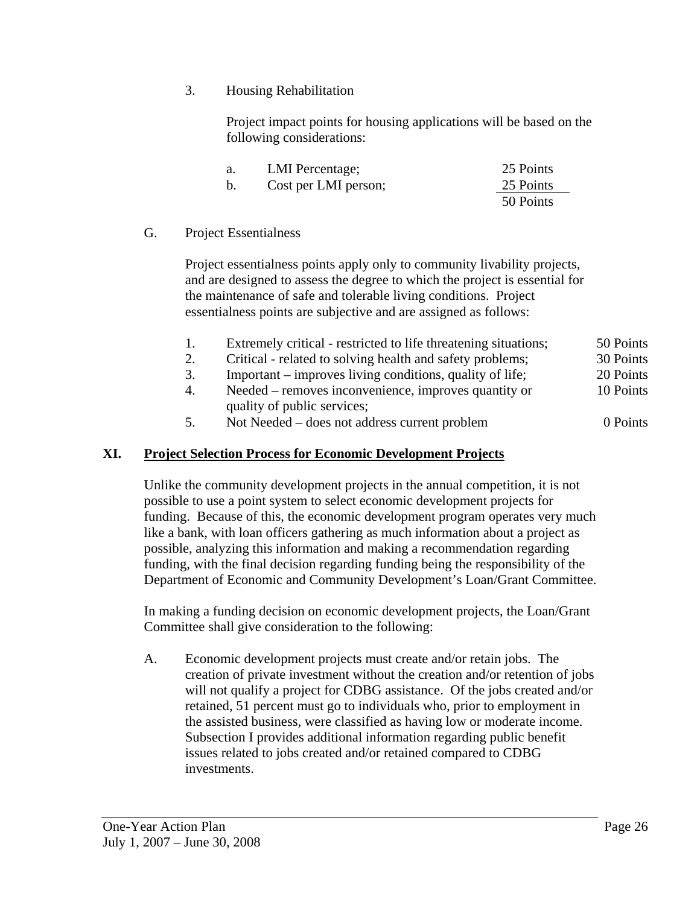3. Housing Rehabilitation

Project impact points for housing applications will be based on the following considerations:

| | | |
|---|---|---|
| a. | LMI Percentage; | 25 Points |
| b. | Cost per LMI person; | 25 Points |
| | | 50 Points |

G. Project Essentialness

Project essentialness points apply only to community livability projects, and are designed to assess the degree to which the project is essential for the maintenance of safe and tolerable living conditions. Project essentialness points are subjective and are assigned as follows:

| | | |
|---|---|---|
| 1. | Extremely critical - restricted to life threatening situations; | 50 Points |
| 2. | Critical - related to solving health and safety problems; | 30 Points |
| 3. | Important – improves living conditions, quality of life; | 20 Points |
| 4. | Needed – removes inconvenience, improves quantity or quality of public services; | 10 Points |
| 5. | Not Needed – does not address current problem | 0 Points |

## XI. Project Selection Process for Economic Development Projects

Unlike the community development projects in the annual competition, it is not possible to use a point system to select economic development projects for funding. Because of this, the economic development program operates very much like a bank, with loan officers gathering as much information about a project as possible, analyzing this information and making a recommendation regarding funding, with the final decision regarding funding being the responsibility of the Department of Economic and Community Development's Loan/Grant Committee.

In making a funding decision on economic development projects, the Loan/Grant Committee shall give consideration to the following:

A. Economic development projects must create and/or retain jobs. The creation of private investment without the creation and/or retention of jobs will not qualify a project for CDBG assistance. Of the jobs created and/or retained, 51 percent must go to individuals who, prior to employment in the assisted business, were classified as having low or moderate income. Subsection I provides additional information regarding public benefit issues related to jobs created and/or retained compared to CDBG investments.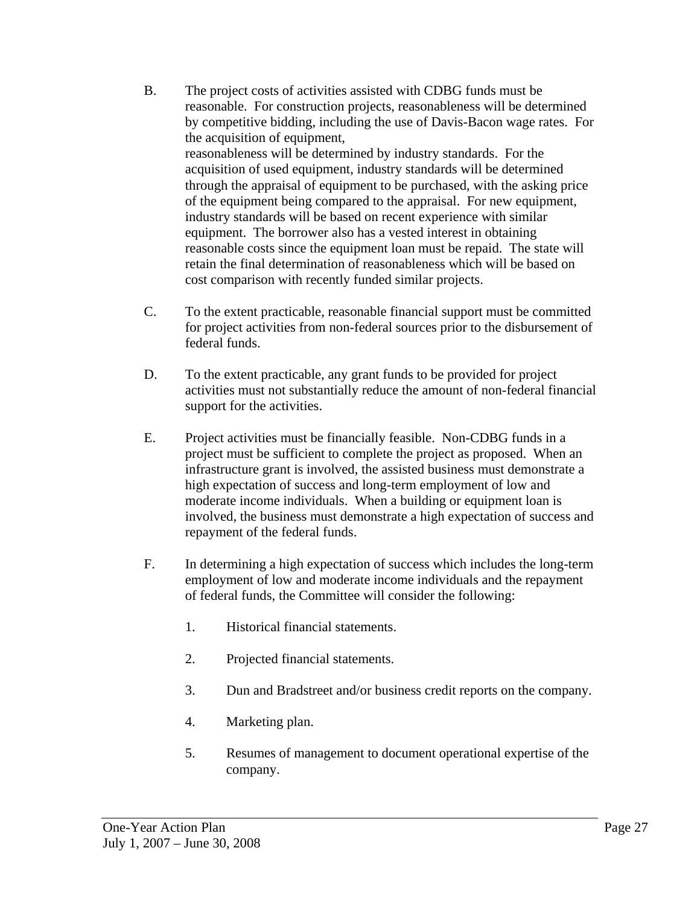B. The project costs of activities assisted with CDBG funds must be reasonable. For construction projects, reasonableness will be determined by competitive bidding, including the use of Davis-Bacon wage rates. For the acquisition of equipment, reasonableness will be determined by industry standards. For the acquisition of used equipment, industry standards will be determined through the appraisal of equipment to be purchased, with the asking price of the equipment being compared to the appraisal. For new equipment, industry standards will be based on recent experience with similar equipment. The borrower also has a vested interest in obtaining reasonable costs since the equipment loan must be repaid. The state will retain the final determination of reasonableness which will be based on cost comparison with recently funded similar projects.

C. To the extent practicable, reasonable financial support must be committed for project activities from non-federal sources prior to the disbursement of federal funds.

D. To the extent practicable, any grant funds to be provided for project activities must not substantially reduce the amount of non-federal financial support for the activities.

E. Project activities must be financially feasible. Non-CDBG funds in a project must be sufficient to complete the project as proposed. When an infrastructure grant is involved, the assisted business must demonstrate a high expectation of success and long-term employment of low and moderate income individuals. When a building or equipment loan is involved, the business must demonstrate a high expectation of success and repayment of the federal funds.

F. In determining a high expectation of success which includes the long-term employment of low and moderate income individuals and the repayment of federal funds, the Committee will consider the following:

   1. Historical financial statements.

   2. Projected financial statements.

   3. Dun and Bradstreet and/or business credit reports on the company.

   4. Marketing plan.

   5. Resumes of management to document operational expertise of the company.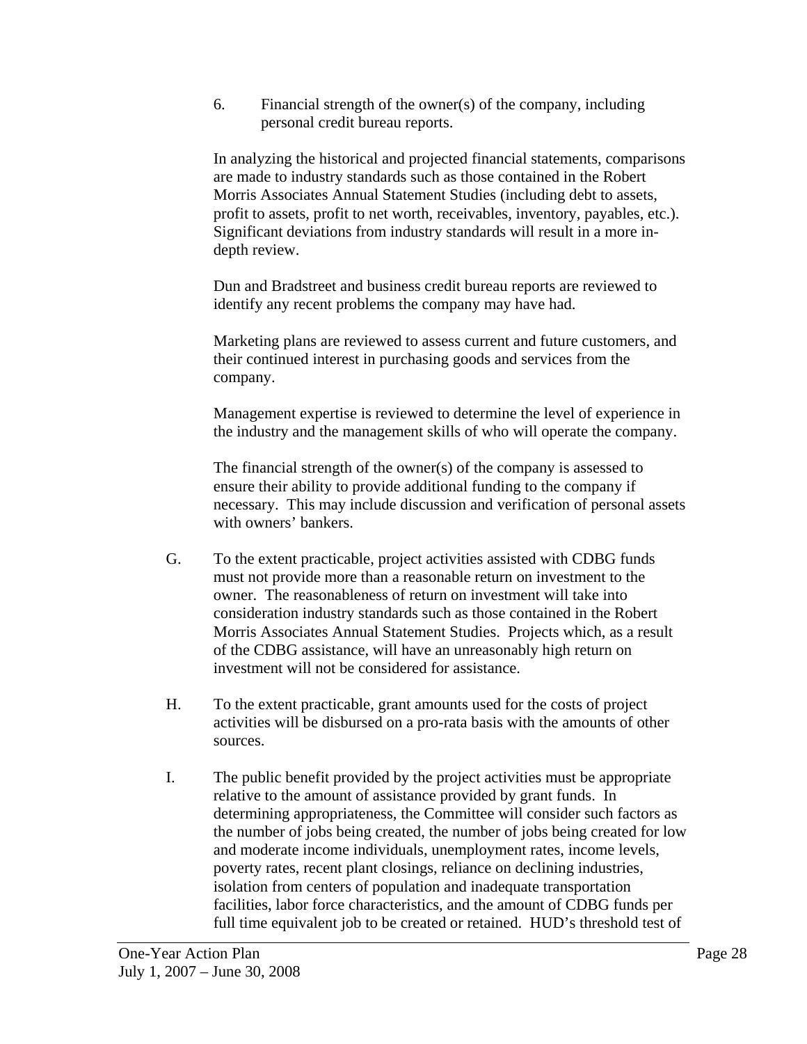6. Financial strength of the owner(s) of the company, including personal credit bureau reports.

In analyzing the historical and projected financial statements, comparisons are made to industry standards such as those contained in the Robert Morris Associates Annual Statement Studies (including debt to assets, profit to assets, profit to net worth, receivables, inventory, payables, etc.). Significant deviations from industry standards will result in a more in-depth review.

Dun and Bradstreet and business credit bureau reports are reviewed to identify any recent problems the company may have had.

Marketing plans are reviewed to assess current and future customers, and their continued interest in purchasing goods and services from the company.

Management expertise is reviewed to determine the level of experience in the industry and the management skills of who will operate the company.

The financial strength of the owner(s) of the company is assessed to ensure their ability to provide additional funding to the company if necessary. This may include discussion and verification of personal assets with owners' bankers.

G. To the extent practicable, project activities assisted with CDBG funds must not provide more than a reasonable return on investment to the owner. The reasonableness of return on investment will take into consideration industry standards such as those contained in the Robert Morris Associates Annual Statement Studies. Projects which, as a result of the CDBG assistance, will have an unreasonably high return on investment will not be considered for assistance.

H. To the extent practicable, grant amounts used for the costs of project activities will be disbursed on a pro-rata basis with the amounts of other sources.

I. The public benefit provided by the project activities must be appropriate relative to the amount of assistance provided by grant funds. In determining appropriateness, the Committee will consider such factors as the number of jobs being created, the number of jobs being created for low and moderate income individuals, unemployment rates, income levels, poverty rates, recent plant closings, reliance on declining industries, isolation from centers of population and inadequate transportation facilities, labor force characteristics, and the amount of CDBG funds per full time equivalent job to be created or retained. HUD's threshold test of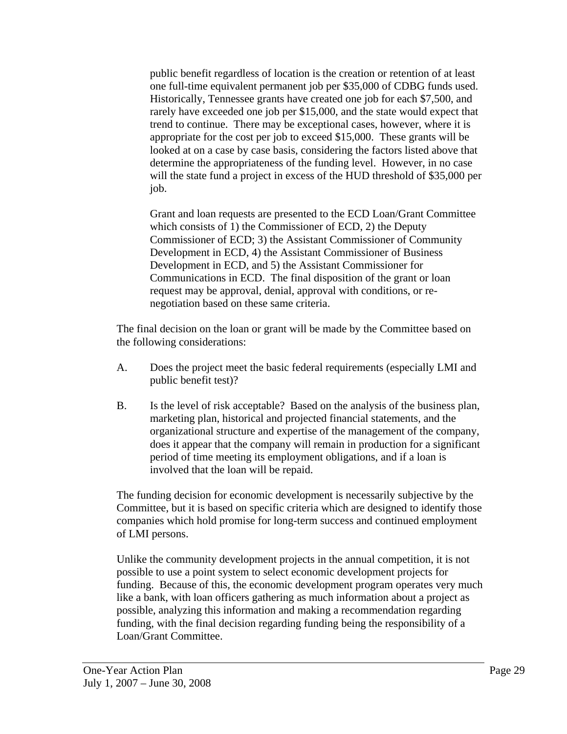public benefit regardless of location is the creation or retention of at least one full-time equivalent permanent job per $35,000 of CDBG funds used. Historically, Tennessee grants have created one job for each $7,500, and rarely have exceeded one job per $15,000, and the state would expect that trend to continue. There may be exceptional cases, however, where it is appropriate for the cost per job to exceed $15,000. These grants will be looked at on a case by case basis, considering the factors listed above that determine the appropriateness of the funding level. However, in no case will the state fund a project in excess of the HUD threshold of $35,000 per job.

Grant and loan requests are presented to the ECD Loan/Grant Committee which consists of 1) the Commissioner of ECD, 2) the Deputy Commissioner of ECD; 3) the Assistant Commissioner of Community Development in ECD, 4) the Assistant Commissioner of Business Development in ECD, and 5) the Assistant Commissioner for Communications in ECD. The final disposition of the grant or loan request may be approval, denial, approval with conditions, or re-negotiation based on these same criteria.

The final decision on the loan or grant will be made by the Committee based on the following considerations:

A. Does the project meet the basic federal requirements (especially LMI and public benefit test)?

B. Is the level of risk acceptable? Based on the analysis of the business plan, marketing plan, historical and projected financial statements, and the organizational structure and expertise of the management of the company, does it appear that the company will remain in production for a significant period of time meeting its employment obligations, and if a loan is involved that the loan will be repaid.

The funding decision for economic development is necessarily subjective by the Committee, but it is based on specific criteria which are designed to identify those companies which hold promise for long-term success and continued employment of LMI persons.

Unlike the community development projects in the annual competition, it is not possible to use a point system to select economic development projects for funding. Because of this, the economic development program operates very much like a bank, with loan officers gathering as much information about a project as possible, analyzing this information and making a recommendation regarding funding, with the final decision regarding funding being the responsibility of a Loan/Grant Committee.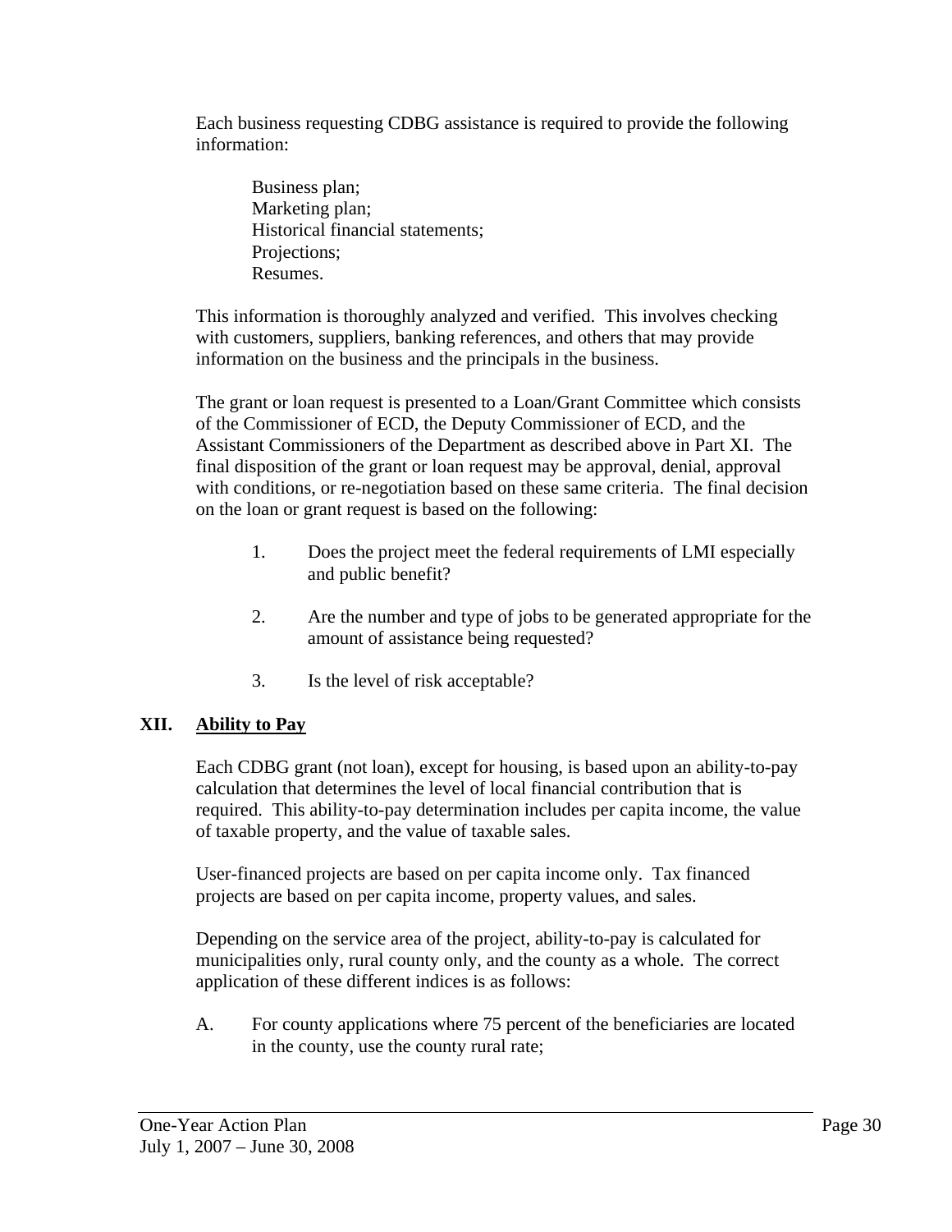Each business requesting CDBG assistance is required to provide the following information:

Business plan;
Marketing plan;
Historical financial statements;
Projections;
Resumes.

This information is thoroughly analyzed and verified. This involves checking with customers, suppliers, banking references, and others that may provide information on the business and the principals in the business.

The grant or loan request is presented to a Loan/Grant Committee which consists of the Commissioner of ECD, the Deputy Commissioner of ECD, and the Assistant Commissioners of the Department as described above in Part XI. The final disposition of the grant or loan request may be approval, denial, approval with conditions, or re-negotiation based on these same criteria. The final decision on the loan or grant request is based on the following:

1. Does the project meet the federal requirements of LMI especially and public benefit?

2. Are the number and type of jobs to be generated appropriate for the amount of assistance being requested?

3. Is the level of risk acceptable?

## XII. Ability to Pay

Each CDBG grant (not loan), except for housing, is based upon an ability-to-pay calculation that determines the level of local financial contribution that is required. This ability-to-pay determination includes per capita income, the value of taxable property, and the value of taxable sales.

User-financed projects are based on per capita income only. Tax financed projects are based on per capita income, property values, and sales.

Depending on the service area of the project, ability-to-pay is calculated for municipalities only, rural county only, and the county as a whole. The correct application of these different indices is as follows:

A. For county applications where 75 percent of the beneficiaries are located in the county, use the county rural rate;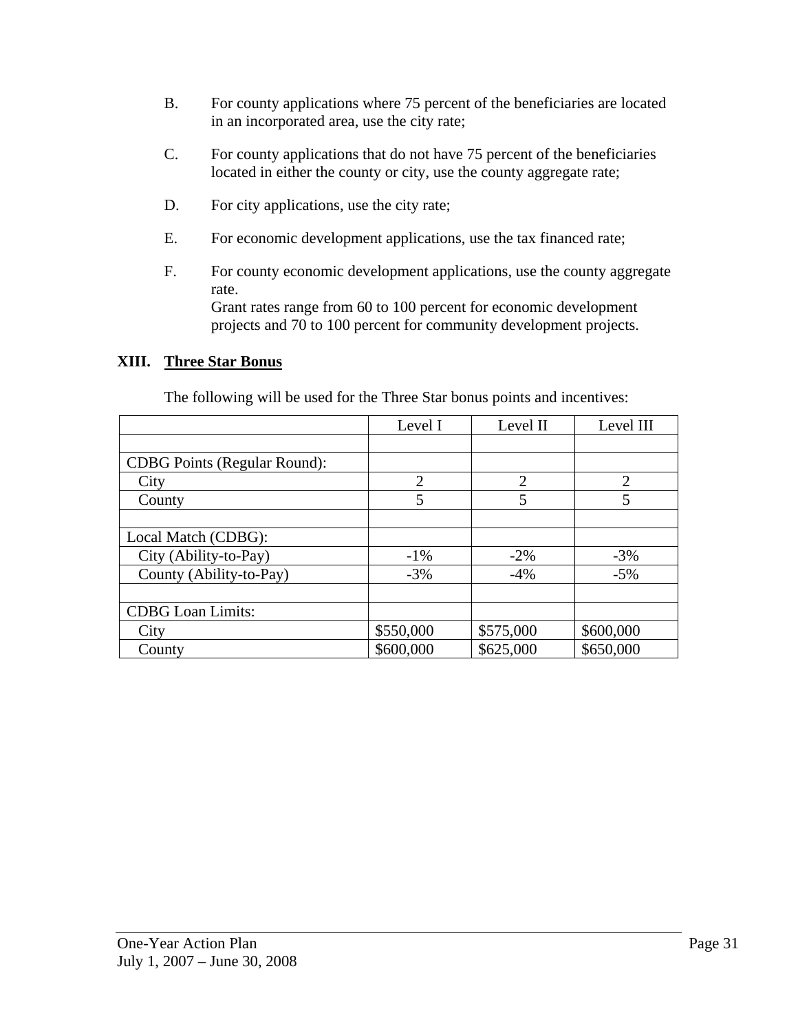B. For county applications where 75 percent of the beneficiaries are located in an incorporated area, use the city rate;

C. For county applications that do not have 75 percent of the beneficiaries located in either the county or city, use the county aggregate rate;

D. For city applications, use the city rate;

E. For economic development applications, use the tax financed rate;

F. For county economic development applications, use the county aggregate rate.
Grant rates range from 60 to 100 percent for economic development projects and 70 to 100 percent for community development projects.

## XIII. Three Star Bonus

The following will be used for the Three Star bonus points and incentives:

| | Level I | Level II | Level III |
|---|---|---|---|
| | | | |
| CDBG Points (Regular Round): | | | |
| City | 2 | 2 | 2 |
| County | 5 | 5 | 5 |
| | | | |
| Local Match (CDBG): | | | |
| City (Ability-to-Pay) | -1% | -2% | -3% |
| County (Ability-to-Pay) | -3% | -4% | -5% |
| | | | |
| CDBG Loan Limits: | | | |
| City | $550,000 | $575,000 | $600,000 |
| County | $600,000 | $625,000 | $650,000 |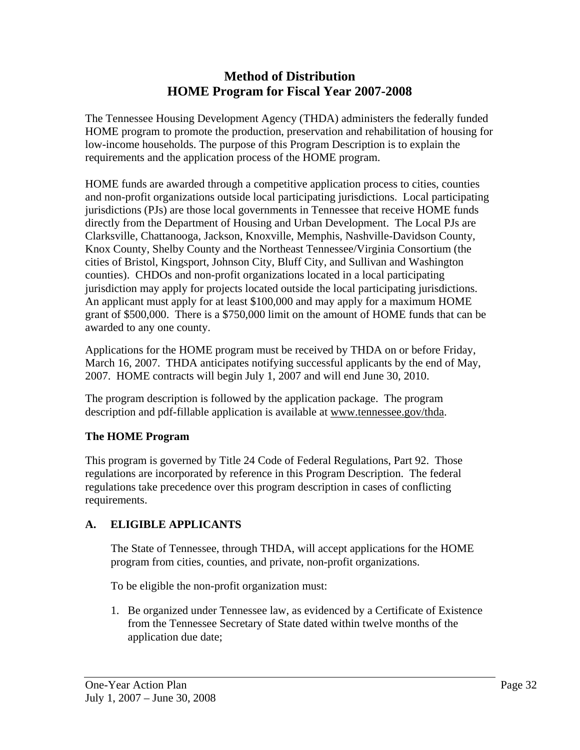# Method of Distribution
# HOME Program for Fiscal Year 2007-2008

The Tennessee Housing Development Agency (THDA) administers the federally funded HOME program to promote the production, preservation and rehabilitation of housing for low-income households. The purpose of this Program Description is to explain the requirements and the application process of the HOME program.

HOME funds are awarded through a competitive application process to cities, counties and non-profit organizations outside local participating jurisdictions. Local participating jurisdictions (PJs) are those local governments in Tennessee that receive HOME funds directly from the Department of Housing and Urban Development. The Local PJs are Clarksville, Chattanooga, Jackson, Knoxville, Memphis, Nashville-Davidson County, Knox County, Shelby County and the Northeast Tennessee/Virginia Consortium (the cities of Bristol, Kingsport, Johnson City, Bluff City, and Sullivan and Washington counties). CHDOs and non-profit organizations located in a local participating jurisdiction may apply for projects located outside the local participating jurisdictions. An applicant must apply for at least $100,000 and may apply for a maximum HOME grant of $500,000. There is a $750,000 limit on the amount of HOME funds that can be awarded to any one county.

Applications for the HOME program must be received by THDA on or before Friday, March 16, 2007. THDA anticipates notifying successful applicants by the end of May, 2007. HOME contracts will begin July 1, 2007 and will end June 30, 2010.

The program description is followed by the application package. The program description and pdf-fillable application is available at www.tennessee.gov/thda.

**The HOME Program**

This program is governed by Title 24 Code of Federal Regulations, Part 92. Those regulations are incorporated by reference in this Program Description. The federal regulations take precedence over this program description in cases of conflicting requirements.

## A. ELIGIBLE APPLICANTS

The State of Tennessee, through THDA, will accept applications for the HOME program from cities, counties, and private, non-profit organizations.

To be eligible the non-profit organization must:

1. Be organized under Tennessee law, as evidenced by a Certificate of Existence from the Tennessee Secretary of State dated within twelve months of the application due date;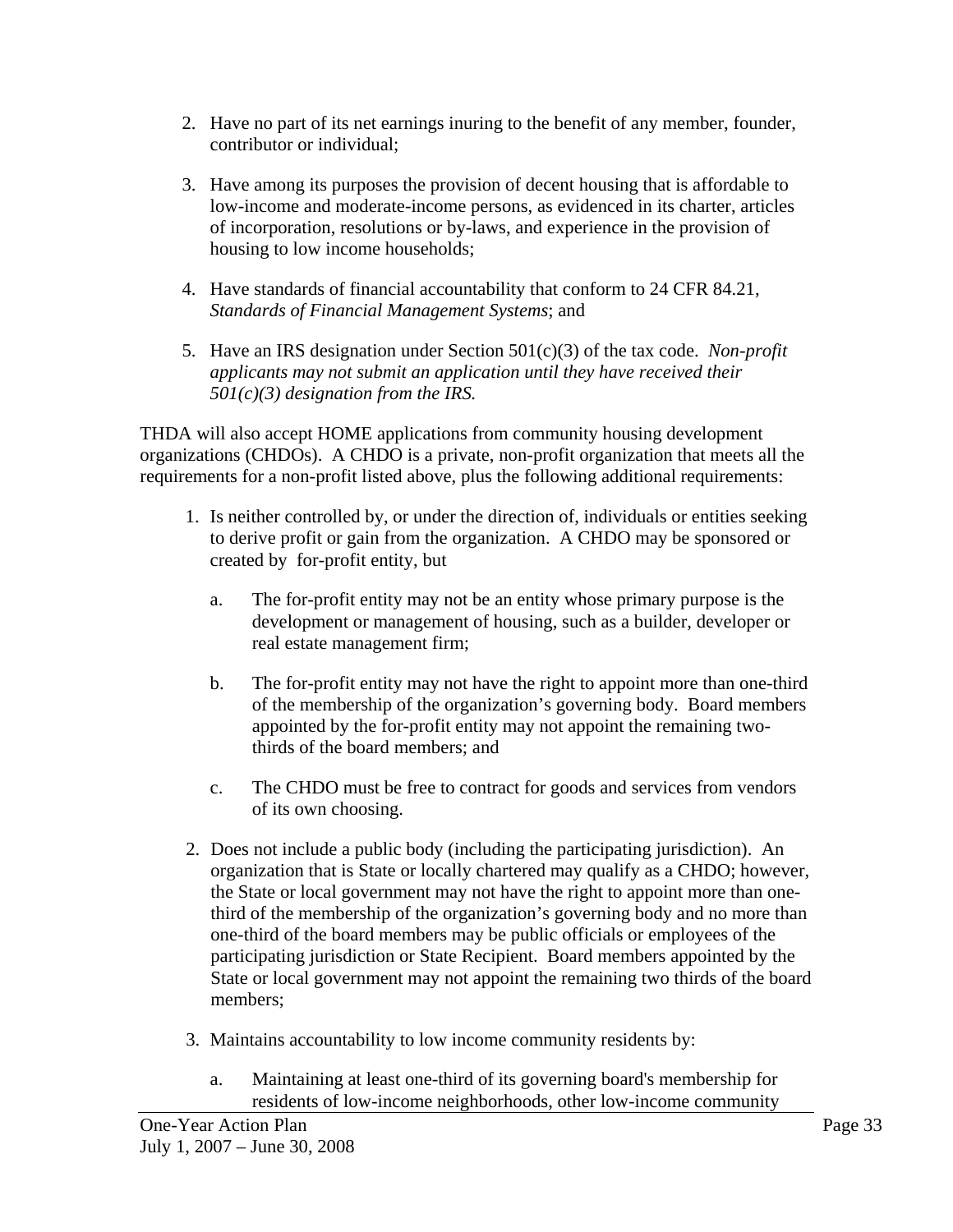2. Have no part of its net earnings inuring to the benefit of any member, founder, contributor or individual;

3. Have among its purposes the provision of decent housing that is affordable to low-income and moderate-income persons, as evidenced in its charter, articles of incorporation, resolutions or by-laws, and experience in the provision of housing to low income households;

4. Have standards of financial accountability that conform to 24 CFR 84.21, *Standards of Financial Management Systems*; and

5. Have an IRS designation under Section 501(c)(3) of the tax code. *Non-profit applicants may not submit an application until they have received their 501(c)(3) designation from the IRS.*

THDA will also accept HOME applications from community housing development organizations (CHDOs). A CHDO is a private, non-profit organization that meets all the requirements for a non-profit listed above, plus the following additional requirements:

1. Is neither controlled by, or under the direction of, individuals or entities seeking to derive profit or gain from the organization. A CHDO may be sponsored or created by for-profit entity, but

   a. The for-profit entity may not be an entity whose primary purpose is the development or management of housing, such as a builder, developer or real estate management firm;

   b. The for-profit entity may not have the right to appoint more than one-third of the membership of the organization's governing body. Board members appointed by the for-profit entity may not appoint the remaining two-thirds of the board members; and

   c. The CHDO must be free to contract for goods and services from vendors of its own choosing.

2. Does not include a public body (including the participating jurisdiction). An organization that is State or locally chartered may qualify as a CHDO; however, the State or local government may not have the right to appoint more than one-third of the membership of the organization's governing body and no more than one-third of the board members may be public officials or employees of the participating jurisdiction or State Recipient. Board members appointed by the State or local government may not appoint the remaining two thirds of the board members;

3. Maintains accountability to low income community residents by:

   a. Maintaining at least one-third of its governing board's membership for residents of low-income neighborhoods, other low-income community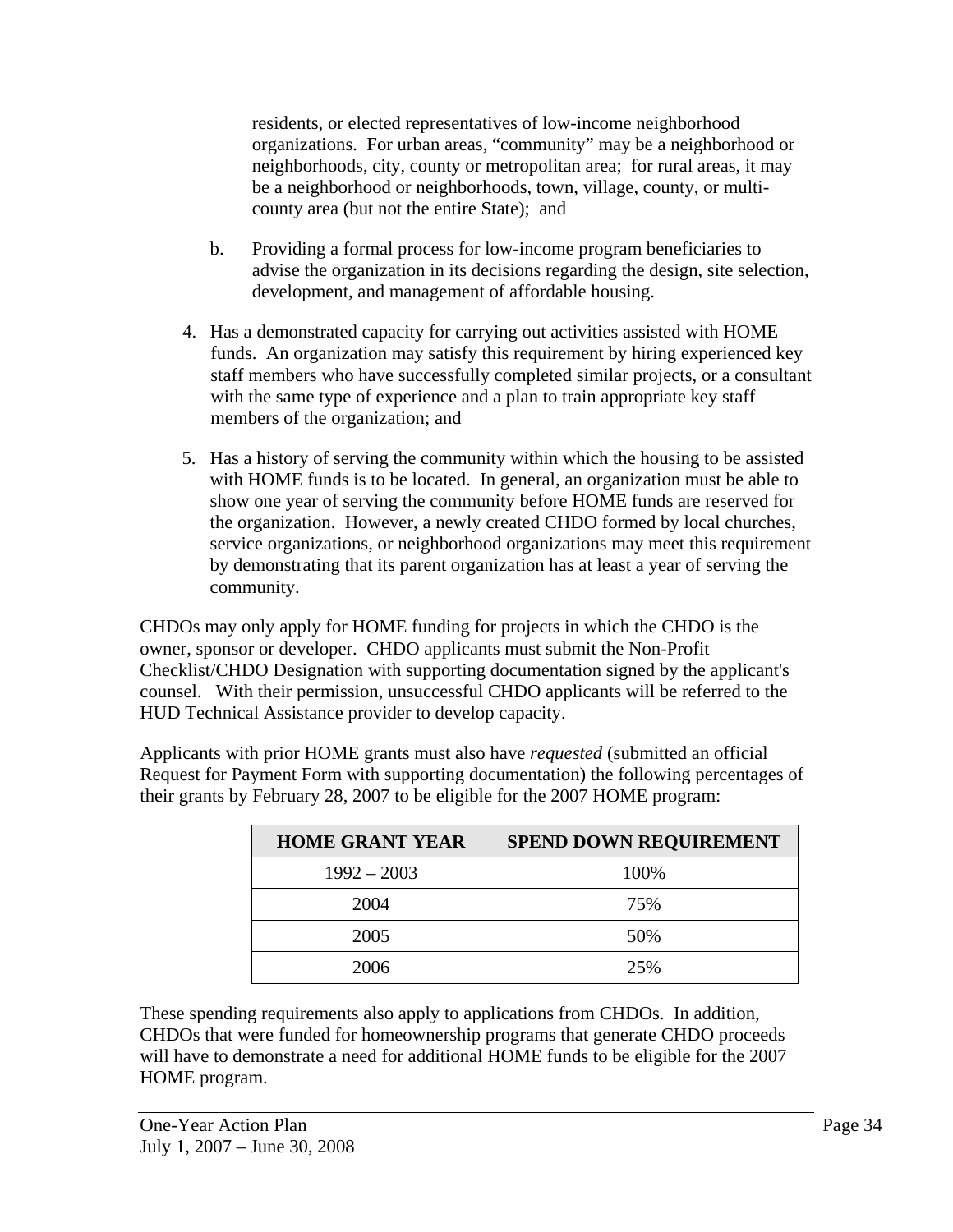residents, or elected representatives of low-income neighborhood organizations. For urban areas, "community" may be a neighborhood or neighborhoods, city, county or metropolitan area; for rural areas, it may be a neighborhood or neighborhoods, town, village, county, or multi-county area (but not the entire State); and

  b. Providing a formal process for low-income program beneficiaries to advise the organization in its decisions regarding the design, site selection, development, and management of affordable housing.

4. Has a demonstrated capacity for carrying out activities assisted with HOME funds. An organization may satisfy this requirement by hiring experienced key staff members who have successfully completed similar projects, or a consultant with the same type of experience and a plan to train appropriate key staff members of the organization; and

5. Has a history of serving the community within which the housing to be assisted with HOME funds is to be located. In general, an organization must be able to show one year of serving the community before HOME funds are reserved for the organization. However, a newly created CHDO formed by local churches, service organizations, or neighborhood organizations may meet this requirement by demonstrating that its parent organization has at least a year of serving the community.

CHDOs may only apply for HOME funding for projects in which the CHDO is the owner, sponsor or developer. CHDO applicants must submit the Non-Profit Checklist/CHDO Designation with supporting documentation signed by the applicant's counsel. With their permission, unsuccessful CHDO applicants will be referred to the HUD Technical Assistance provider to develop capacity.

Applicants with prior HOME grants must also have *requested* (submitted an official Request for Payment Form with supporting documentation) the following percentages of their grants by February 28, 2007 to be eligible for the 2007 HOME program:

| HOME GRANT YEAR | SPEND DOWN REQUIREMENT |
|---|---|
| 1992 – 2003 | 100% |
| 2004 | 75% |
| 2005 | 50% |
| 2006 | 25% |

These spending requirements also apply to applications from CHDOs. In addition, CHDOs that were funded for homeownership programs that generate CHDO proceeds will have to demonstrate a need for additional HOME funds to be eligible for the 2007 HOME program.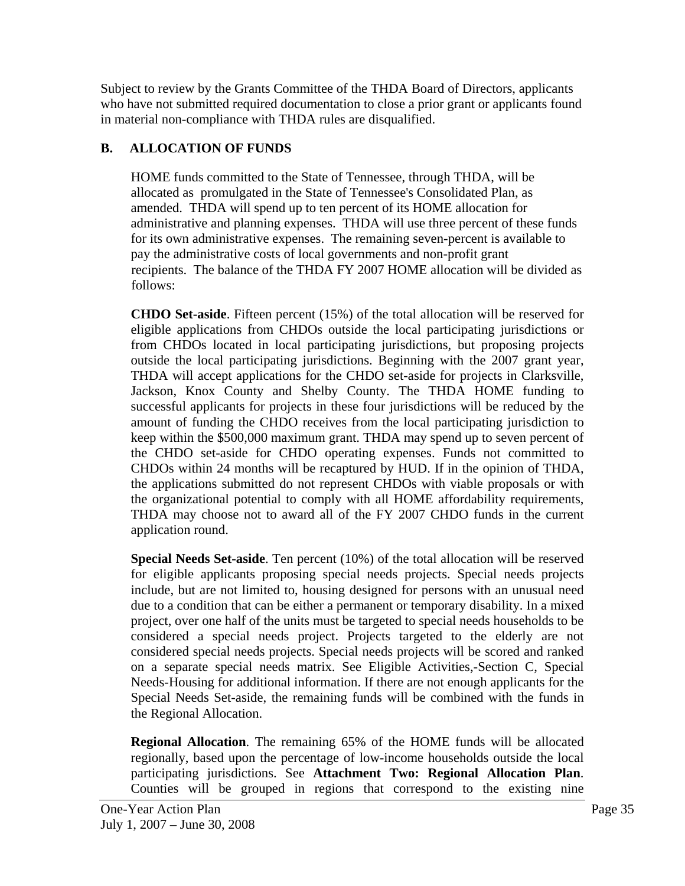Subject to review by the Grants Committee of the THDA Board of Directors, applicants who have not submitted required documentation to close a prior grant or applicants found in material non-compliance with THDA rules are disqualified.

## B. ALLOCATION OF FUNDS

HOME funds committed to the State of Tennessee, through THDA, will be allocated as promulgated in the State of Tennessee's Consolidated Plan, as amended. THDA will spend up to ten percent of its HOME allocation for administrative and planning expenses. THDA will use three percent of these funds for its own administrative expenses. The remaining seven-percent is available to pay the administrative costs of local governments and non-profit grant recipients. The balance of the THDA FY 2007 HOME allocation will be divided as follows:

**CHDO Set-aside**. Fifteen percent (15%) of the total allocation will be reserved for eligible applications from CHDOs outside the local participating jurisdictions or from CHDOs located in local participating jurisdictions, but proposing projects outside the local participating jurisdictions. Beginning with the 2007 grant year, THDA will accept applications for the CHDO set-aside for projects in Clarksville, Jackson, Knox County and Shelby County. The THDA HOME funding to successful applicants for projects in these four jurisdictions will be reduced by the amount of funding the CHDO receives from the local participating jurisdiction to keep within the $500,000 maximum grant. THDA may spend up to seven percent of the CHDO set-aside for CHDO operating expenses. Funds not committed to CHDOs within 24 months will be recaptured by HUD. If in the opinion of THDA, the applications submitted do not represent CHDOs with viable proposals or with the organizational potential to comply with all HOME affordability requirements, THDA may choose not to award all of the FY 2007 CHDO funds in the current application round.

**Special Needs Set-aside**. Ten percent (10%) of the total allocation will be reserved for eligible applicants proposing special needs projects. Special needs projects include, but are not limited to, housing designed for persons with an unusual need due to a condition that can be either a permanent or temporary disability. In a mixed project, over one half of the units must be targeted to special needs households to be considered a special needs project. Projects targeted to the elderly are not considered special needs projects. Special needs projects will be scored and ranked on a separate special needs matrix. See Eligible Activities,-Section C, Special Needs-Housing for additional information. If there are not enough applicants for the Special Needs Set-aside, the remaining funds will be combined with the funds in the Regional Allocation.

**Regional Allocation**. The remaining 65% of the HOME funds will be allocated regionally, based upon the percentage of low-income households outside the local participating jurisdictions. See **Attachment Two: Regional Allocation Plan**. Counties will be grouped in regions that correspond to the existing nine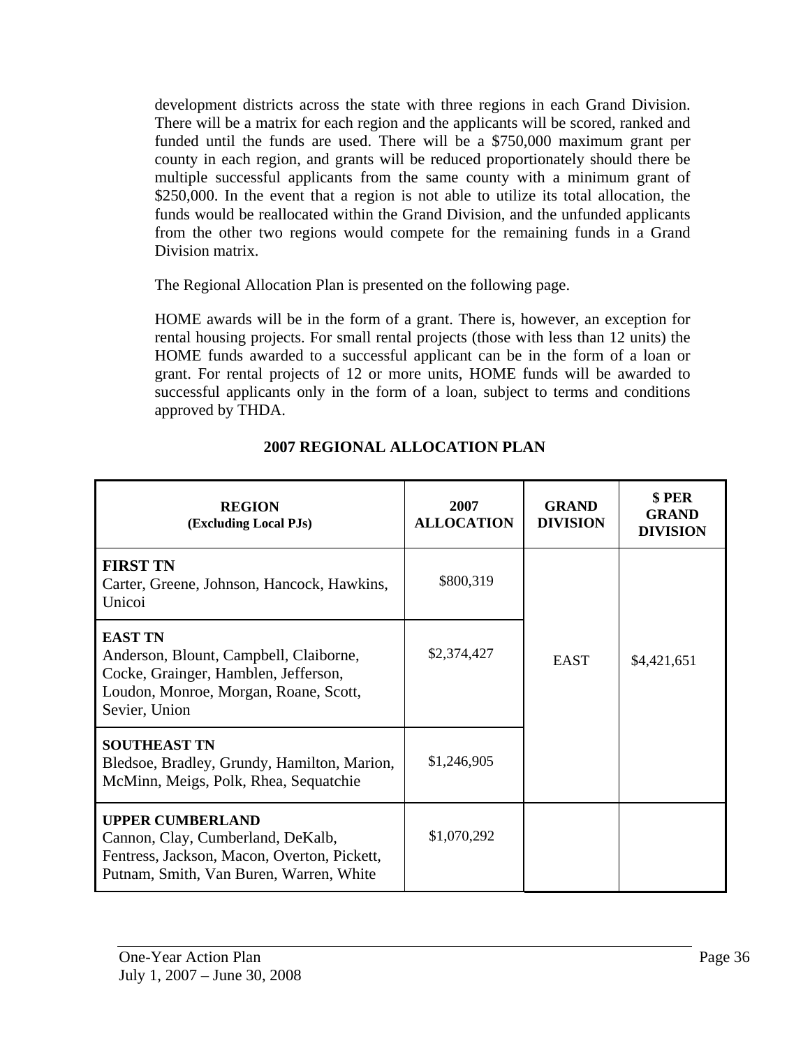development districts across the state with three regions in each Grand Division. There will be a matrix for each region and the applicants will be scored, ranked and funded until the funds are used. There will be a $750,000 maximum grant per county in each region, and grants will be reduced proportionately should there be multiple successful applicants from the same county with a minimum grant of $250,000. In the event that a region is not able to utilize its total allocation, the funds would be reallocated within the Grand Division, and the unfunded applicants from the other two regions would compete for the remaining funds in a Grand Division matrix.

The Regional Allocation Plan is presented on the following page.

HOME awards will be in the form of a grant. There is, however, an exception for rental housing projects. For small rental projects (those with less than 12 units) the HOME funds awarded to a successful applicant can be in the form of a loan or grant. For rental projects of 12 or more units, HOME funds will be awarded to successful applicants only in the form of a loan, subject to terms and conditions approved by THDA.

## 2007 REGIONAL ALLOCATION PLAN

| REGION (Excluding Local PJs) | 2007 ALLOCATION | GRAND DIVISION | $ PER GRAND DIVISION |
|---|---|---|---|
| **FIRST TN** Carter, Greene, Johnson, Hancock, Hawkins, Unicoi | $800,319 | EAST | $4,421,651 |
| **EAST TN** Anderson, Blount, Campbell, Claiborne, Cocke, Grainger, Hamblen, Jefferson, Loudon, Monroe, Morgan, Roane, Scott, Sevier, Union | $2,374,427 | | |
| **SOUTHEAST TN** Bledsoe, Bradley, Grundy, Hamilton, Marion, McMinn, Meigs, Polk, Rhea, Sequatchie | $1,246,905 | | |
| **UPPER CUMBERLAND** Cannon, Clay, Cumberland, DeKalb, Fentress, Jackson, Macon, Overton, Pickett, Putnam, Smith, Van Buren, Warren, White | $1,070,292 | | |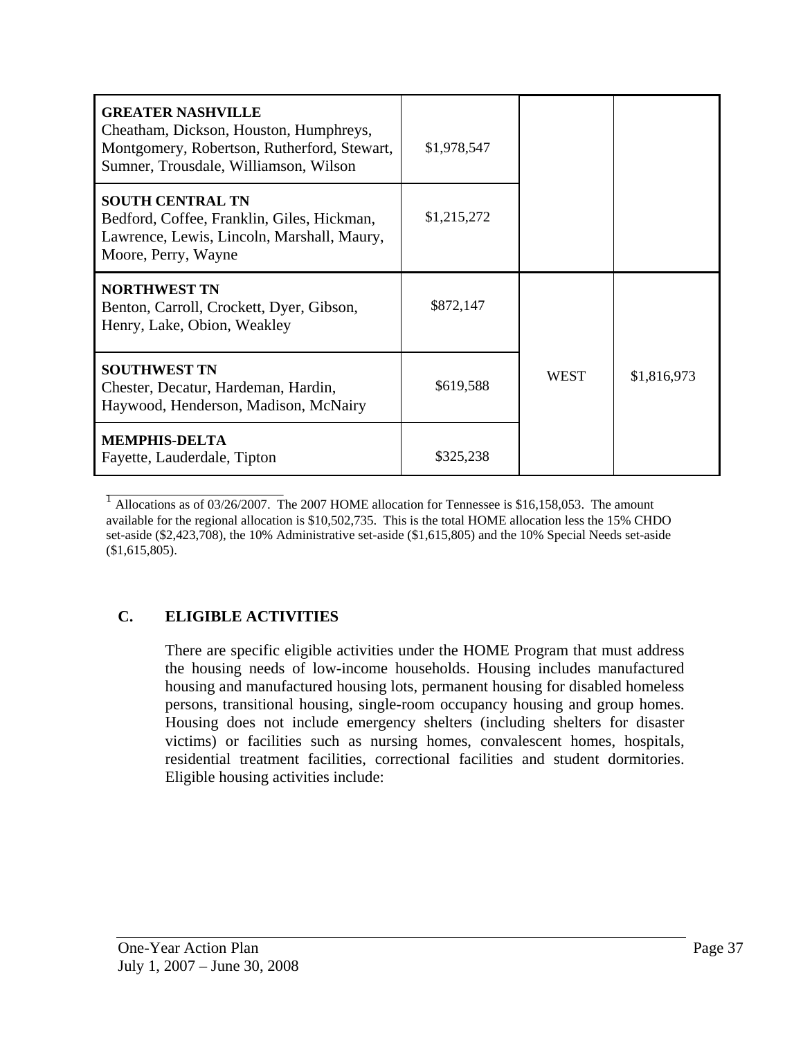| | | | |
|---|---|---|---|
| **GREATER NASHVILLE**<br>Cheatham, Dickson, Houston, Humphreys, Montgomery, Robertson, Rutherford, Stewart, Sumner, Trousdale, Williamson, Wilson | $1,978,547 | | |
| **SOUTH CENTRAL TN**<br>Bedford, Coffee, Franklin, Giles, Hickman, Lawrence, Lewis, Lincoln, Marshall, Maury, Moore, Perry, Wayne | $1,215,272 | | |
| **NORTHWEST TN**<br>Benton, Carroll, Crockett, Dyer, Gibson, Henry, Lake, Obion, Weakley | $872,147 | | |
| **SOUTHWEST TN**<br>Chester, Decatur, Hardeman, Hardin, Haywood, Henderson, Madison, McNairy | $619,588 | WEST | $1,816,973 |
| **MEMPHIS-DELTA**<br>Fayette, Lauderdale, Tipton | $325,238 | | |

[1] Allocations as of 03/26/2007. The 2007 HOME allocation for Tennessee is $16,158,053. The amount available for the regional allocation is $10,502,735. This is the total HOME allocation less the 15% CHDO set-aside ($2,423,708), the 10% Administrative set-aside ($1,615,805) and the 10% Special Needs set-aside ($1,615,805).

## C. ELIGIBLE ACTIVITIES

There are specific eligible activities under the HOME Program that must address the housing needs of low-income households. Housing includes manufactured housing and manufactured housing lots, permanent housing for disabled homeless persons, transitional housing, single-room occupancy housing and group homes. Housing does not include emergency shelters (including shelters for disaster victims) or facilities such as nursing homes, convalescent homes, hospitals, residential treatment facilities, correctional facilities and student dormitories. Eligible housing activities include: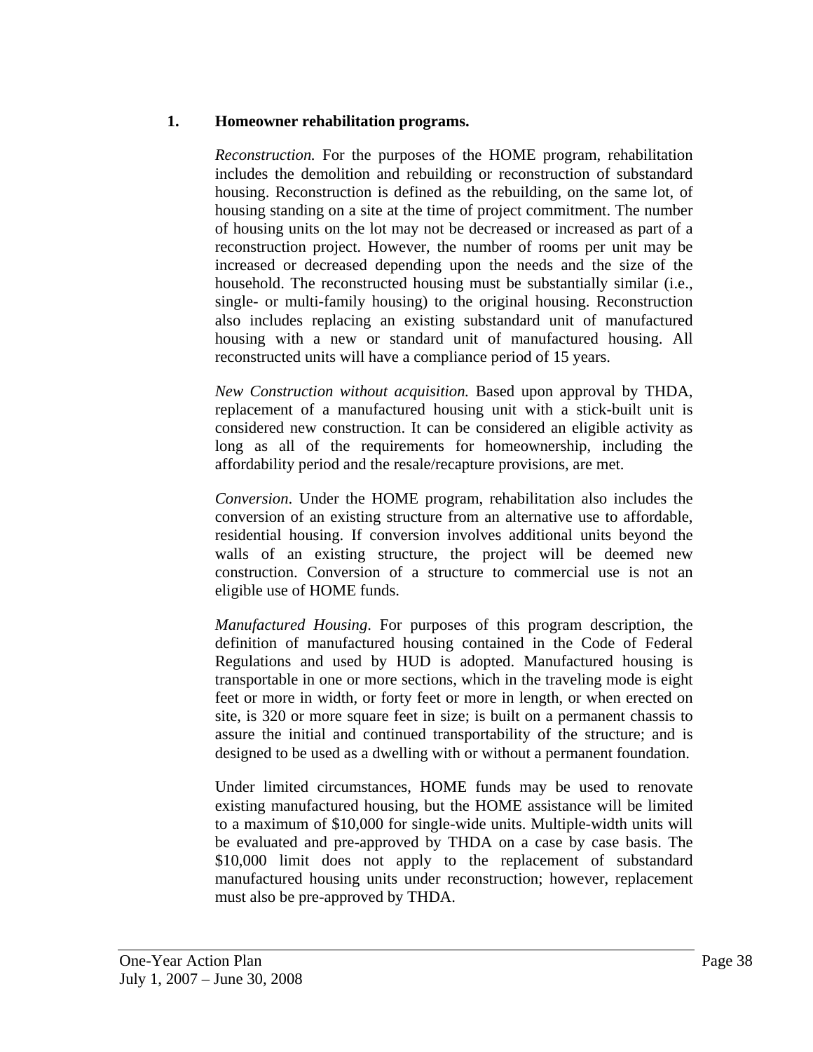**1. Homeowner rehabilitation programs.**

*Reconstruction.* For the purposes of the HOME program, rehabilitation includes the demolition and rebuilding or reconstruction of substandard housing. Reconstruction is defined as the rebuilding, on the same lot, of housing standing on a site at the time of project commitment. The number of housing units on the lot may not be decreased or increased as part of a reconstruction project. However, the number of rooms per unit may be increased or decreased depending upon the needs and the size of the household. The reconstructed housing must be substantially similar (i.e., single- or multi-family housing) to the original housing. Reconstruction also includes replacing an existing substandard unit of manufactured housing with a new or standard unit of manufactured housing. All reconstructed units will have a compliance period of 15 years.

*New Construction without acquisition.* Based upon approval by THDA, replacement of a manufactured housing unit with a stick-built unit is considered new construction. It can be considered an eligible activity as long as all of the requirements for homeownership, including the affordability period and the resale/recapture provisions, are met.

*Conversion*. Under the HOME program, rehabilitation also includes the conversion of an existing structure from an alternative use to affordable, residential housing. If conversion involves additional units beyond the walls of an existing structure, the project will be deemed new construction. Conversion of a structure to commercial use is not an eligible use of HOME funds.

*Manufactured Housing*. For purposes of this program description, the definition of manufactured housing contained in the Code of Federal Regulations and used by HUD is adopted. Manufactured housing is transportable in one or more sections, which in the traveling mode is eight feet or more in width, or forty feet or more in length, or when erected on site, is 320 or more square feet in size; is built on a permanent chassis to assure the initial and continued transportability of the structure; and is designed to be used as a dwelling with or without a permanent foundation.

Under limited circumstances, HOME funds may be used to renovate existing manufactured housing, but the HOME assistance will be limited to a maximum of $10,000 for single-wide units. Multiple-width units will be evaluated and pre-approved by THDA on a case by case basis. The $10,000 limit does not apply to the replacement of substandard manufactured housing units under reconstruction; however, replacement must also be pre-approved by THDA.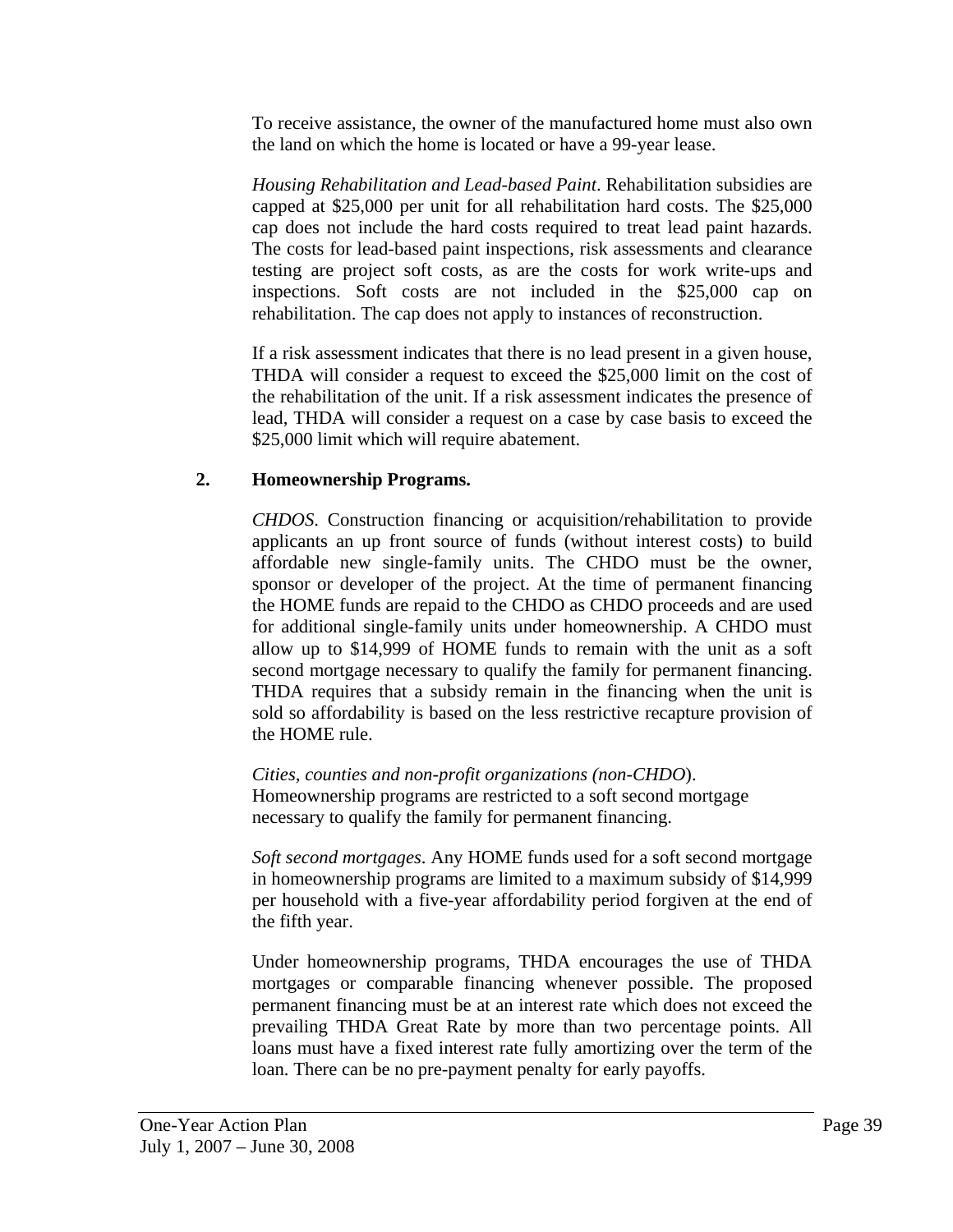To receive assistance, the owner of the manufactured home must also own the land on which the home is located or have a 99-year lease.

*Housing Rehabilitation and Lead-based Paint*. Rehabilitation subsidies are capped at $25,000 per unit for all rehabilitation hard costs. The $25,000 cap does not include the hard costs required to treat lead paint hazards. The costs for lead-based paint inspections, risk assessments and clearance testing are project soft costs, as are the costs for work write-ups and inspections. Soft costs are not included in the $25,000 cap on rehabilitation. The cap does not apply to instances of reconstruction.

If a risk assessment indicates that there is no lead present in a given house, THDA will consider a request to exceed the $25,000 limit on the cost of the rehabilitation of the unit. If a risk assessment indicates the presence of lead, THDA will consider a request on a case by case basis to exceed the $25,000 limit which will require abatement.

**2. Homeownership Programs.**

*CHDOS*. Construction financing or acquisition/rehabilitation to provide applicants an up front source of funds (without interest costs) to build affordable new single-family units. The CHDO must be the owner, sponsor or developer of the project. At the time of permanent financing the HOME funds are repaid to the CHDO as CHDO proceeds and are used for additional single-family units under homeownership. A CHDO must allow up to $14,999 of HOME funds to remain with the unit as a soft second mortgage necessary to qualify the family for permanent financing. THDA requires that a subsidy remain in the financing when the unit is sold so affordability is based on the less restrictive recapture provision of the HOME rule.

*Cities, counties and non-profit organizations (non-CHDO*). Homeownership programs are restricted to a soft second mortgage necessary to qualify the family for permanent financing.

*Soft second mortgages*. Any HOME funds used for a soft second mortgage in homeownership programs are limited to a maximum subsidy of $14,999 per household with a five-year affordability period forgiven at the end of the fifth year.

Under homeownership programs, THDA encourages the use of THDA mortgages or comparable financing whenever possible. The proposed permanent financing must be at an interest rate which does not exceed the prevailing THDA Great Rate by more than two percentage points. All loans must have a fixed interest rate fully amortizing over the term of the loan. There can be no pre-payment penalty for early payoffs.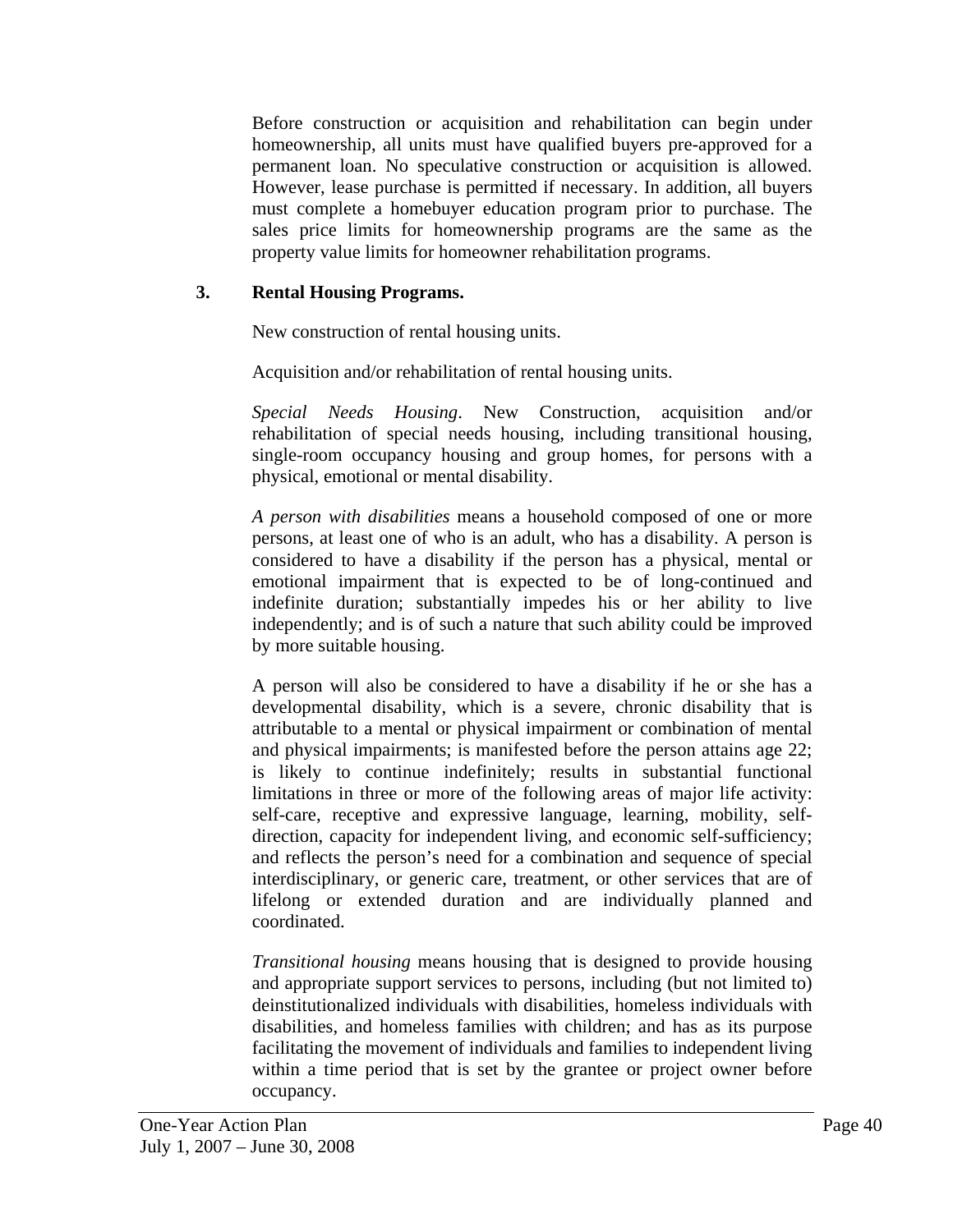Before construction or acquisition and rehabilitation can begin under homeownership, all units must have qualified buyers pre-approved for a permanent loan. No speculative construction or acquisition is allowed. However, lease purchase is permitted if necessary. In addition, all buyers must complete a homebuyer education program prior to purchase. The sales price limits for homeownership programs are the same as the property value limits for homeowner rehabilitation programs.

### 3. Rental Housing Programs.

New construction of rental housing units.

Acquisition and/or rehabilitation of rental housing units.

*Special Needs Housing*. New Construction, acquisition and/or rehabilitation of special needs housing, including transitional housing, single-room occupancy housing and group homes, for persons with a physical, emotional or mental disability.

*A person with disabilities* means a household composed of one or more persons, at least one of who is an adult, who has a disability. A person is considered to have a disability if the person has a physical, mental or emotional impairment that is expected to be of long-continued and indefinite duration; substantially impedes his or her ability to live independently; and is of such a nature that such ability could be improved by more suitable housing.

A person will also be considered to have a disability if he or she has a developmental disability, which is a severe, chronic disability that is attributable to a mental or physical impairment or combination of mental and physical impairments; is manifested before the person attains age 22; is likely to continue indefinitely; results in substantial functional limitations in three or more of the following areas of major life activity: self-care, receptive and expressive language, learning, mobility, self-direction, capacity for independent living, and economic self-sufficiency; and reflects the person's need for a combination and sequence of special interdisciplinary, or generic care, treatment, or other services that are of lifelong or extended duration and are individually planned and coordinated.

*Transitional housing* means housing that is designed to provide housing and appropriate support services to persons, including (but not limited to) deinstitutionalized individuals with disabilities, homeless individuals with disabilities, and homeless families with children; and has as its purpose facilitating the movement of individuals and families to independent living within a time period that is set by the grantee or project owner before occupancy.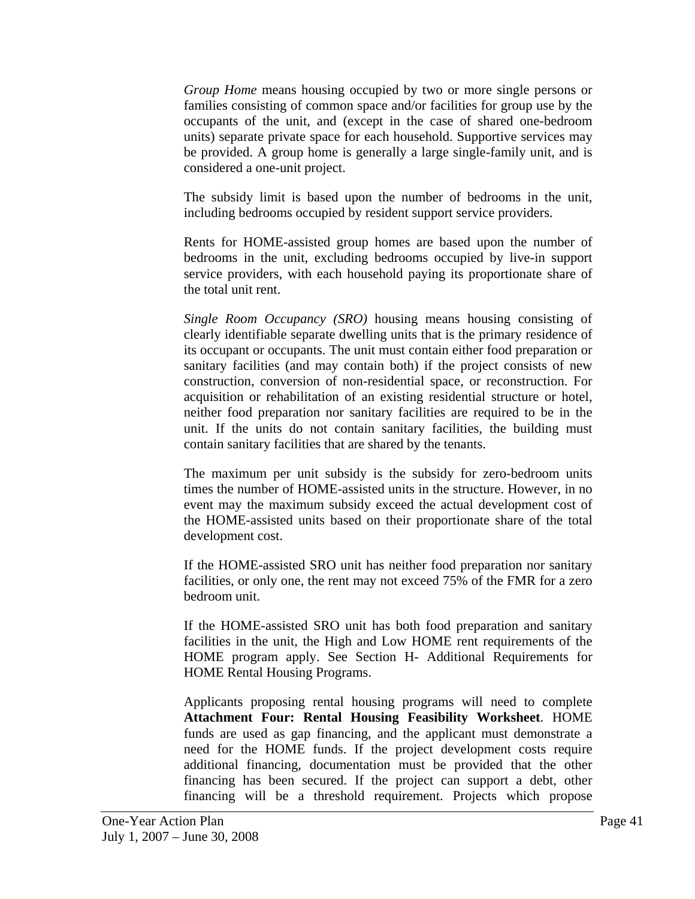*Group Home* means housing occupied by two or more single persons or families consisting of common space and/or facilities for group use by the occupants of the unit, and (except in the case of shared one-bedroom units) separate private space for each household. Supportive services may be provided. A group home is generally a large single-family unit, and is considered a one-unit project.

The subsidy limit is based upon the number of bedrooms in the unit, including bedrooms occupied by resident support service providers.

Rents for HOME-assisted group homes are based upon the number of bedrooms in the unit, excluding bedrooms occupied by live-in support service providers, with each household paying its proportionate share of the total unit rent.

*Single Room Occupancy (SRO)* housing means housing consisting of clearly identifiable separate dwelling units that is the primary residence of its occupant or occupants. The unit must contain either food preparation or sanitary facilities (and may contain both) if the project consists of new construction, conversion of non-residential space, or reconstruction. For acquisition or rehabilitation of an existing residential structure or hotel, neither food preparation nor sanitary facilities are required to be in the unit. If the units do not contain sanitary facilities, the building must contain sanitary facilities that are shared by the tenants.

The maximum per unit subsidy is the subsidy for zero-bedroom units times the number of HOME-assisted units in the structure. However, in no event may the maximum subsidy exceed the actual development cost of the HOME-assisted units based on their proportionate share of the total development cost.

If the HOME-assisted SRO unit has neither food preparation nor sanitary facilities, or only one, the rent may not exceed 75% of the FMR for a zero bedroom unit.

If the HOME-assisted SRO unit has both food preparation and sanitary facilities in the unit, the High and Low HOME rent requirements of the HOME program apply. See Section H- Additional Requirements for HOME Rental Housing Programs.

Applicants proposing rental housing programs will need to complete **Attachment Four: Rental Housing Feasibility Worksheet**. HOME funds are used as gap financing, and the applicant must demonstrate a need for the HOME funds. If the project development costs require additional financing, documentation must be provided that the other financing has been secured. If the project can support a debt, other financing will be a threshold requirement. Projects which propose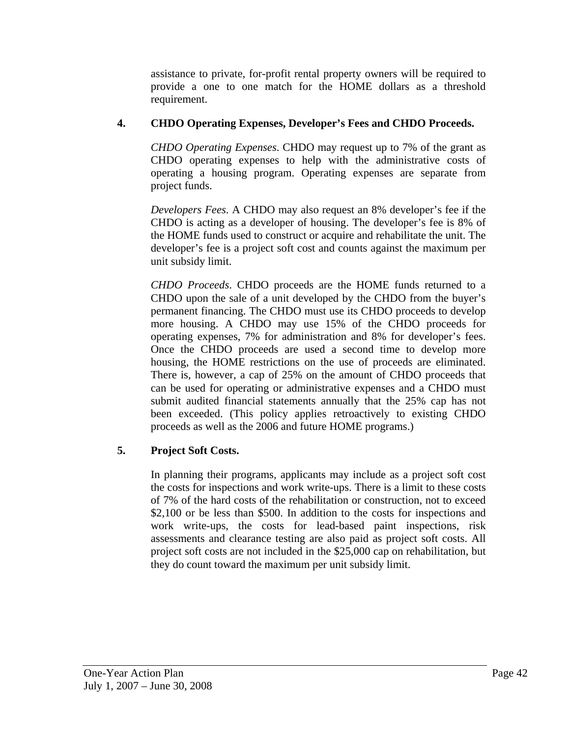assistance to private, for-profit rental property owners will be required to provide a one to one match for the HOME dollars as a threshold requirement.

**4. CHDO Operating Expenses, Developer's Fees and CHDO Proceeds.**

*CHDO Operating Expenses*. CHDO may request up to 7% of the grant as CHDO operating expenses to help with the administrative costs of operating a housing program. Operating expenses are separate from project funds.

*Developers Fees*. A CHDO may also request an 8% developer's fee if the CHDO is acting as a developer of housing. The developer's fee is 8% of the HOME funds used to construct or acquire and rehabilitate the unit. The developer's fee is a project soft cost and counts against the maximum per unit subsidy limit.

*CHDO Proceeds*. CHDO proceeds are the HOME funds returned to a CHDO upon the sale of a unit developed by the CHDO from the buyer's permanent financing. The CHDO must use its CHDO proceeds to develop more housing. A CHDO may use 15% of the CHDO proceeds for operating expenses, 7% for administration and 8% for developer's fees. Once the CHDO proceeds are used a second time to develop more housing, the HOME restrictions on the use of proceeds are eliminated. There is, however, a cap of 25% on the amount of CHDO proceeds that can be used for operating or administrative expenses and a CHDO must submit audited financial statements annually that the 25% cap has not been exceeded. (This policy applies retroactively to existing CHDO proceeds as well as the 2006 and future HOME programs.)

**5. Project Soft Costs.**

In planning their programs, applicants may include as a project soft cost the costs for inspections and work write-ups. There is a limit to these costs of 7% of the hard costs of the rehabilitation or construction, not to exceed $2,100 or be less than $500. In addition to the costs for inspections and work write-ups, the costs for lead-based paint inspections, risk assessments and clearance testing are also paid as project soft costs. All project soft costs are not included in the $25,000 cap on rehabilitation, but they do count toward the maximum per unit subsidy limit.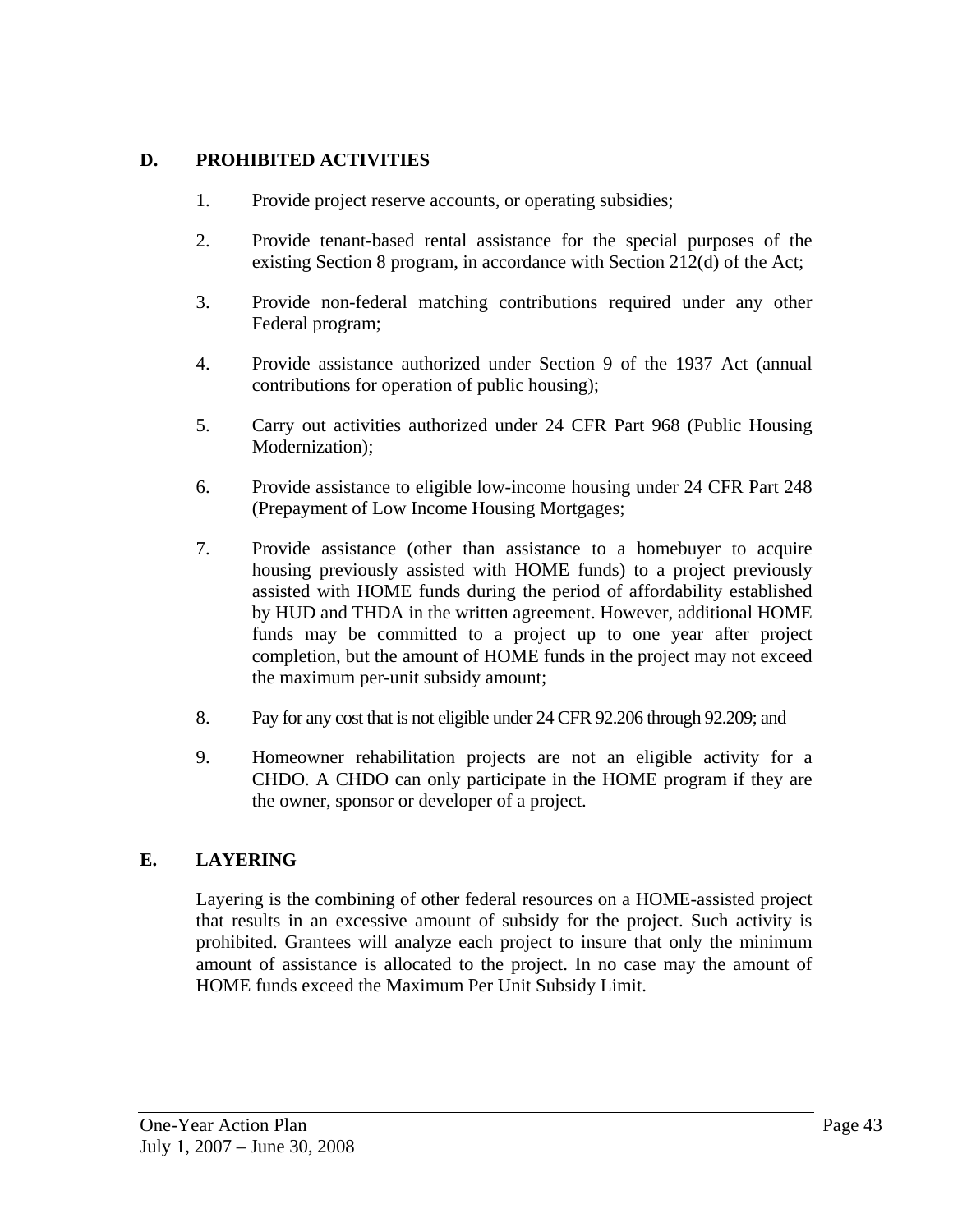## D. PROHIBITED ACTIVITIES

1. Provide project reserve accounts, or operating subsidies;

2. Provide tenant-based rental assistance for the special purposes of the existing Section 8 program, in accordance with Section 212(d) of the Act;

3. Provide non-federal matching contributions required under any other Federal program;

4. Provide assistance authorized under Section 9 of the 1937 Act (annual contributions for operation of public housing);

5. Carry out activities authorized under 24 CFR Part 968 (Public Housing Modernization);

6. Provide assistance to eligible low-income housing under 24 CFR Part 248 (Prepayment of Low Income Housing Mortgages;

7. Provide assistance (other than assistance to a homebuyer to acquire housing previously assisted with HOME funds) to a project previously assisted with HOME funds during the period of affordability established by HUD and THDA in the written agreement. However, additional HOME funds may be committed to a project up to one year after project completion, but the amount of HOME funds in the project may not exceed the maximum per-unit subsidy amount;

8. Pay for any cost that is not eligible under 24 CFR 92.206 through 92.209; and

9. Homeowner rehabilitation projects are not an eligible activity for a CHDO. A CHDO can only participate in the HOME program if they are the owner, sponsor or developer of a project.

## E. LAYERING

Layering is the combining of other federal resources on a HOME-assisted project that results in an excessive amount of subsidy for the project. Such activity is prohibited. Grantees will analyze each project to insure that only the minimum amount of assistance is allocated to the project. In no case may the amount of HOME funds exceed the Maximum Per Unit Subsidy Limit.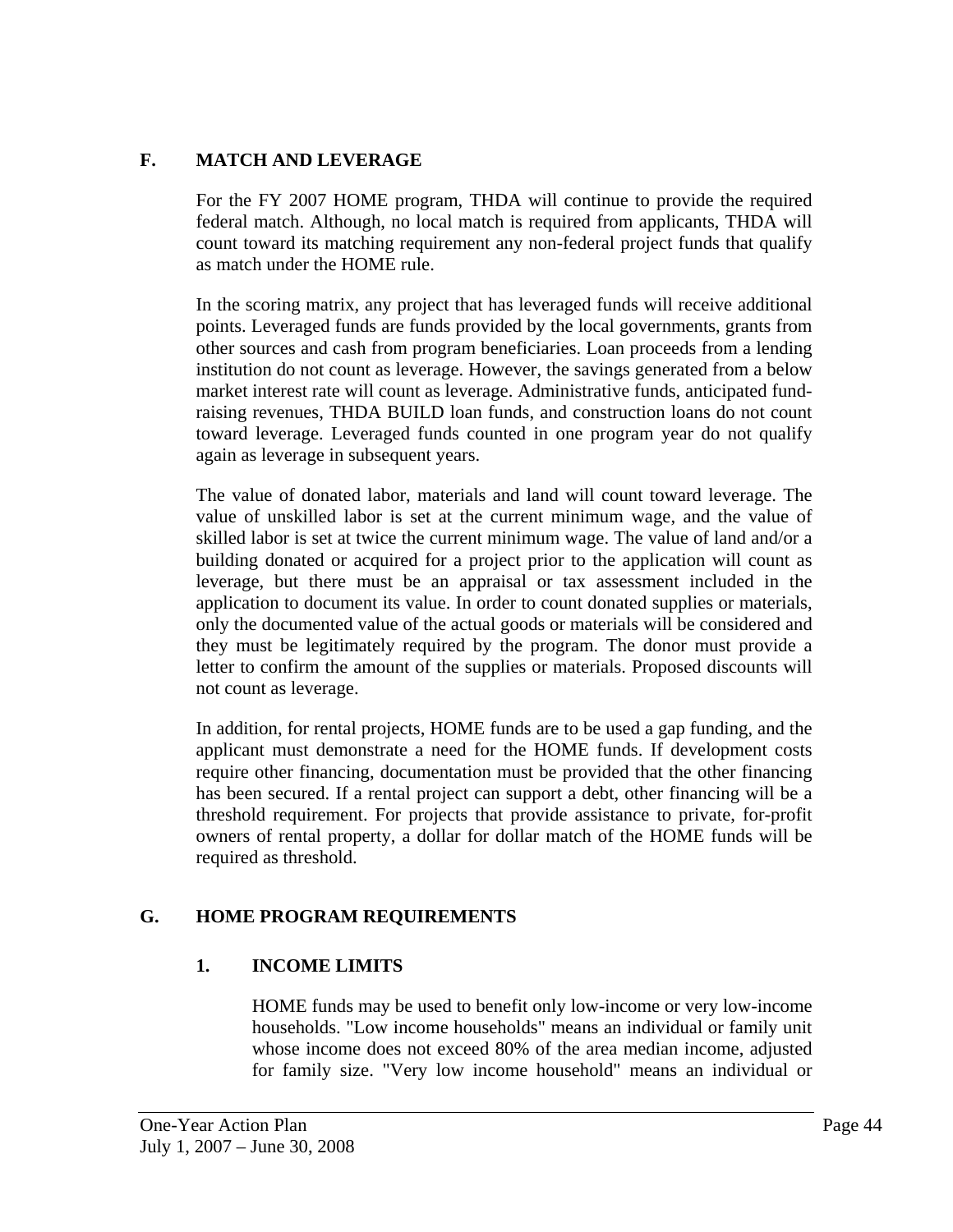## F. MATCH AND LEVERAGE

For the FY 2007 HOME program, THDA will continue to provide the required federal match. Although, no local match is required from applicants, THDA will count toward its matching requirement any non-federal project funds that qualify as match under the HOME rule.

In the scoring matrix, any project that has leveraged funds will receive additional points. Leveraged funds are funds provided by the local governments, grants from other sources and cash from program beneficiaries. Loan proceeds from a lending institution do not count as leverage. However, the savings generated from a below market interest rate will count as leverage. Administrative funds, anticipated fund-raising revenues, THDA BUILD loan funds, and construction loans do not count toward leverage. Leveraged funds counted in one program year do not qualify again as leverage in subsequent years.

The value of donated labor, materials and land will count toward leverage. The value of unskilled labor is set at the current minimum wage, and the value of skilled labor is set at twice the current minimum wage. The value of land and/or a building donated or acquired for a project prior to the application will count as leverage, but there must be an appraisal or tax assessment included in the application to document its value. In order to count donated supplies or materials, only the documented value of the actual goods or materials will be considered and they must be legitimately required by the program. The donor must provide a letter to confirm the amount of the supplies or materials. Proposed discounts will not count as leverage.

In addition, for rental projects, HOME funds are to be used a gap funding, and the applicant must demonstrate a need for the HOME funds. If development costs require other financing, documentation must be provided that the other financing has been secured. If a rental project can support a debt, other financing will be a threshold requirement. For projects that provide assistance to private, for-profit owners of rental property, a dollar for dollar match of the HOME funds will be required as threshold.

## G. HOME PROGRAM REQUIREMENTS

### 1. INCOME LIMITS

HOME funds may be used to benefit only low-income or very low-income households. "Low income households" means an individual or family unit whose income does not exceed 80% of the area median income, adjusted for family size. "Very low income household" means an individual or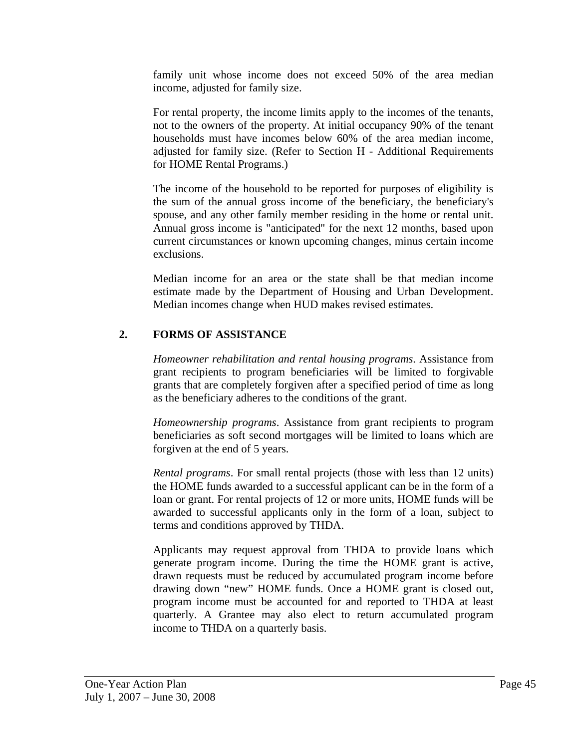family unit whose income does not exceed 50% of the area median income, adjusted for family size.

For rental property, the income limits apply to the incomes of the tenants, not to the owners of the property. At initial occupancy 90% of the tenant households must have incomes below 60% of the area median income, adjusted for family size. (Refer to Section H - Additional Requirements for HOME Rental Programs.)

The income of the household to be reported for purposes of eligibility is the sum of the annual gross income of the beneficiary, the beneficiary's spouse, and any other family member residing in the home or rental unit. Annual gross income is "anticipated" for the next 12 months, based upon current circumstances or known upcoming changes, minus certain income exclusions.

Median income for an area or the state shall be that median income estimate made by the Department of Housing and Urban Development. Median incomes change when HUD makes revised estimates.

## 2. FORMS OF ASSISTANCE

*Homeowner rehabilitation and rental housing programs*. Assistance from grant recipients to program beneficiaries will be limited to forgivable grants that are completely forgiven after a specified period of time as long as the beneficiary adheres to the conditions of the grant.

*Homeownership programs*. Assistance from grant recipients to program beneficiaries as soft second mortgages will be limited to loans which are forgiven at the end of 5 years.

*Rental programs*. For small rental projects (those with less than 12 units) the HOME funds awarded to a successful applicant can be in the form of a loan or grant. For rental projects of 12 or more units, HOME funds will be awarded to successful applicants only in the form of a loan, subject to terms and conditions approved by THDA.

Applicants may request approval from THDA to provide loans which generate program income. During the time the HOME grant is active, drawn requests must be reduced by accumulated program income before drawing down "new" HOME funds. Once a HOME grant is closed out, program income must be accounted for and reported to THDA at least quarterly. A Grantee may also elect to return accumulated program income to THDA on a quarterly basis.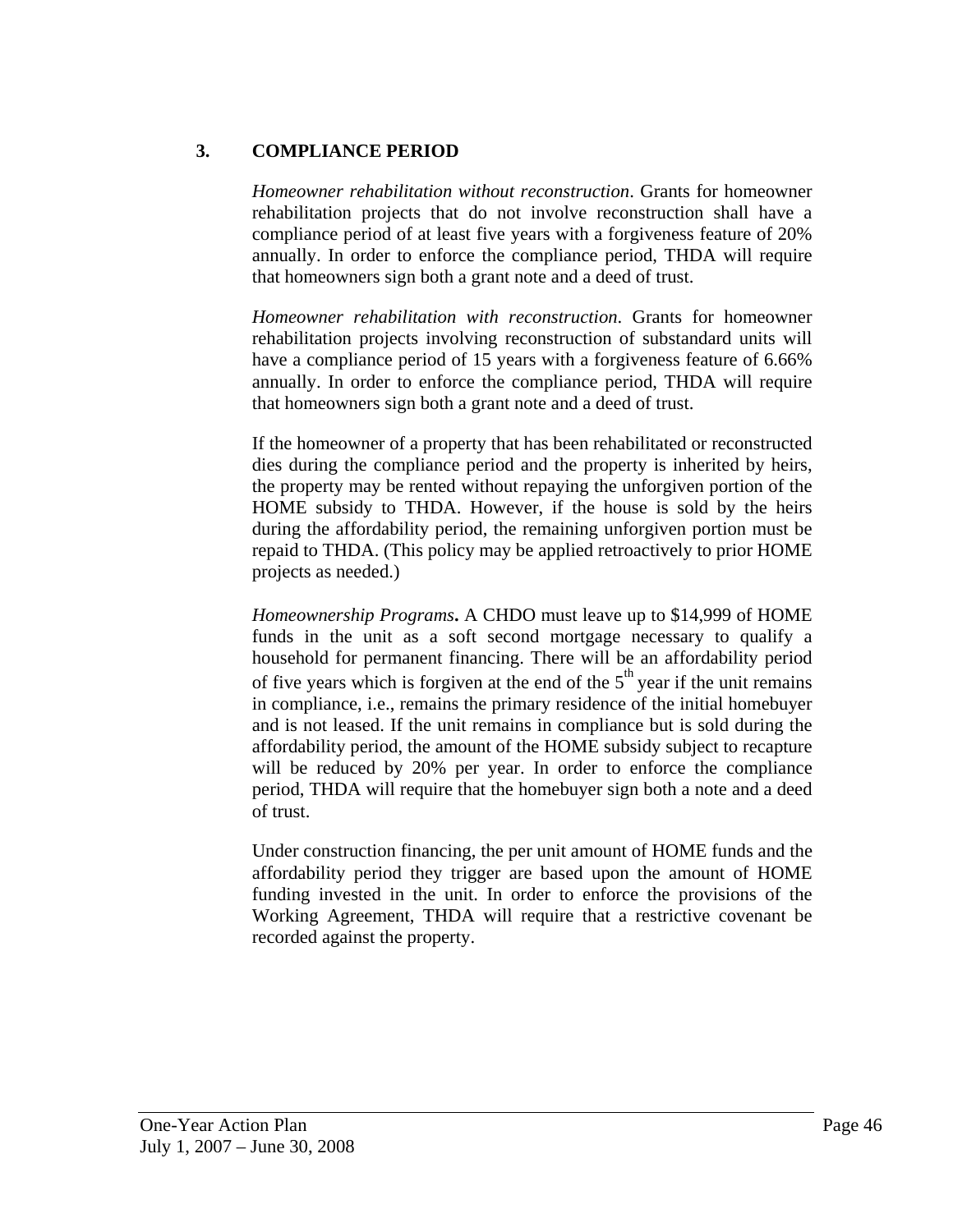### 3. COMPLIANCE PERIOD

*Homeowner rehabilitation without reconstruction*. Grants for homeowner rehabilitation projects that do not involve reconstruction shall have a compliance period of at least five years with a forgiveness feature of 20% annually. In order to enforce the compliance period, THDA will require that homeowners sign both a grant note and a deed of trust.

*Homeowner rehabilitation with reconstruction*. Grants for homeowner rehabilitation projects involving reconstruction of substandard units will have a compliance period of 15 years with a forgiveness feature of 6.66% annually. In order to enforce the compliance period, THDA will require that homeowners sign both a grant note and a deed of trust.

If the homeowner of a property that has been rehabilitated or reconstructed dies during the compliance period and the property is inherited by heirs, the property may be rented without repaying the unforgiven portion of the HOME subsidy to THDA. However, if the house is sold by the heirs during the affordability period, the remaining unforgiven portion must be repaid to THDA. (This policy may be applied retroactively to prior HOME projects as needed.)

*Homeownership Programs***.** A CHDO must leave up to $14,999 of HOME funds in the unit as a soft second mortgage necessary to qualify a household for permanent financing. There will be an affordability period of five years which is forgiven at the end of the 5th year if the unit remains in compliance, i.e., remains the primary residence of the initial homebuyer and is not leased. If the unit remains in compliance but is sold during the affordability period, the amount of the HOME subsidy subject to recapture will be reduced by 20% per year. In order to enforce the compliance period, THDA will require that the homebuyer sign both a note and a deed of trust.

Under construction financing, the per unit amount of HOME funds and the affordability period they trigger are based upon the amount of HOME funding invested in the unit. In order to enforce the provisions of the Working Agreement, THDA will require that a restrictive covenant be recorded against the property.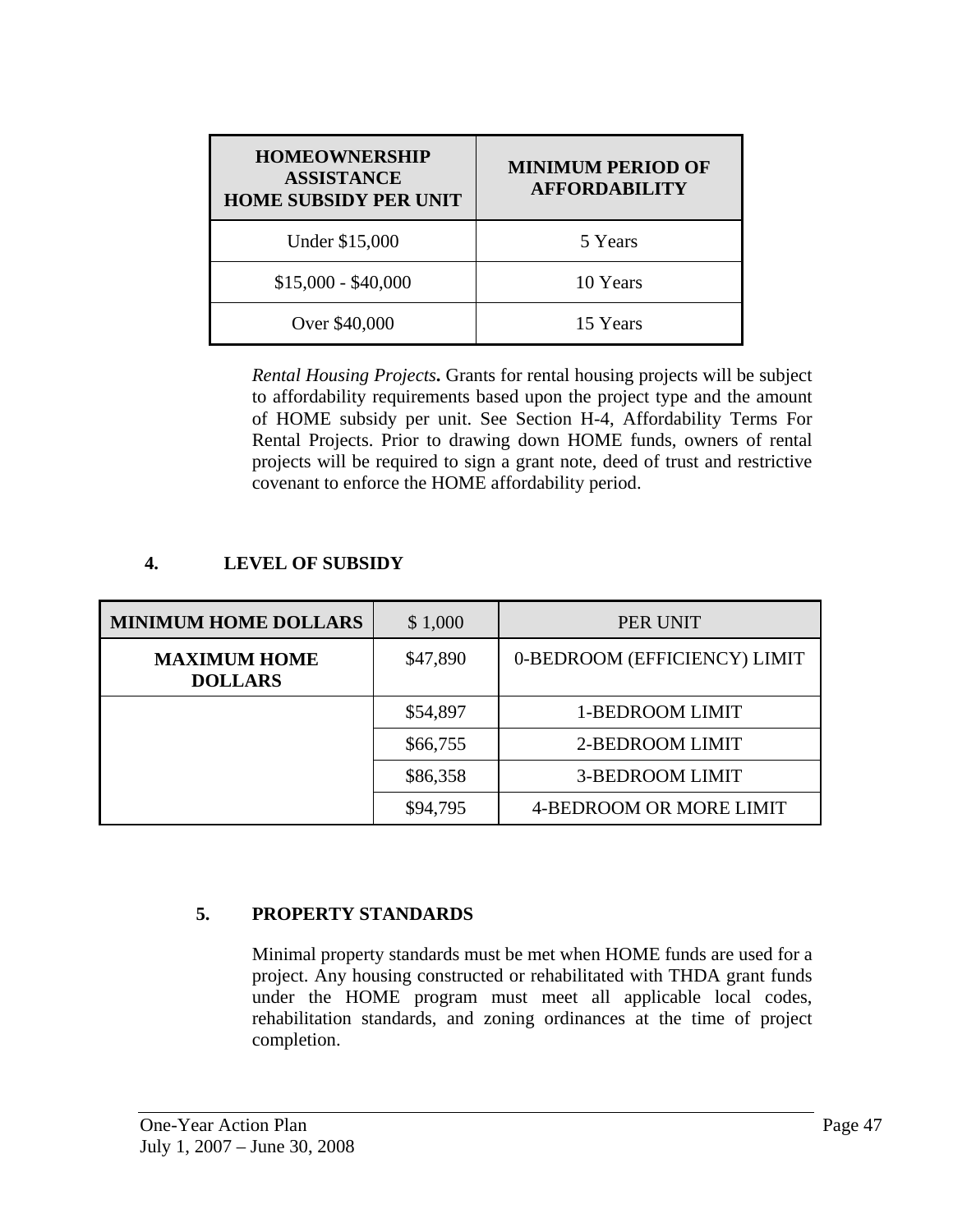| HOMEOWNERSHIP ASSISTANCE HOME SUBSIDY PER UNIT | MINIMUM PERIOD OF AFFORDABILITY |
|---|---|
| Under $15,000 | 5 Years |
| $15,000 - $40,000 | 10 Years |
| Over $40,000 | 15 Years |

*Rental Housing Projects***.** Grants for rental housing projects will be subject to affordability requirements based upon the project type and the amount of HOME subsidy per unit. See Section H-4, Affordability Terms For Rental Projects. Prior to drawing down HOME funds, owners of rental projects will be required to sign a grant note, deed of trust and restrictive covenant to enforce the HOME affordability period.

## 4. LEVEL OF SUBSIDY

| MINIMUM HOME DOLLARS | $ 1,000 | PER UNIT |
|---|---|---|
| **MAXIMUM HOME DOLLARS** | $47,890 | 0-BEDROOM (EFFICIENCY) LIMIT |
| | $54,897 | 1-BEDROOM LIMIT |
| | $66,755 | 2-BEDROOM LIMIT |
| | $86,358 | 3-BEDROOM LIMIT |
| | $94,795 | 4-BEDROOM OR MORE LIMIT |

## 5. PROPERTY STANDARDS

Minimal property standards must be met when HOME funds are used for a project. Any housing constructed or rehabilitated with THDA grant funds under the HOME program must meet all applicable local codes, rehabilitation standards, and zoning ordinances at the time of project completion.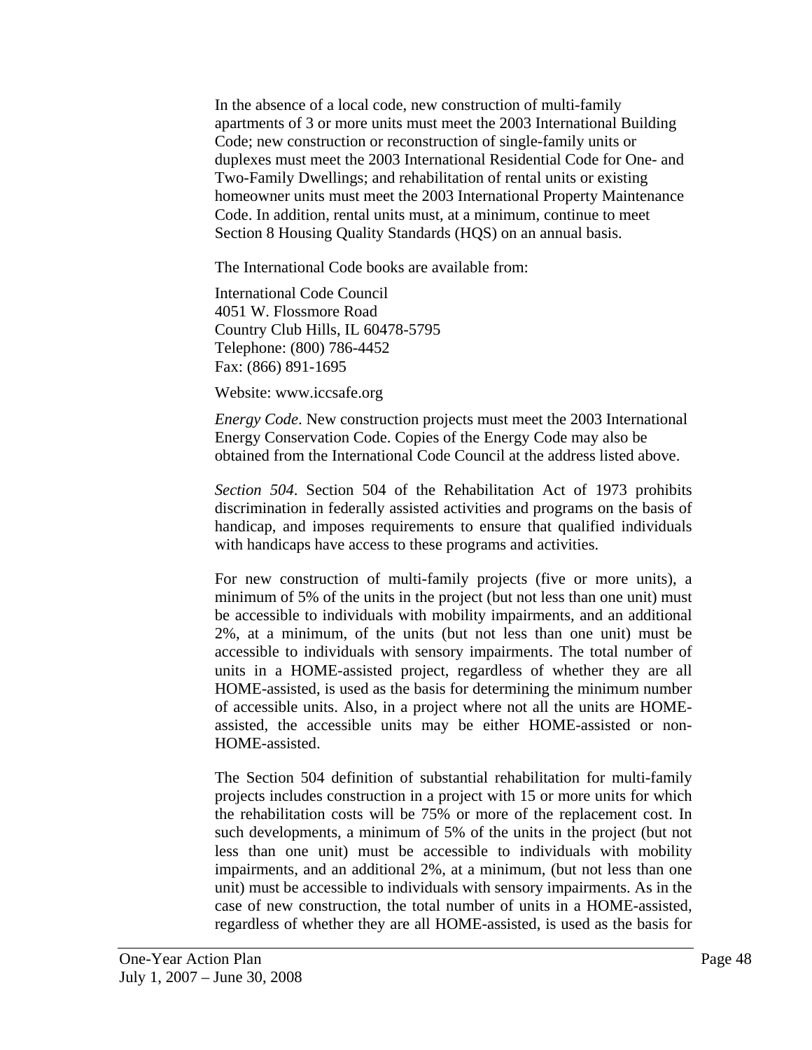In the absence of a local code, new construction of multi-family apartments of 3 or more units must meet the 2003 International Building Code; new construction or reconstruction of single-family units or duplexes must meet the 2003 International Residential Code for One- and Two-Family Dwellings; and rehabilitation of rental units or existing homeowner units must meet the 2003 International Property Maintenance Code. In addition, rental units must, at a minimum, continue to meet Section 8 Housing Quality Standards (HQS) on an annual basis.

The International Code books are available from:

International Code Council
4051 W. Flossmore Road
Country Club Hills, IL 60478-5795
Telephone: (800) 786-4452
Fax: (866) 891-1695

Website: www.iccsafe.org

*Energy Code*. New construction projects must meet the 2003 International Energy Conservation Code. Copies of the Energy Code may also be obtained from the International Code Council at the address listed above.

*Section 504*. Section 504 of the Rehabilitation Act of 1973 prohibits discrimination in federally assisted activities and programs on the basis of handicap, and imposes requirements to ensure that qualified individuals with handicaps have access to these programs and activities.

For new construction of multi-family projects (five or more units), a minimum of 5% of the units in the project (but not less than one unit) must be accessible to individuals with mobility impairments, and an additional 2%, at a minimum, of the units (but not less than one unit) must be accessible to individuals with sensory impairments. The total number of units in a HOME-assisted project, regardless of whether they are all HOME-assisted, is used as the basis for determining the minimum number of accessible units. Also, in a project where not all the units are HOME-assisted, the accessible units may be either HOME-assisted or non-HOME-assisted.

The Section 504 definition of substantial rehabilitation for multi-family projects includes construction in a project with 15 or more units for which the rehabilitation costs will be 75% or more of the replacement cost. In such developments, a minimum of 5% of the units in the project (but not less than one unit) must be accessible to individuals with mobility impairments, and an additional 2%, at a minimum, (but not less than one unit) must be accessible to individuals with sensory impairments. As in the case of new construction, the total number of units in a HOME-assisted, regardless of whether they are all HOME-assisted, is used as the basis for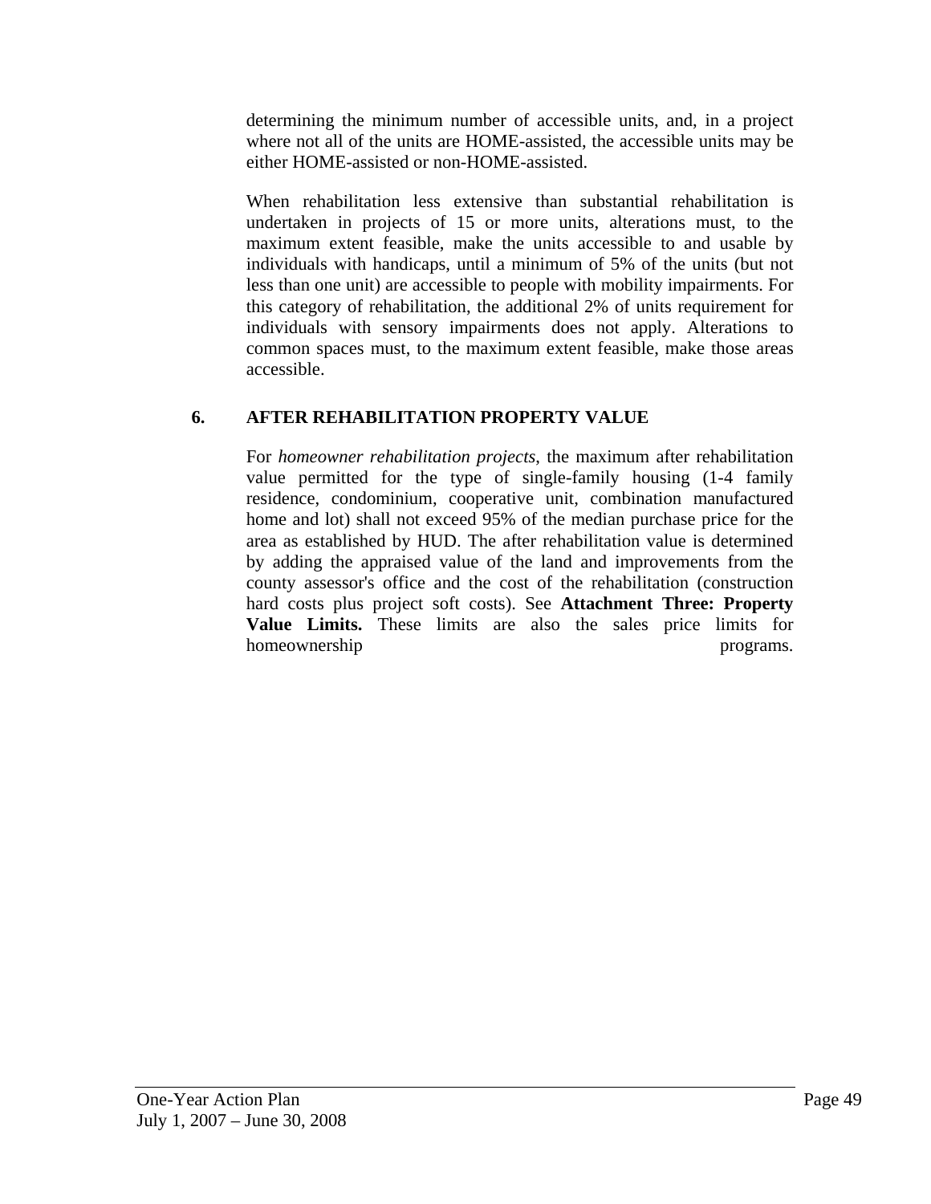determining the minimum number of accessible units, and, in a project where not all of the units are HOME-assisted, the accessible units may be either HOME-assisted or non-HOME-assisted.

When rehabilitation less extensive than substantial rehabilitation is undertaken in projects of 15 or more units, alterations must, to the maximum extent feasible, make the units accessible to and usable by individuals with handicaps, until a minimum of 5% of the units (but not less than one unit) are accessible to people with mobility impairments. For this category of rehabilitation, the additional 2% of units requirement for individuals with sensory impairments does not apply. Alterations to common spaces must, to the maximum extent feasible, make those areas accessible.

## 6. AFTER REHABILITATION PROPERTY VALUE

For *homeowner rehabilitation projects*, the maximum after rehabilitation value permitted for the type of single-family housing (1-4 family residence, condominium, cooperative unit, combination manufactured home and lot) shall not exceed 95% of the median purchase price for the area as established by HUD. The after rehabilitation value is determined by adding the appraised value of the land and improvements from the county assessor's office and the cost of the rehabilitation (construction hard costs plus project soft costs). See **Attachment Three: Property Value Limits.** These limits are also the sales price limits for homeownership programs.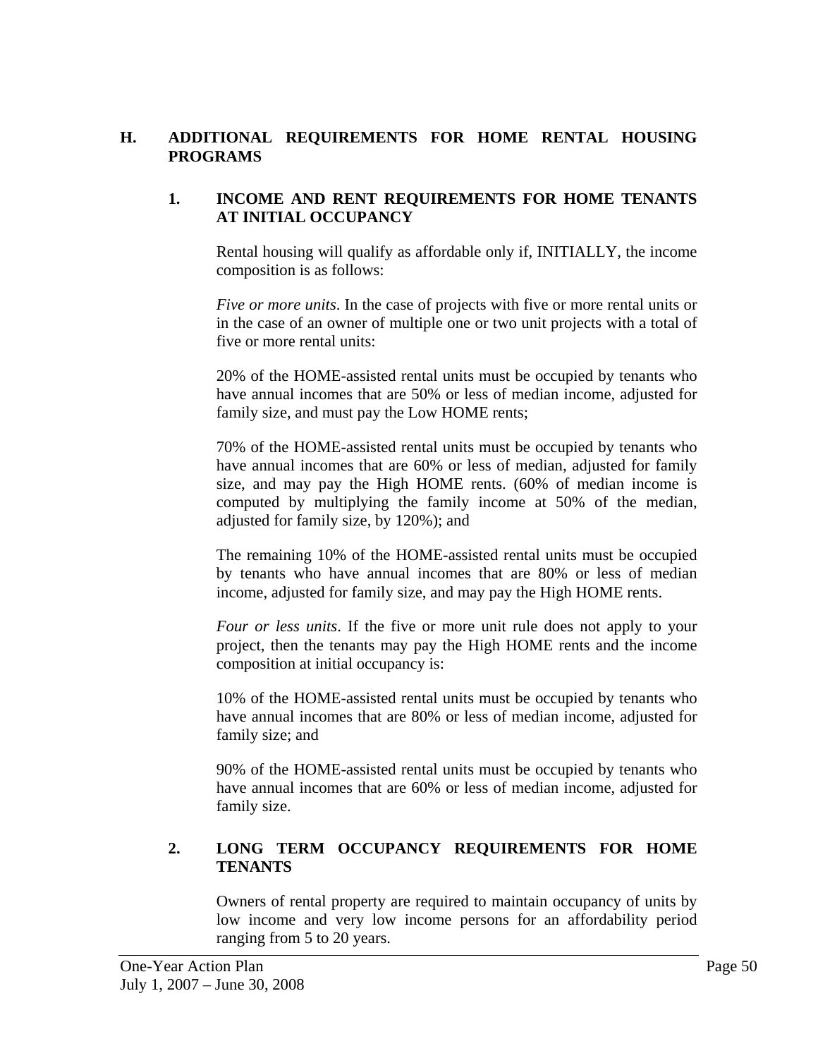## H. ADDITIONAL REQUIREMENTS FOR HOME RENTAL HOUSING PROGRAMS

### 1. INCOME AND RENT REQUIREMENTS FOR HOME TENANTS AT INITIAL OCCUPANCY

Rental housing will qualify as affordable only if, INITIALLY, the income composition is as follows:

*Five or more units*. In the case of projects with five or more rental units or in the case of an owner of multiple one or two unit projects with a total of five or more rental units:

20% of the HOME-assisted rental units must be occupied by tenants who have annual incomes that are 50% or less of median income, adjusted for family size, and must pay the Low HOME rents;

70% of the HOME-assisted rental units must be occupied by tenants who have annual incomes that are 60% or less of median, adjusted for family size, and may pay the High HOME rents. (60% of median income is computed by multiplying the family income at 50% of the median, adjusted for family size, by 120%); and

The remaining 10% of the HOME-assisted rental units must be occupied by tenants who have annual incomes that are 80% or less of median income, adjusted for family size, and may pay the High HOME rents.

*Four or less units*. If the five or more unit rule does not apply to your project, then the tenants may pay the High HOME rents and the income composition at initial occupancy is:

10% of the HOME-assisted rental units must be occupied by tenants who have annual incomes that are 80% or less of median income, adjusted for family size; and

90% of the HOME-assisted rental units must be occupied by tenants who have annual incomes that are 60% or less of median income, adjusted for family size.

### 2. LONG TERM OCCUPANCY REQUIREMENTS FOR HOME TENANTS

Owners of rental property are required to maintain occupancy of units by low income and very low income persons for an affordability period ranging from 5 to 20 years.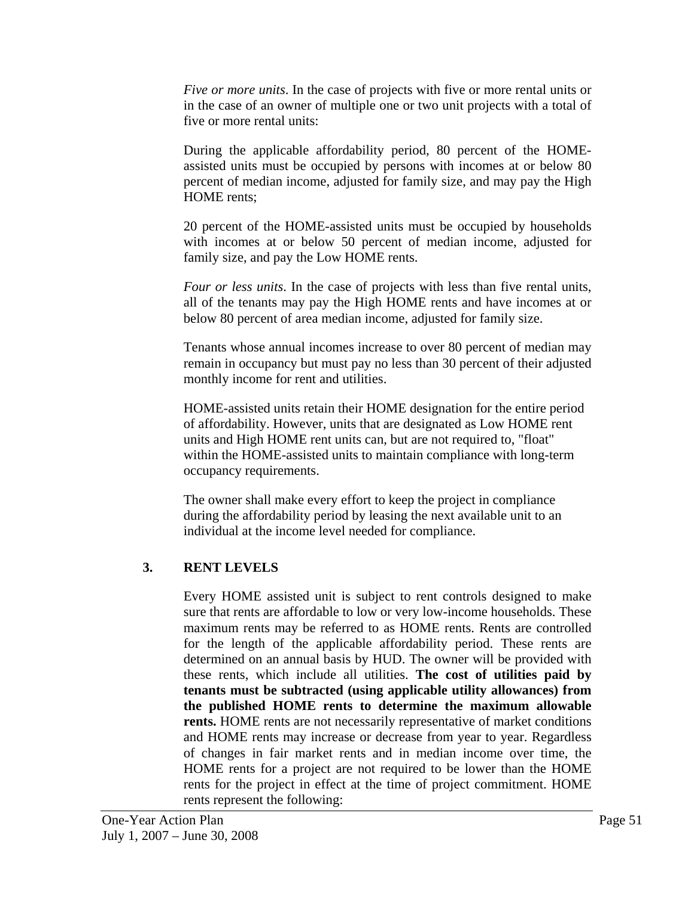*Five or more units*. In the case of projects with five or more rental units or in the case of an owner of multiple one or two unit projects with a total of five or more rental units:

During the applicable affordability period, 80 percent of the HOME-assisted units must be occupied by persons with incomes at or below 80 percent of median income, adjusted for family size, and may pay the High HOME rents;

20 percent of the HOME-assisted units must be occupied by households with incomes at or below 50 percent of median income, adjusted for family size, and pay the Low HOME rents.

*Four or less units*. In the case of projects with less than five rental units, all of the tenants may pay the High HOME rents and have incomes at or below 80 percent of area median income, adjusted for family size.

Tenants whose annual incomes increase to over 80 percent of median may remain in occupancy but must pay no less than 30 percent of their adjusted monthly income for rent and utilities.

HOME-assisted units retain their HOME designation for the entire period of affordability. However, units that are designated as Low HOME rent units and High HOME rent units can, but are not required to, "float" within the HOME-assisted units to maintain compliance with long-term occupancy requirements.

The owner shall make every effort to keep the project in compliance during the affordability period by leasing the next available unit to an individual at the income level needed for compliance.

## 3. RENT LEVELS

Every HOME assisted unit is subject to rent controls designed to make sure that rents are affordable to low or very low-income households. These maximum rents may be referred to as HOME rents. Rents are controlled for the length of the applicable affordability period. These rents are determined on an annual basis by HUD. The owner will be provided with these rents, which include all utilities. **The cost of utilities paid by tenants must be subtracted (using applicable utility allowances) from the published HOME rents to determine the maximum allowable rents.** HOME rents are not necessarily representative of market conditions and HOME rents may increase or decrease from year to year. Regardless of changes in fair market rents and in median income over time, the HOME rents for a project are not required to be lower than the HOME rents for the project in effect at the time of project commitment. HOME rents represent the following: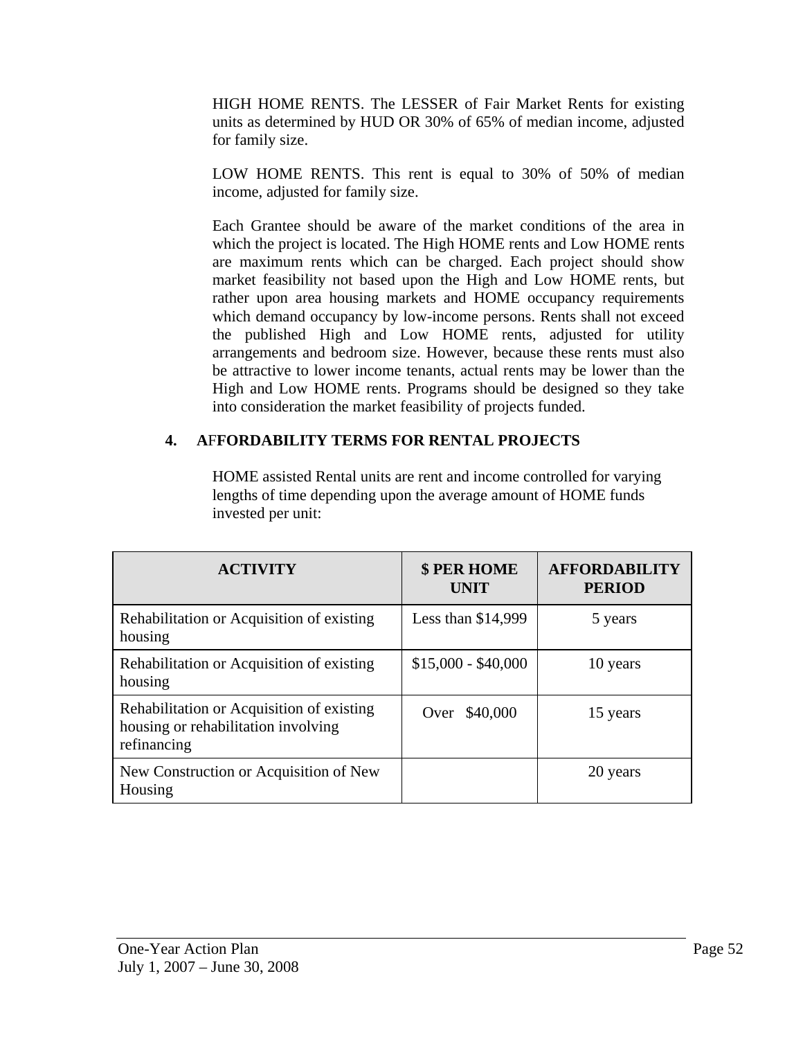HIGH HOME RENTS. The LESSER of Fair Market Rents for existing units as determined by HUD OR 30% of 65% of median income, adjusted for family size.

LOW HOME RENTS. This rent is equal to 30% of 50% of median income, adjusted for family size.

Each Grantee should be aware of the market conditions of the area in which the project is located. The High HOME rents and Low HOME rents are maximum rents which can be charged. Each project should show market feasibility not based upon the High and Low HOME rents, but rather upon area housing markets and HOME occupancy requirements which demand occupancy by low-income persons. Rents shall not exceed the published High and Low HOME rents, adjusted for utility arrangements and bedroom size. However, because these rents must also be attractive to lower income tenants, actual rents may be lower than the High and Low HOME rents. Programs should be designed so they take into consideration the market feasibility of projects funded.

### 4. AFFORDABILITY TERMS FOR RENTAL PROJECTS

HOME assisted Rental units are rent and income controlled for varying lengths of time depending upon the average amount of HOME funds invested per unit:

| ACTIVITY | $ PER HOME UNIT | AFFORDABILITY PERIOD |
|---|---|---|
| Rehabilitation or Acquisition of existing housing | Less than $14,999 | 5 years |
| Rehabilitation or Acquisition of existing housing | $15,000 - $40,000 | 10 years |
| Rehabilitation or Acquisition of existing housing or rehabilitation involving refinancing | Over $40,000 | 15 years |
| New Construction or Acquisition of New Housing | | 20 years |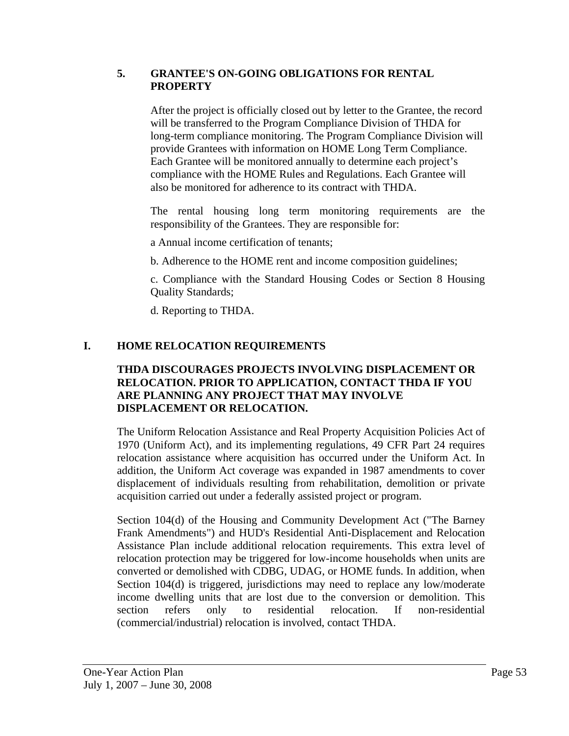### 5. GRANTEE'S ON-GOING OBLIGATIONS FOR RENTAL PROPERTY

After the project is officially closed out by letter to the Grantee, the record will be transferred to the Program Compliance Division of THDA for long-term compliance monitoring. The Program Compliance Division will provide Grantees with information on HOME Long Term Compliance. Each Grantee will be monitored annually to determine each project's compliance with the HOME Rules and Regulations. Each Grantee will also be monitored for adherence to its contract with THDA.

The rental housing long term monitoring requirements are the responsibility of the Grantees. They are responsible for:

a Annual income certification of tenants;

b. Adherence to the HOME rent and income composition guidelines;

c. Compliance with the Standard Housing Codes or Section 8 Housing Quality Standards;

d. Reporting to THDA.

## I. HOME RELOCATION REQUIREMENTS

**THDA DISCOURAGES PROJECTS INVOLVING DISPLACEMENT OR RELOCATION. PRIOR TO APPLICATION, CONTACT THDA IF YOU ARE PLANNING ANY PROJECT THAT MAY INVOLVE DISPLACEMENT OR RELOCATION.**

The Uniform Relocation Assistance and Real Property Acquisition Policies Act of 1970 (Uniform Act), and its implementing regulations, 49 CFR Part 24 requires relocation assistance where acquisition has occurred under the Uniform Act. In addition, the Uniform Act coverage was expanded in 1987 amendments to cover displacement of individuals resulting from rehabilitation, demolition or private acquisition carried out under a federally assisted project or program.

Section 104(d) of the Housing and Community Development Act ("The Barney Frank Amendments") and HUD's Residential Anti-Displacement and Relocation Assistance Plan include additional relocation requirements. This extra level of relocation protection may be triggered for low-income households when units are converted or demolished with CDBG, UDAG, or HOME funds. In addition, when Section 104(d) is triggered, jurisdictions may need to replace any low/moderate income dwelling units that are lost due to the conversion or demolition. This section refers only to residential relocation. If non-residential (commercial/industrial) relocation is involved, contact THDA.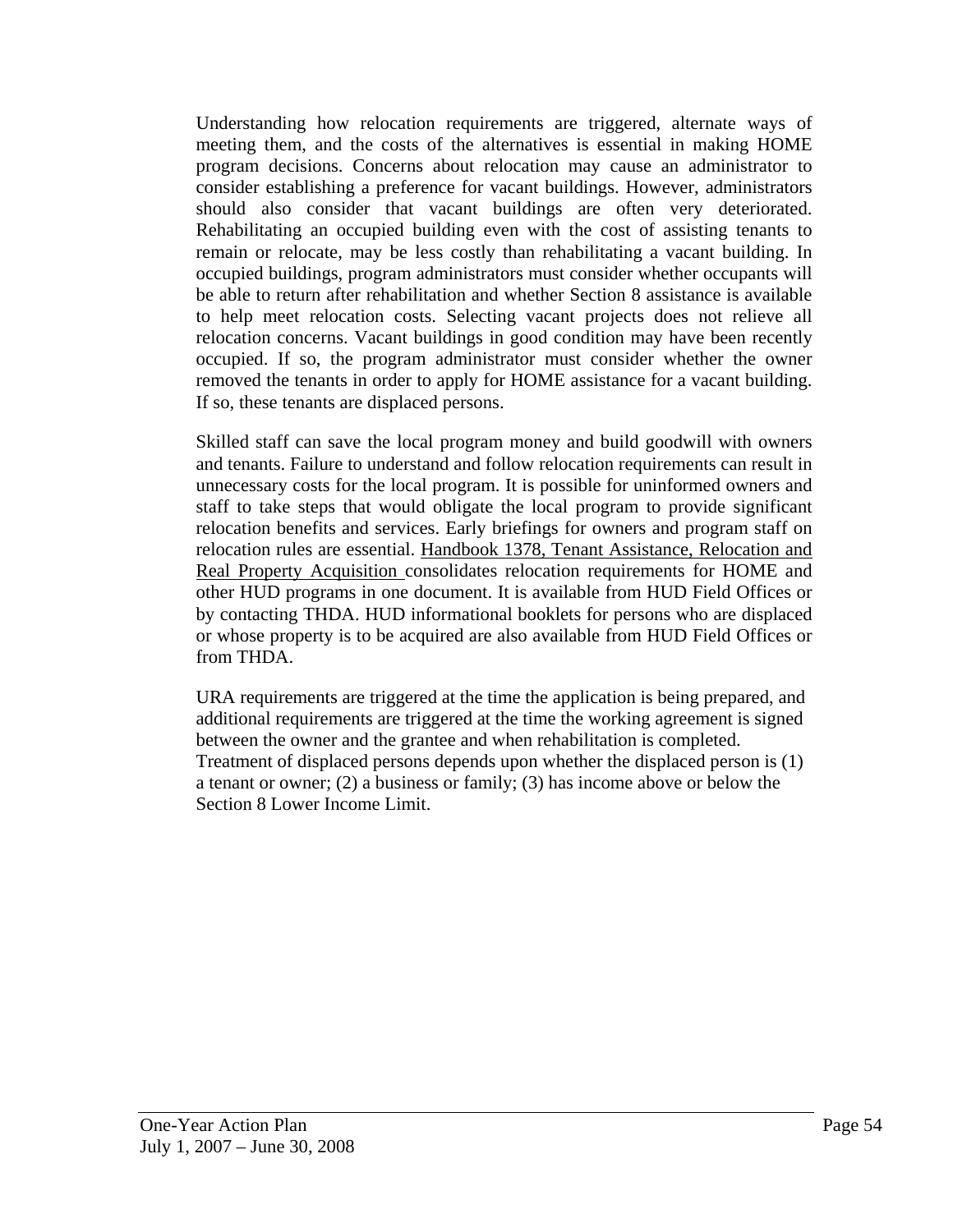Understanding how relocation requirements are triggered, alternate ways of meeting them, and the costs of the alternatives is essential in making HOME program decisions. Concerns about relocation may cause an administrator to consider establishing a preference for vacant buildings. However, administrators should also consider that vacant buildings are often very deteriorated. Rehabilitating an occupied building even with the cost of assisting tenants to remain or relocate, may be less costly than rehabilitating a vacant building. In occupied buildings, program administrators must consider whether occupants will be able to return after rehabilitation and whether Section 8 assistance is available to help meet relocation costs. Selecting vacant projects does not relieve all relocation concerns. Vacant buildings in good condition may have been recently occupied. If so, the program administrator must consider whether the owner removed the tenants in order to apply for HOME assistance for a vacant building. If so, these tenants are displaced persons.

Skilled staff can save the local program money and build goodwill with owners and tenants. Failure to understand and follow relocation requirements can result in unnecessary costs for the local program. It is possible for uninformed owners and staff to take steps that would obligate the local program to provide significant relocation benefits and services. Early briefings for owners and program staff on relocation rules are essential. <u>Handbook 1378, Tenant Assistance, Relocation and Real Property Acquisition</u> consolidates relocation requirements for HOME and other HUD programs in one document. It is available from HUD Field Offices or by contacting THDA. HUD informational booklets for persons who are displaced or whose property is to be acquired are also available from HUD Field Offices or from THDA.

URA requirements are triggered at the time the application is being prepared, and additional requirements are triggered at the time the working agreement is signed between the owner and the grantee and when rehabilitation is completed. Treatment of displaced persons depends upon whether the displaced person is (1) a tenant or owner; (2) a business or family; (3) has income above or below the Section 8 Lower Income Limit.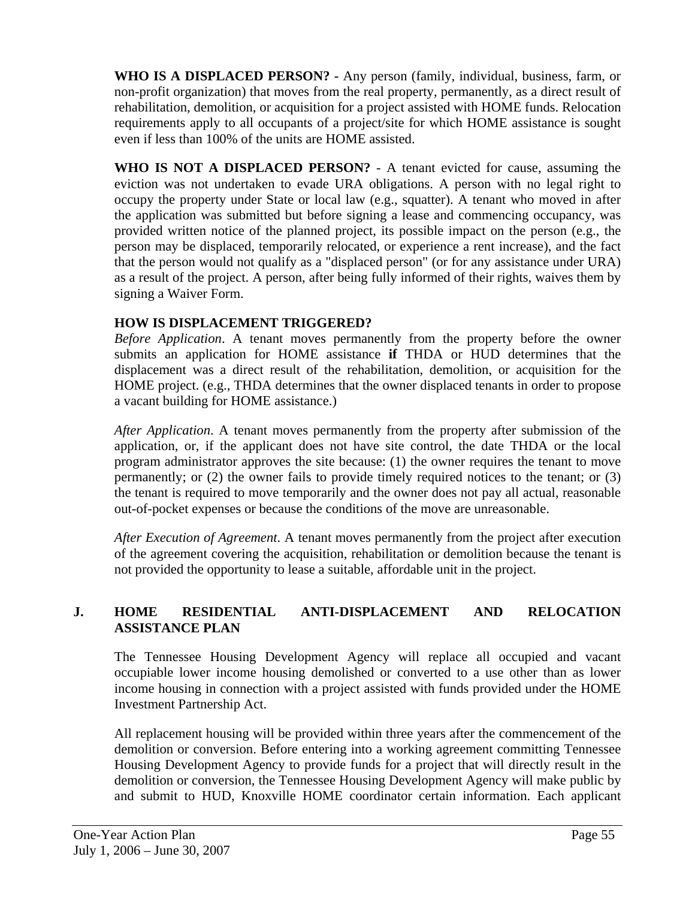**WHO IS A DISPLACED PERSON? -** Any person (family, individual, business, farm, or non-profit organization) that moves from the real property, permanently, as a direct result of rehabilitation, demolition, or acquisition for a project assisted with HOME funds. Relocation requirements apply to all occupants of a project/site for which HOME assistance is sought even if less than 100% of the units are HOME assisted.

**WHO IS NOT A DISPLACED PERSON?** - A tenant evicted for cause, assuming the eviction was not undertaken to evade URA obligations. A person with no legal right to occupy the property under State or local law (e.g., squatter). A tenant who moved in after the application was submitted but before signing a lease and commencing occupancy, was provided written notice of the planned project, its possible impact on the person (e.g., the person may be displaced, temporarily relocated, or experience a rent increase), and the fact that the person would not qualify as a "displaced person" (or for any assistance under URA) as a result of the project. A person, after being fully informed of their rights, waives them by signing a Waiver Form.

**HOW IS DISPLACEMENT TRIGGERED?**

*Before Application*. A tenant moves permanently from the property before the owner submits an application for HOME assistance **if** THDA or HUD determines that the displacement was a direct result of the rehabilitation, demolition, or acquisition for the HOME project. (e.g., THDA determines that the owner displaced tenants in order to propose a vacant building for HOME assistance.)

*After Application*. A tenant moves permanently from the property after submission of the application, or, if the applicant does not have site control, the date THDA or the local program administrator approves the site because: (1) the owner requires the tenant to move permanently; or (2) the owner fails to provide timely required notices to the tenant; or (3) the tenant is required to move temporarily and the owner does not pay all actual, reasonable out-of-pocket expenses or because the conditions of the move are unreasonable.

*After Execution of Agreement*. A tenant moves permanently from the project after execution of the agreement covering the acquisition, rehabilitation or demolition because the tenant is not provided the opportunity to lease a suitable, affordable unit in the project.

## J. HOME RESIDENTIAL ANTI-DISPLACEMENT AND RELOCATION ASSISTANCE PLAN

The Tennessee Housing Development Agency will replace all occupied and vacant occupiable lower income housing demolished or converted to a use other than as lower income housing in connection with a project assisted with funds provided under the HOME Investment Partnership Act.

All replacement housing will be provided within three years after the commencement of the demolition or conversion. Before entering into a working agreement committing Tennessee Housing Development Agency to provide funds for a project that will directly result in the demolition or conversion, the Tennessee Housing Development Agency will make public by and submit to HUD, Knoxville HOME coordinator certain information. Each applicant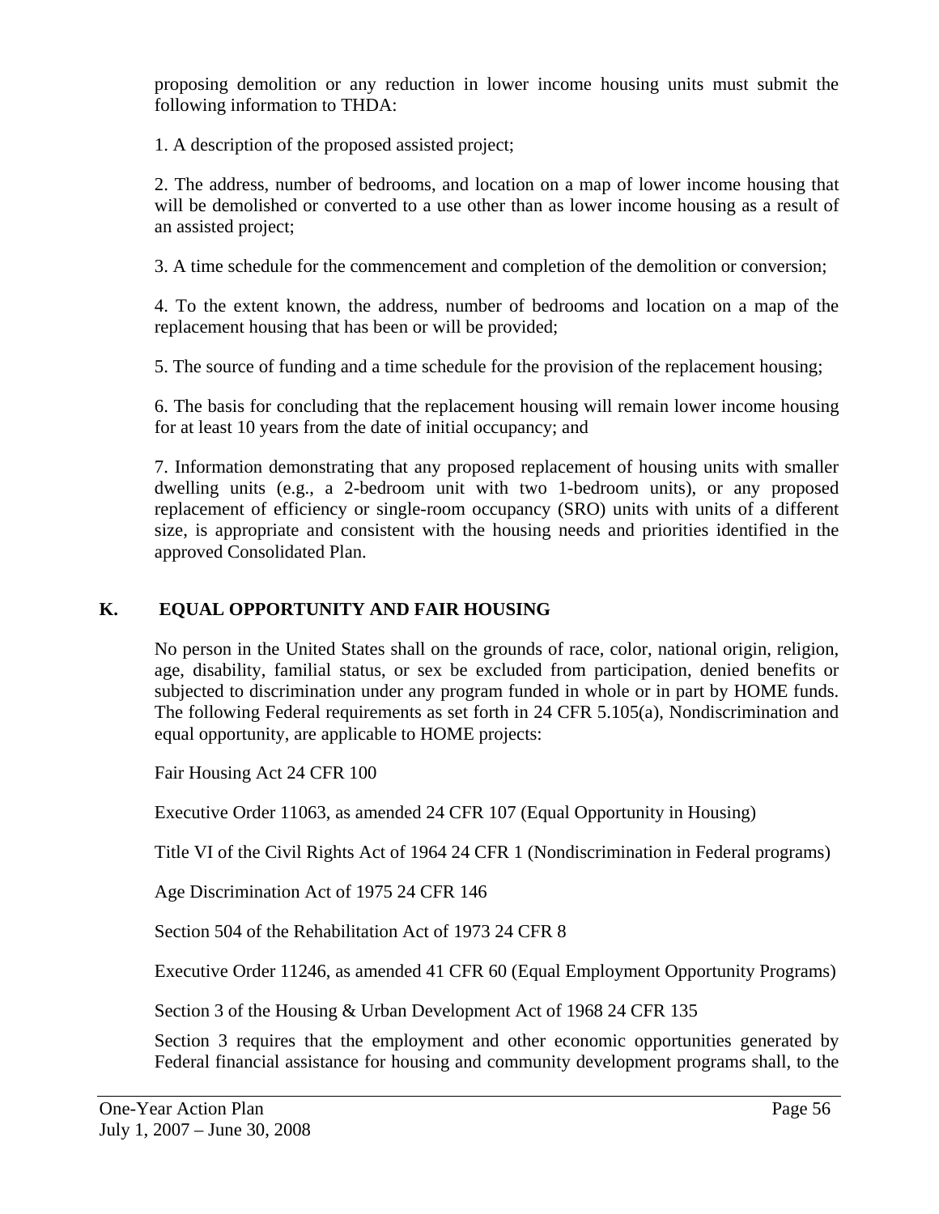proposing demolition or any reduction in lower income housing units must submit the following information to THDA:

1. A description of the proposed assisted project;

2. The address, number of bedrooms, and location on a map of lower income housing that will be demolished or converted to a use other than as lower income housing as a result of an assisted project;

3. A time schedule for the commencement and completion of the demolition or conversion;

4. To the extent known, the address, number of bedrooms and location on a map of the replacement housing that has been or will be provided;

5. The source of funding and a time schedule for the provision of the replacement housing;

6. The basis for concluding that the replacement housing will remain lower income housing for at least 10 years from the date of initial occupancy; and

7. Information demonstrating that any proposed replacement of housing units with smaller dwelling units (e.g., a 2-bedroom unit with two 1-bedroom units), or any proposed replacement of efficiency or single-room occupancy (SRO) units with units of a different size, is appropriate and consistent with the housing needs and priorities identified in the approved Consolidated Plan.

## K. EQUAL OPPORTUNITY AND FAIR HOUSING

No person in the United States shall on the grounds of race, color, national origin, religion, age, disability, familial status, or sex be excluded from participation, denied benefits or subjected to discrimination under any program funded in whole or in part by HOME funds. The following Federal requirements as set forth in 24 CFR 5.105(a), Nondiscrimination and equal opportunity, are applicable to HOME projects:

Fair Housing Act 24 CFR 100

Executive Order 11063, as amended 24 CFR 107 (Equal Opportunity in Housing)

Title VI of the Civil Rights Act of 1964 24 CFR 1 (Nondiscrimination in Federal programs)

Age Discrimination Act of 1975 24 CFR 146

Section 504 of the Rehabilitation Act of 1973 24 CFR 8

Executive Order 11246, as amended 41 CFR 60 (Equal Employment Opportunity Programs)

Section 3 of the Housing & Urban Development Act of 1968 24 CFR 135

Section 3 requires that the employment and other economic opportunities generated by Federal financial assistance for housing and community development programs shall, to the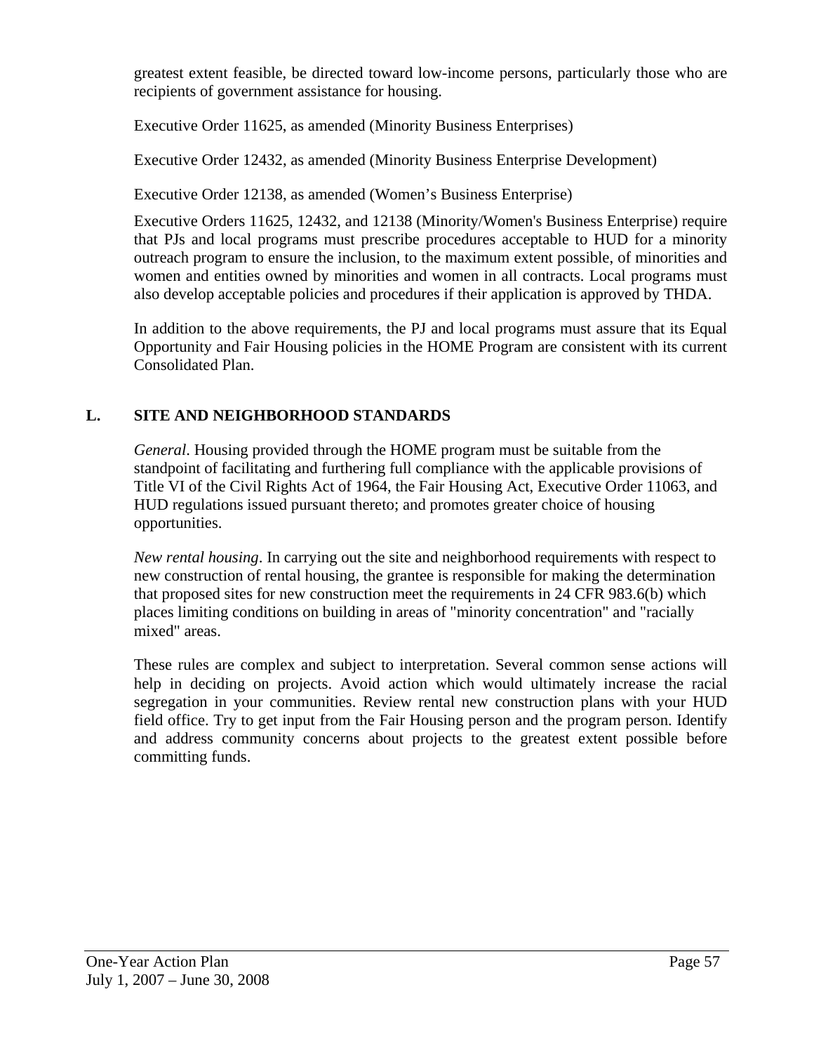greatest extent feasible, be directed toward low-income persons, particularly those who are recipients of government assistance for housing.

Executive Order 11625, as amended (Minority Business Enterprises)

Executive Order 12432, as amended (Minority Business Enterprise Development)

Executive Order 12138, as amended (Women's Business Enterprise)

Executive Orders 11625, 12432, and 12138 (Minority/Women's Business Enterprise) require that PJs and local programs must prescribe procedures acceptable to HUD for a minority outreach program to ensure the inclusion, to the maximum extent possible, of minorities and women and entities owned by minorities and women in all contracts. Local programs must also develop acceptable policies and procedures if their application is approved by THDA.

In addition to the above requirements, the PJ and local programs must assure that its Equal Opportunity and Fair Housing policies in the HOME Program are consistent with its current Consolidated Plan.

## L. SITE AND NEIGHBORHOOD STANDARDS

*General*. Housing provided through the HOME program must be suitable from the standpoint of facilitating and furthering full compliance with the applicable provisions of Title VI of the Civil Rights Act of 1964, the Fair Housing Act, Executive Order 11063, and HUD regulations issued pursuant thereto; and promotes greater choice of housing opportunities.

*New rental housing*. In carrying out the site and neighborhood requirements with respect to new construction of rental housing, the grantee is responsible for making the determination that proposed sites for new construction meet the requirements in 24 CFR 983.6(b) which places limiting conditions on building in areas of "minority concentration" and "racially mixed" areas.

These rules are complex and subject to interpretation. Several common sense actions will help in deciding on projects. Avoid action which would ultimately increase the racial segregation in your communities. Review rental new construction plans with your HUD field office. Try to get input from the Fair Housing person and the program person. Identify and address community concerns about projects to the greatest extent possible before committing funds.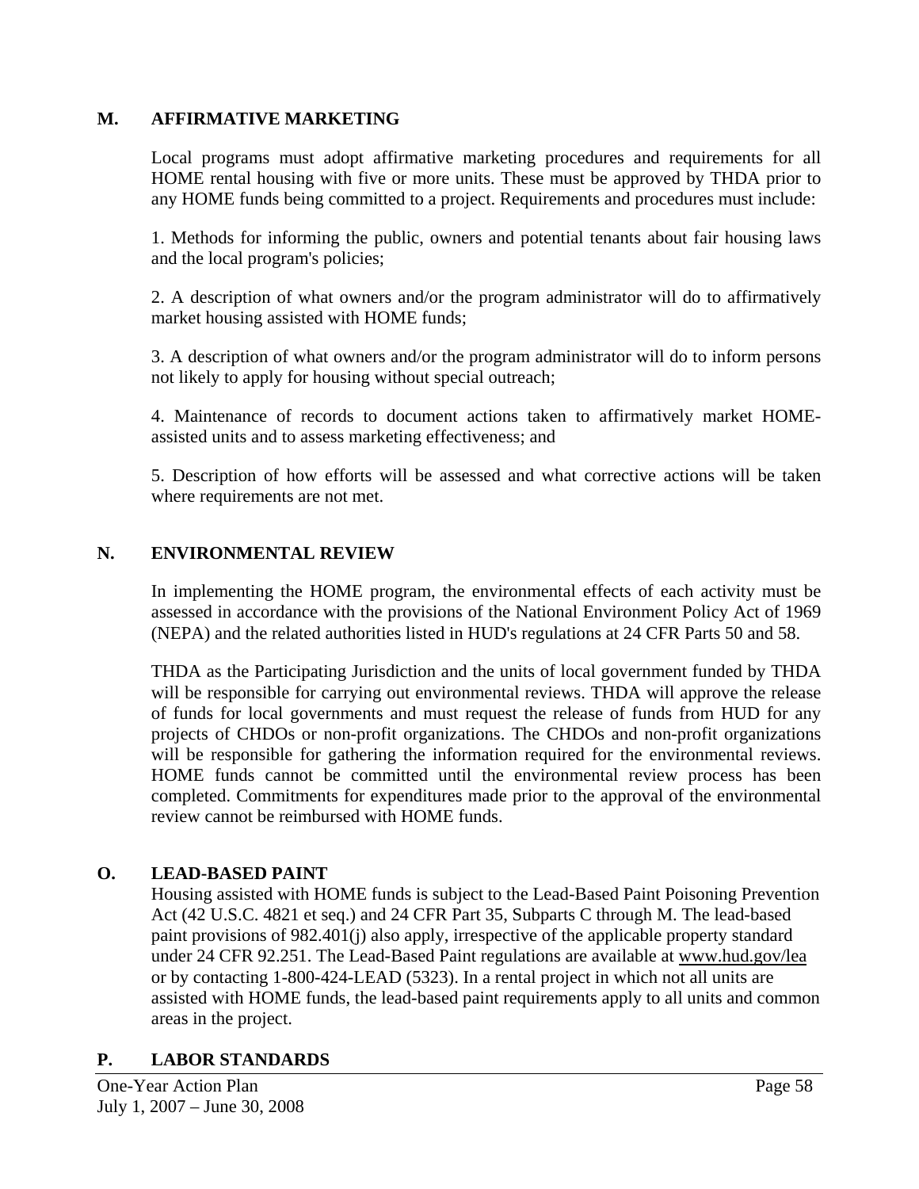## M. AFFIRMATIVE MARKETING

Local programs must adopt affirmative marketing procedures and requirements for all HOME rental housing with five or more units. These must be approved by THDA prior to any HOME funds being committed to a project. Requirements and procedures must include:

1. Methods for informing the public, owners and potential tenants about fair housing laws and the local program's policies;

2. A description of what owners and/or the program administrator will do to affirmatively market housing assisted with HOME funds;

3. A description of what owners and/or the program administrator will do to inform persons not likely to apply for housing without special outreach;

4. Maintenance of records to document actions taken to affirmatively market HOME-assisted units and to assess marketing effectiveness; and

5. Description of how efforts will be assessed and what corrective actions will be taken where requirements are not met.

## N. ENVIRONMENTAL REVIEW

In implementing the HOME program, the environmental effects of each activity must be assessed in accordance with the provisions of the National Environment Policy Act of 1969 (NEPA) and the related authorities listed in HUD's regulations at 24 CFR Parts 50 and 58.

THDA as the Participating Jurisdiction and the units of local government funded by THDA will be responsible for carrying out environmental reviews. THDA will approve the release of funds for local governments and must request the release of funds from HUD for any projects of CHDOs or non-profit organizations. The CHDOs and non-profit organizations will be responsible for gathering the information required for the environmental reviews. HOME funds cannot be committed until the environmental review process has been completed. Commitments for expenditures made prior to the approval of the environmental review cannot be reimbursed with HOME funds.

## O. LEAD-BASED PAINT

Housing assisted with HOME funds is subject to the Lead-Based Paint Poisoning Prevention Act (42 U.S.C. 4821 et seq.) and 24 CFR Part 35, Subparts C through M. The lead-based paint provisions of 982.401(j) also apply, irrespective of the applicable property standard under 24 CFR 92.251. The Lead-Based Paint regulations are available at www.hud.gov/lea or by contacting 1-800-424-LEAD (5323). In a rental project in which not all units are assisted with HOME funds, the lead-based paint requirements apply to all units and common areas in the project.

## P. LABOR STANDARDS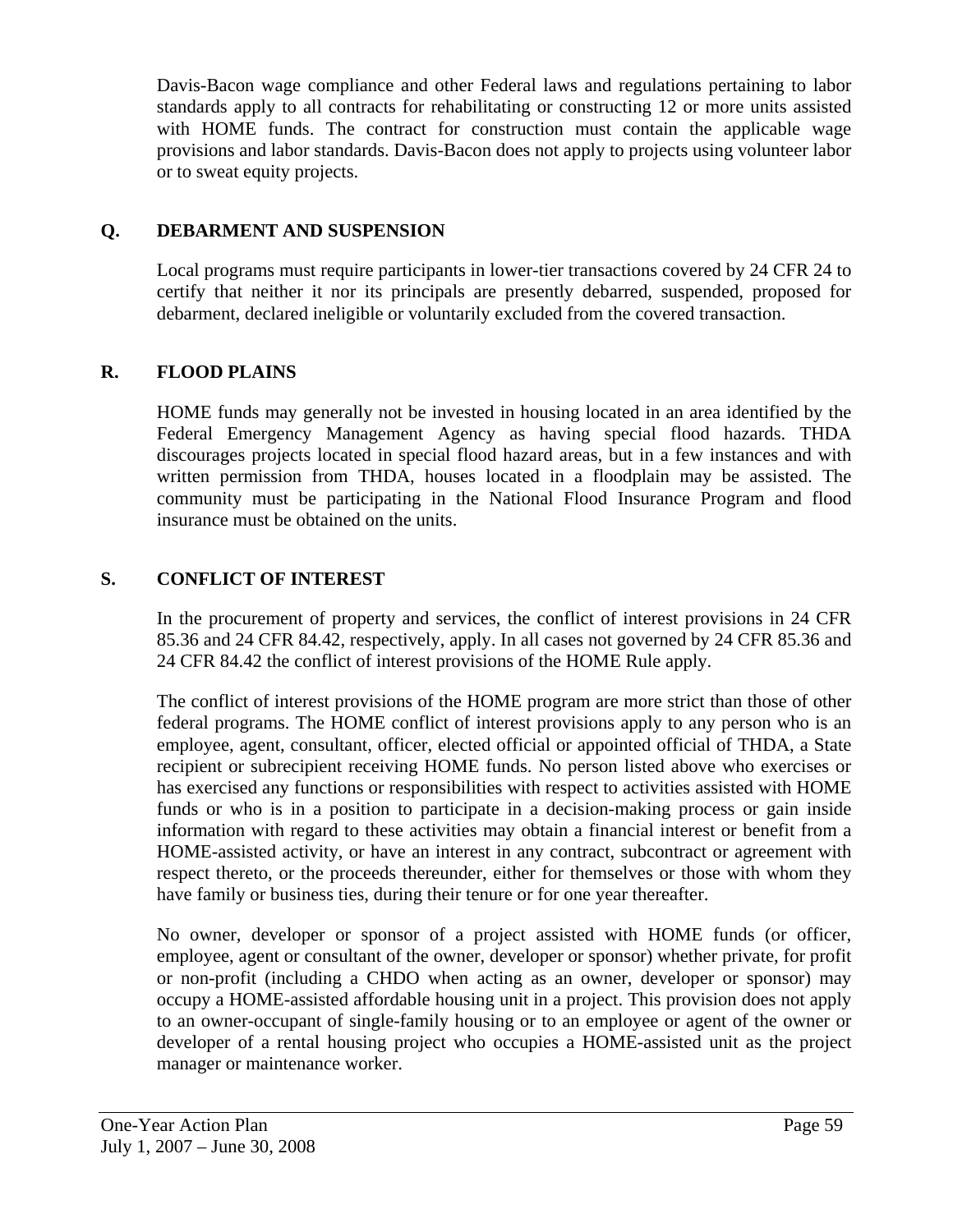Davis-Bacon wage compliance and other Federal laws and regulations pertaining to labor standards apply to all contracts for rehabilitating or constructing 12 or more units assisted with HOME funds. The contract for construction must contain the applicable wage provisions and labor standards. Davis-Bacon does not apply to projects using volunteer labor or to sweat equity projects.

## Q. DEBARMENT AND SUSPENSION

Local programs must require participants in lower-tier transactions covered by 24 CFR 24 to certify that neither it nor its principals are presently debarred, suspended, proposed for debarment, declared ineligible or voluntarily excluded from the covered transaction.

## R. FLOOD PLAINS

HOME funds may generally not be invested in housing located in an area identified by the Federal Emergency Management Agency as having special flood hazards. THDA discourages projects located in special flood hazard areas, but in a few instances and with written permission from THDA, houses located in a floodplain may be assisted. The community must be participating in the National Flood Insurance Program and flood insurance must be obtained on the units.

## S. CONFLICT OF INTEREST

In the procurement of property and services, the conflict of interest provisions in 24 CFR 85.36 and 24 CFR 84.42, respectively, apply. In all cases not governed by 24 CFR 85.36 and 24 CFR 84.42 the conflict of interest provisions of the HOME Rule apply.

The conflict of interest provisions of the HOME program are more strict than those of other federal programs. The HOME conflict of interest provisions apply to any person who is an employee, agent, consultant, officer, elected official or appointed official of THDA, a State recipient or subrecipient receiving HOME funds. No person listed above who exercises or has exercised any functions or responsibilities with respect to activities assisted with HOME funds or who is in a position to participate in a decision-making process or gain inside information with regard to these activities may obtain a financial interest or benefit from a HOME-assisted activity, or have an interest in any contract, subcontract or agreement with respect thereto, or the proceeds thereunder, either for themselves or those with whom they have family or business ties, during their tenure or for one year thereafter.

No owner, developer or sponsor of a project assisted with HOME funds (or officer, employee, agent or consultant of the owner, developer or sponsor) whether private, for profit or non-profit (including a CHDO when acting as an owner, developer or sponsor) may occupy a HOME-assisted affordable housing unit in a project. This provision does not apply to an owner-occupant of single-family housing or to an employee or agent of the owner or developer of a rental housing project who occupies a HOME-assisted unit as the project manager or maintenance worker.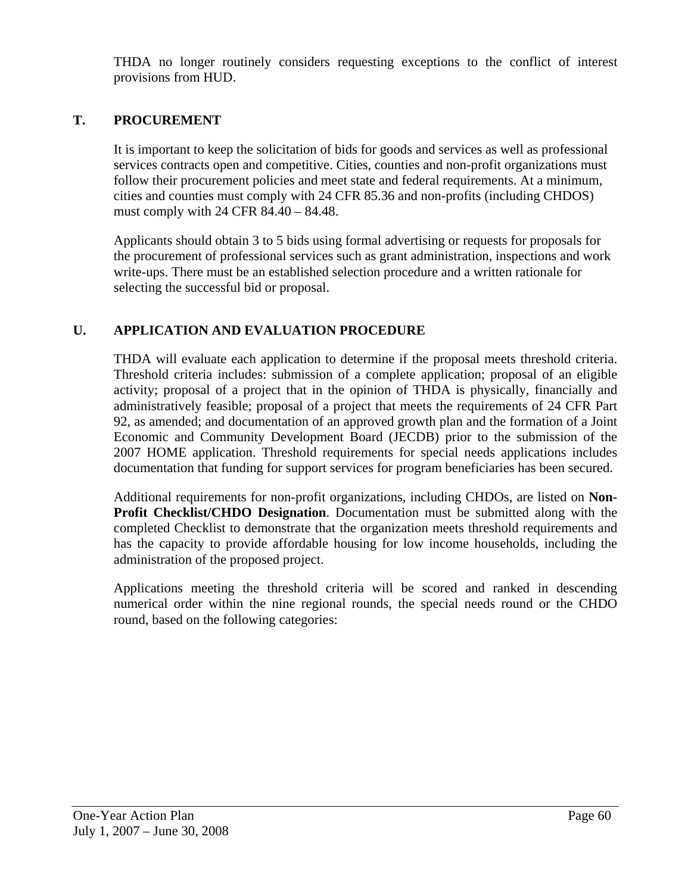THDA no longer routinely considers requesting exceptions to the conflict of interest provisions from HUD.

## T. PROCUREMENT

It is important to keep the solicitation of bids for goods and services as well as professional services contracts open and competitive. Cities, counties and non-profit organizations must follow their procurement policies and meet state and federal requirements. At a minimum, cities and counties must comply with 24 CFR 85.36 and non-profits (including CHDOS) must comply with 24 CFR 84.40 – 84.48.

Applicants should obtain 3 to 5 bids using formal advertising or requests for proposals for the procurement of professional services such as grant administration, inspections and work write-ups. There must be an established selection procedure and a written rationale for selecting the successful bid or proposal.

## U. APPLICATION AND EVALUATION PROCEDURE

THDA will evaluate each application to determine if the proposal meets threshold criteria. Threshold criteria includes: submission of a complete application; proposal of an eligible activity; proposal of a project that in the opinion of THDA is physically, financially and administratively feasible; proposal of a project that meets the requirements of 24 CFR Part 92, as amended; and documentation of an approved growth plan and the formation of a Joint Economic and Community Development Board (JECDB) prior to the submission of the 2007 HOME application. Threshold requirements for special needs applications includes documentation that funding for support services for program beneficiaries has been secured.

Additional requirements for non-profit organizations, including CHDOs, are listed on **Non-Profit Checklist/CHDO Designation**. Documentation must be submitted along with the completed Checklist to demonstrate that the organization meets threshold requirements and has the capacity to provide affordable housing for low income households, including the administration of the proposed project.

Applications meeting the threshold criteria will be scored and ranked in descending numerical order within the nine regional rounds, the special needs round or the CHDO round, based on the following categories: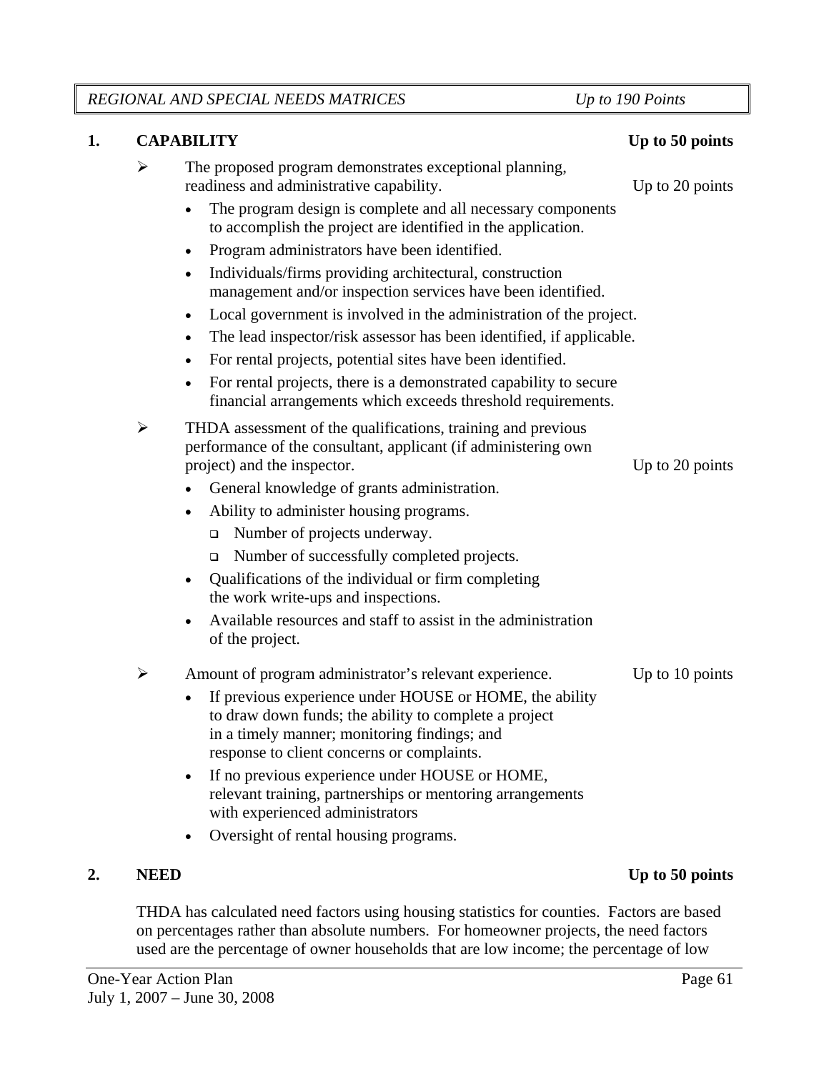*REGIONAL AND SPECIAL NEEDS MATRICES* — *Up to 190 Points*

## 1. CAPABILITY — Up to 50 points

- The proposed program demonstrates exceptional planning, readiness and administrative capability. — Up to 20 points
  - The program design is complete and all necessary components to accomplish the project are identified in the application.
  - Program administrators have been identified.
  - Individuals/firms providing architectural, construction management and/or inspection services have been identified.
  - Local government is involved in the administration of the project.
  - The lead inspector/risk assessor has been identified, if applicable.
  - For rental projects, potential sites have been identified.
  - For rental projects, there is a demonstrated capability to secure financial arrangements which exceeds threshold requirements.
- THDA assessment of the qualifications, training and previous performance of the consultant, applicant (if administering own project) and the inspector. — Up to 20 points
  - General knowledge of grants administration.
  - Ability to administer housing programs.
    - Number of projects underway.
    - Number of successfully completed projects.
  - Qualifications of the individual or firm completing the work write-ups and inspections.
  - Available resources and staff to assist in the administration of the project.
- Amount of program administrator's relevant experience. — Up to 10 points
  - If previous experience under HOUSE or HOME, the ability to draw down funds; the ability to complete a project in a timely manner; monitoring findings; and response to client concerns or complaints.
  - If no previous experience under HOUSE or HOME, relevant training, partnerships or mentoring arrangements with experienced administrators
  - Oversight of rental housing programs.

## 2. NEED — Up to 50 points

THDA has calculated need factors using housing statistics for counties. Factors are based on percentages rather than absolute numbers. For homeowner projects, the need factors used are the percentage of owner households that are low income; the percentage of low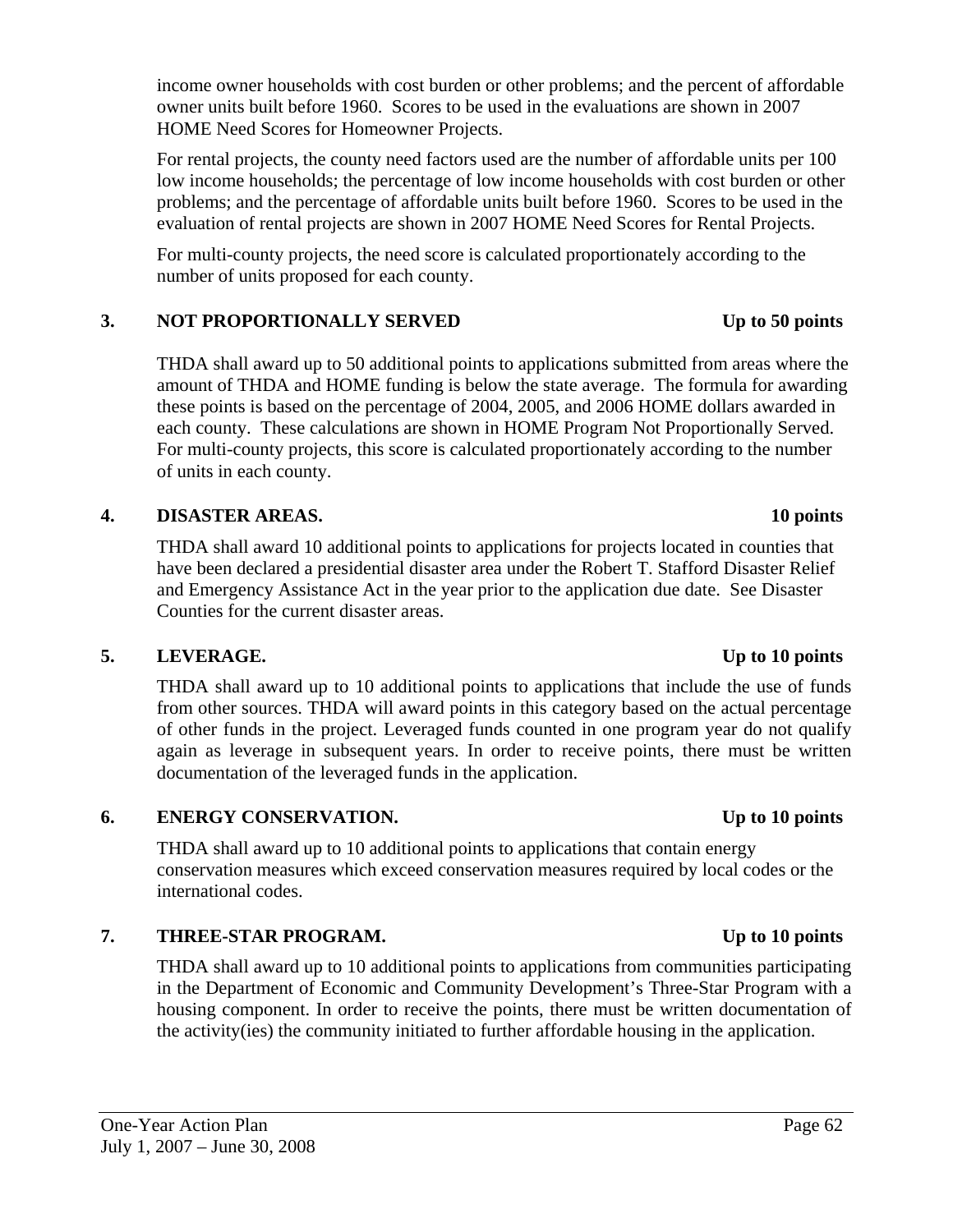income owner households with cost burden or other problems; and the percent of affordable owner units built before 1960. Scores to be used in the evaluations are shown in 2007 HOME Need Scores for Homeowner Projects.

For rental projects, the county need factors used are the number of affordable units per 100 low income households; the percentage of low income households with cost burden or other problems; and the percentage of affordable units built before 1960. Scores to be used in the evaluation of rental projects are shown in 2007 HOME Need Scores for Rental Projects.

For multi-county projects, the need score is calculated proportionately according to the number of units proposed for each county.

**3. NOT PROPORTIONALLY SERVED — Up to 50 points**

THDA shall award up to 50 additional points to applications submitted from areas where the amount of THDA and HOME funding is below the state average. The formula for awarding these points is based on the percentage of 2004, 2005, and 2006 HOME dollars awarded in each county. These calculations are shown in HOME Program Not Proportionally Served. For multi-county projects, this score is calculated proportionately according to the number of units in each county.

**4. DISASTER AREAS. — 10 points**

THDA shall award 10 additional points to applications for projects located in counties that have been declared a presidential disaster area under the Robert T. Stafford Disaster Relief and Emergency Assistance Act in the year prior to the application due date. See Disaster Counties for the current disaster areas.

**5. LEVERAGE. — Up to 10 points**

THDA shall award up to 10 additional points to applications that include the use of funds from other sources. THDA will award points in this category based on the actual percentage of other funds in the project. Leveraged funds counted in one program year do not qualify again as leverage in subsequent years. In order to receive points, there must be written documentation of the leveraged funds in the application.

**6. ENERGY CONSERVATION. — Up to 10 points**

THDA shall award up to 10 additional points to applications that contain energy conservation measures which exceed conservation measures required by local codes or the international codes.

**7. THREE-STAR PROGRAM. — Up to 10 points**

THDA shall award up to 10 additional points to applications from communities participating in the Department of Economic and Community Development's Three-Star Program with a housing component. In order to receive the points, there must be written documentation of the activity(ies) the community initiated to further affordable housing in the application.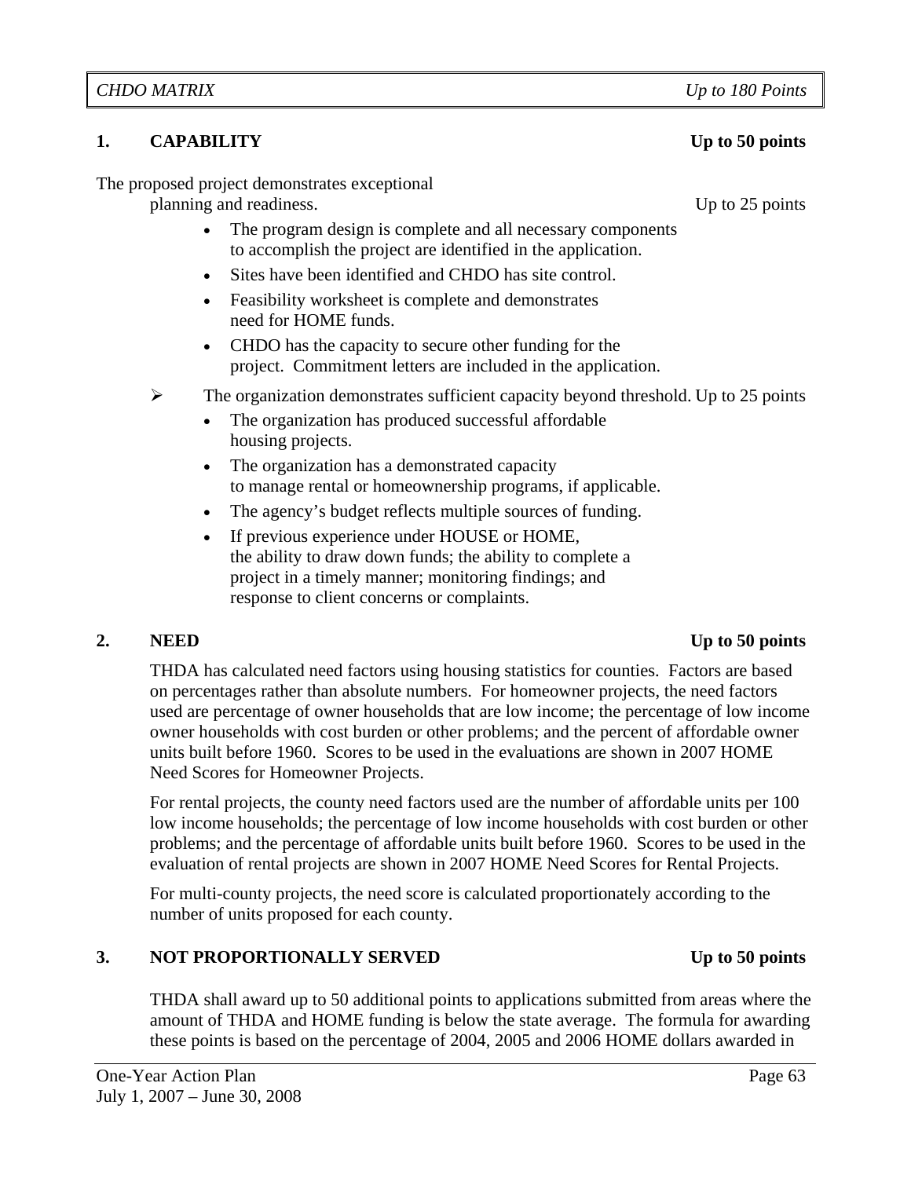*CHDO MATRIX* *Up to 180 Points*

## 1. CAPABILITY — Up to 50 points

The proposed project demonstrates exceptional planning and readiness. Up to 25 points

- The program design is complete and all necessary components to accomplish the project are identified in the application.
- Sites have been identified and CHDO has site control.
- Feasibility worksheet is complete and demonstrates need for HOME funds.
- CHDO has the capacity to secure other funding for the project. Commitment letters are included in the application.

➢ The organization demonstrates sufficient capacity beyond threshold. Up to 25 points

- The organization has produced successful affordable housing projects.
- The organization has a demonstrated capacity to manage rental or homeownership programs, if applicable.
- The agency's budget reflects multiple sources of funding.
- If previous experience under HOUSE or HOME, the ability to draw down funds; the ability to complete a project in a timely manner; monitoring findings; and response to client concerns or complaints.

## 2. NEED — Up to 50 points

THDA has calculated need factors using housing statistics for counties. Factors are based on percentages rather than absolute numbers. For homeowner projects, the need factors used are percentage of owner households that are low income; the percentage of low income owner households with cost burden or other problems; and the percent of affordable owner units built before 1960. Scores to be used in the evaluations are shown in 2007 HOME Need Scores for Homeowner Projects.

For rental projects, the county need factors used are the number of affordable units per 100 low income households; the percentage of low income households with cost burden or other problems; and the percentage of affordable units built before 1960. Scores to be used in the evaluation of rental projects are shown in 2007 HOME Need Scores for Rental Projects.

For multi-county projects, the need score is calculated proportionately according to the number of units proposed for each county.

## 3. NOT PROPORTIONALLY SERVED — Up to 50 points

THDA shall award up to 50 additional points to applications submitted from areas where the amount of THDA and HOME funding is below the state average. The formula for awarding these points is based on the percentage of 2004, 2005 and 2006 HOME dollars awarded in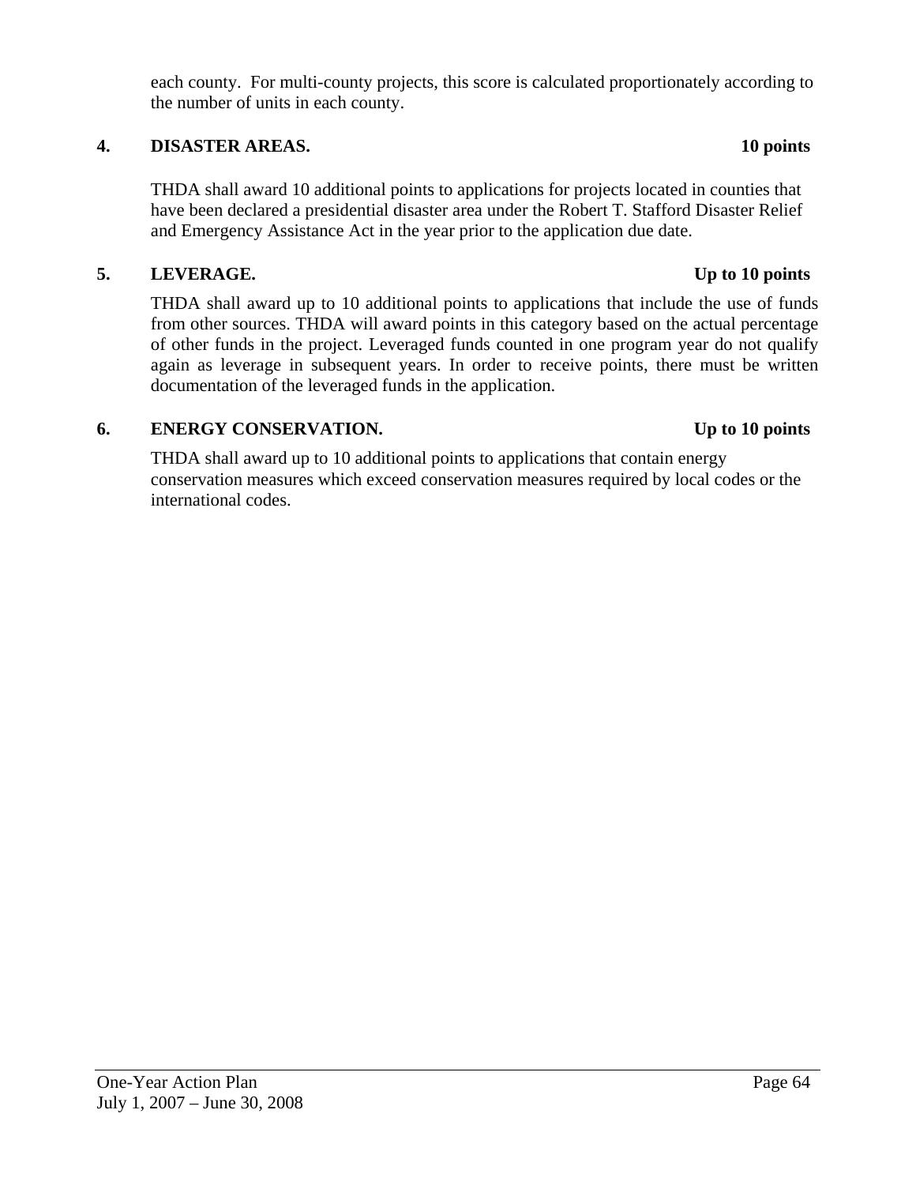each county. For multi-county projects, this score is calculated proportionately according to the number of units in each county.

**4. DISASTER AREAS. 10 points**

THDA shall award 10 additional points to applications for projects located in counties that have been declared a presidential disaster area under the Robert T. Stafford Disaster Relief and Emergency Assistance Act in the year prior to the application due date.

**5. LEVERAGE. Up to 10 points**

THDA shall award up to 10 additional points to applications that include the use of funds from other sources. THDA will award points in this category based on the actual percentage of other funds in the project. Leveraged funds counted in one program year do not qualify again as leverage in subsequent years. In order to receive points, there must be written documentation of the leveraged funds in the application.

**6. ENERGY CONSERVATION. Up to 10 points**

THDA shall award up to 10 additional points to applications that contain energy conservation measures which exceed conservation measures required by local codes or the international codes.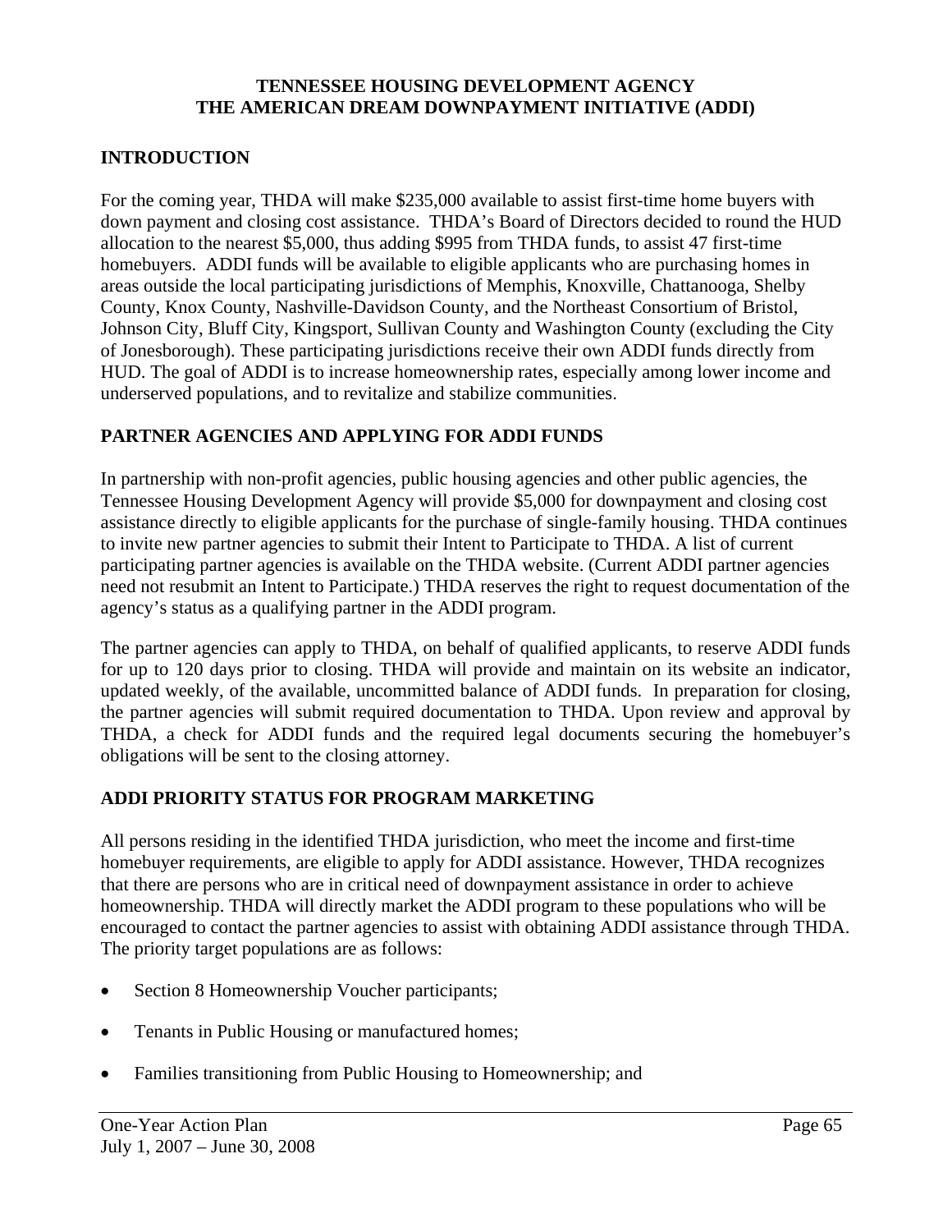**TENNESSEE HOUSING DEVELOPMENT AGENCY**
**THE AMERICAN DREAM DOWNPAYMENT INITIATIVE (ADDI)**

## INTRODUCTION

For the coming year, THDA will make $235,000 available to assist first-time home buyers with down payment and closing cost assistance. THDA's Board of Directors decided to round the HUD allocation to the nearest $5,000, thus adding $995 from THDA funds, to assist 47 first-time homebuyers. ADDI funds will be available to eligible applicants who are purchasing homes in areas outside the local participating jurisdictions of Memphis, Knoxville, Chattanooga, Shelby County, Knox County, Nashville-Davidson County, and the Northeast Consortium of Bristol, Johnson City, Bluff City, Kingsport, Sullivan County and Washington County (excluding the City of Jonesborough). These participating jurisdictions receive their own ADDI funds directly from HUD. The goal of ADDI is to increase homeownership rates, especially among lower income and underserved populations, and to revitalize and stabilize communities.

## PARTNER AGENCIES AND APPLYING FOR ADDI FUNDS

In partnership with non-profit agencies, public housing agencies and other public agencies, the Tennessee Housing Development Agency will provide $5,000 for downpayment and closing cost assistance directly to eligible applicants for the purchase of single-family housing. THDA continues to invite new partner agencies to submit their Intent to Participate to THDA. A list of current participating partner agencies is available on the THDA website. (Current ADDI partner agencies need not resubmit an Intent to Participate.) THDA reserves the right to request documentation of the agency's status as a qualifying partner in the ADDI program.

The partner agencies can apply to THDA, on behalf of qualified applicants, to reserve ADDI funds for up to 120 days prior to closing. THDA will provide and maintain on its website an indicator, updated weekly, of the available, uncommitted balance of ADDI funds. In preparation for closing, the partner agencies will submit required documentation to THDA. Upon review and approval by THDA, a check for ADDI funds and the required legal documents securing the homebuyer's obligations will be sent to the closing attorney.

## ADDI PRIORITY STATUS FOR PROGRAM MARKETING

All persons residing in the identified THDA jurisdiction, who meet the income and first-time homebuyer requirements, are eligible to apply for ADDI assistance. However, THDA recognizes that there are persons who are in critical need of downpayment assistance in order to achieve homeownership. THDA will directly market the ADDI program to these populations who will be encouraged to contact the partner agencies to assist with obtaining ADDI assistance through THDA. The priority target populations are as follows:

- Section 8 Homeownership Voucher participants;
- Tenants in Public Housing or manufactured homes;
- Families transitioning from Public Housing to Homeownership; and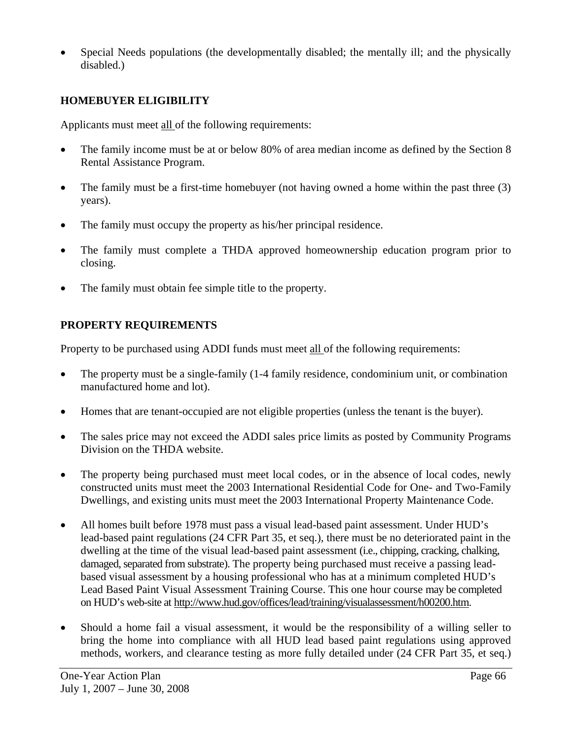- Special Needs populations (the developmentally disabled; the mentally ill; and the physically disabled.)

**HOMEBUYER ELIGIBILITY**

Applicants must meet all of the following requirements:

- The family income must be at or below 80% of area median income as defined by the Section 8 Rental Assistance Program.
- The family must be a first-time homebuyer (not having owned a home within the past three (3) years).
- The family must occupy the property as his/her principal residence.
- The family must complete a THDA approved homeownership education program prior to closing.
- The family must obtain fee simple title to the property.

**PROPERTY REQUIREMENTS**

Property to be purchased using ADDI funds must meet all of the following requirements:

- The property must be a single-family (1-4 family residence, condominium unit, or combination manufactured home and lot).
- Homes that are tenant-occupied are not eligible properties (unless the tenant is the buyer).
- The sales price may not exceed the ADDI sales price limits as posted by Community Programs Division on the THDA website.
- The property being purchased must meet local codes, or in the absence of local codes, newly constructed units must meet the 2003 International Residential Code for One- and Two-Family Dwellings, and existing units must meet the 2003 International Property Maintenance Code.
- All homes built before 1978 must pass a visual lead-based paint assessment. Under HUD's lead-based paint regulations (24 CFR Part 35, et seq.), there must be no deteriorated paint in the dwelling at the time of the visual lead-based paint assessment (i.e., chipping, cracking, chalking, damaged, separated from substrate). The property being purchased must receive a passing lead-based visual assessment by a housing professional who has at a minimum completed HUD's Lead Based Paint Visual Assessment Training Course. This one hour course may be completed on HUD's web-site at http://www.hud.gov/offices/lead/training/visualassessment/h00200.htm.
- Should a home fail a visual assessment, it would be the responsibility of a willing seller to bring the home into compliance with all HUD lead based paint regulations using approved methods, workers, and clearance testing as more fully detailed under (24 CFR Part 35, et seq.)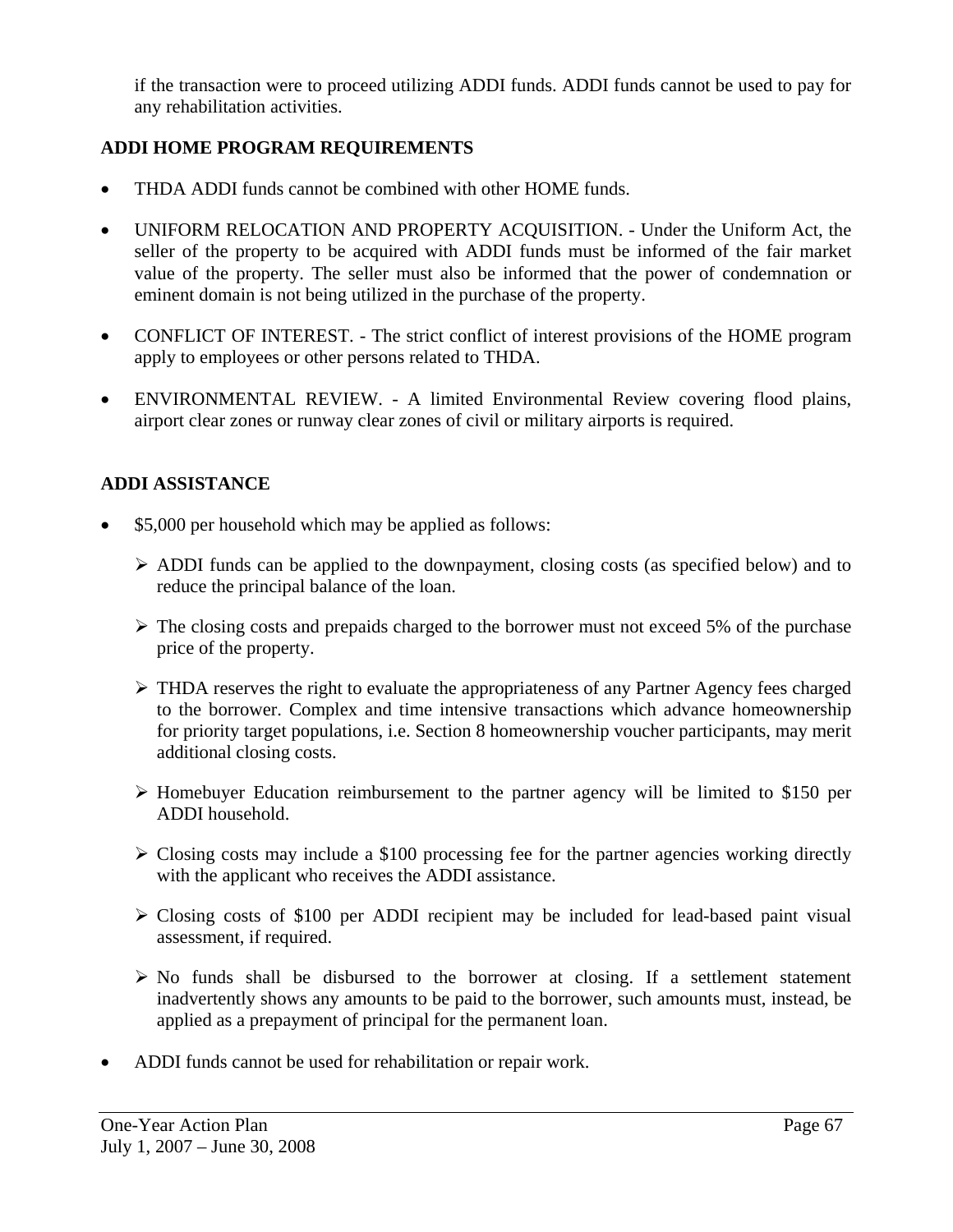if the transaction were to proceed utilizing ADDI funds. ADDI funds cannot be used to pay for any rehabilitation activities.

**ADDI HOME PROGRAM REQUIREMENTS**

- THDA ADDI funds cannot be combined with other HOME funds.
- UNIFORM RELOCATION AND PROPERTY ACQUISITION. - Under the Uniform Act, the seller of the property to be acquired with ADDI funds must be informed of the fair market value of the property. The seller must also be informed that the power of condemnation or eminent domain is not being utilized in the purchase of the property.
- CONFLICT OF INTEREST. - The strict conflict of interest provisions of the HOME program apply to employees or other persons related to THDA.
- ENVIRONMENTAL REVIEW. - A limited Environmental Review covering flood plains, airport clear zones or runway clear zones of civil or military airports is required.

**ADDI ASSISTANCE**

- $5,000 per household which may be applied as follows:
    - ADDI funds can be applied to the downpayment, closing costs (as specified below) and to reduce the principal balance of the loan.
    - The closing costs and prepaids charged to the borrower must not exceed 5% of the purchase price of the property.
    - THDA reserves the right to evaluate the appropriateness of any Partner Agency fees charged to the borrower. Complex and time intensive transactions which advance homeownership for priority target populations, i.e. Section 8 homeownership voucher participants, may merit additional closing costs.
    - Homebuyer Education reimbursement to the partner agency will be limited to $150 per ADDI household.
    - Closing costs may include a $100 processing fee for the partner agencies working directly with the applicant who receives the ADDI assistance.
    - Closing costs of $100 per ADDI recipient may be included for lead-based paint visual assessment, if required.
    - No funds shall be disbursed to the borrower at closing. If a settlement statement inadvertently shows any amounts to be paid to the borrower, such amounts must, instead, be applied as a prepayment of principal for the permanent loan.
- ADDI funds cannot be used for rehabilitation or repair work.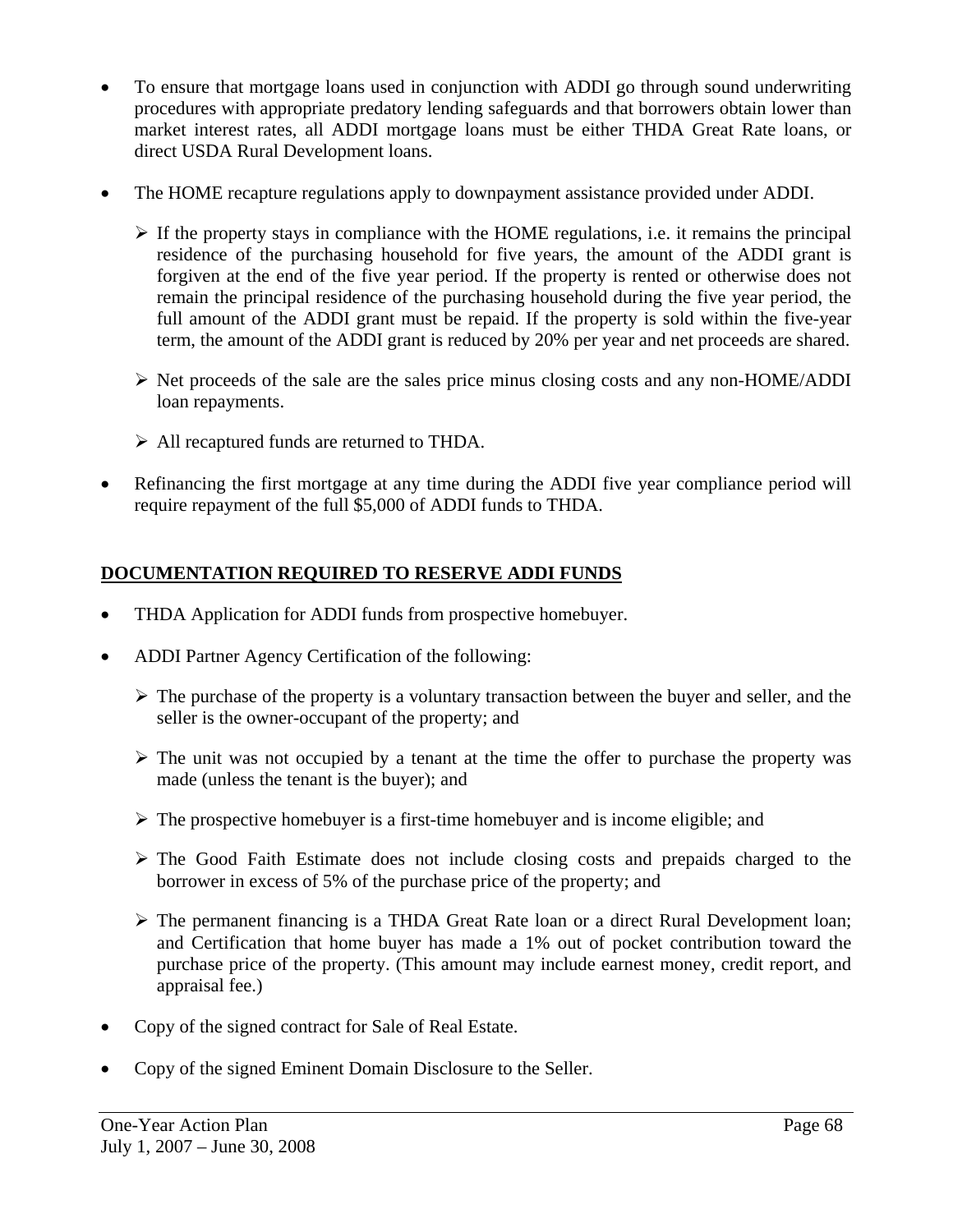- To ensure that mortgage loans used in conjunction with ADDI go through sound underwriting procedures with appropriate predatory lending safeguards and that borrowers obtain lower than market interest rates, all ADDI mortgage loans must be either THDA Great Rate loans, or direct USDA Rural Development loans.

- The HOME recapture regulations apply to downpayment assistance provided under ADDI.

  - If the property stays in compliance with the HOME regulations, i.e. it remains the principal residence of the purchasing household for five years, the amount of the ADDI grant is forgiven at the end of the five year period. If the property is rented or otherwise does not remain the principal residence of the purchasing household during the five year period, the full amount of the ADDI grant must be repaid. If the property is sold within the five-year term, the amount of the ADDI grant is reduced by 20% per year and net proceeds are shared.

  - Net proceeds of the sale are the sales price minus closing costs and any non-HOME/ADDI loan repayments.

  - All recaptured funds are returned to THDA.

- Refinancing the first mortgage at any time during the ADDI five year compliance period will require repayment of the full $5,000 of ADDI funds to THDA.

**DOCUMENTATION REQUIRED TO RESERVE ADDI FUNDS**

- THDA Application for ADDI funds from prospective homebuyer.

- ADDI Partner Agency Certification of the following:

  - The purchase of the property is a voluntary transaction between the buyer and seller, and the seller is the owner-occupant of the property; and

  - The unit was not occupied by a tenant at the time the offer to purchase the property was made (unless the tenant is the buyer); and

  - The prospective homebuyer is a first-time homebuyer and is income eligible; and

  - The Good Faith Estimate does not include closing costs and prepaids charged to the borrower in excess of 5% of the purchase price of the property; and

  - The permanent financing is a THDA Great Rate loan or a direct Rural Development loan; and Certification that home buyer has made a 1% out of pocket contribution toward the purchase price of the property. (This amount may include earnest money, credit report, and appraisal fee.)

- Copy of the signed contract for Sale of Real Estate.

- Copy of the signed Eminent Domain Disclosure to the Seller.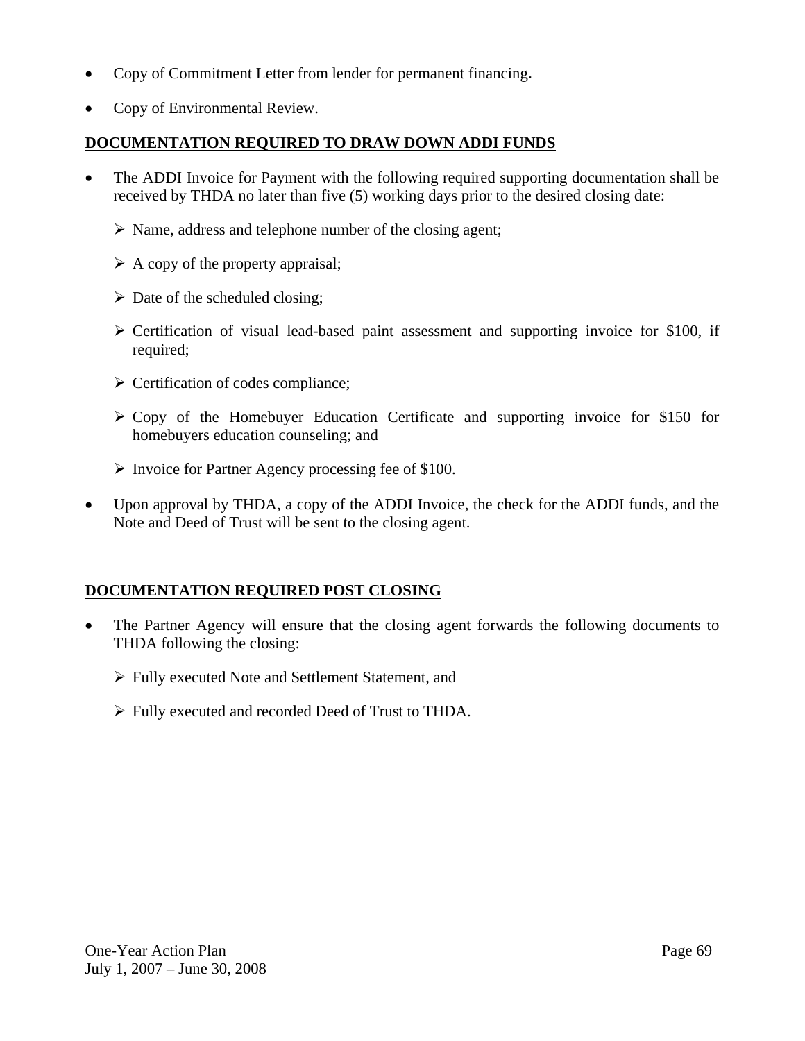- Copy of Commitment Letter from lender for permanent financing.
- Copy of Environmental Review.

**DOCUMENTATION REQUIRED TO DRAW DOWN ADDI FUNDS**

- The ADDI Invoice for Payment with the following required supporting documentation shall be received by THDA no later than five (5) working days prior to the desired closing date:
  - Name, address and telephone number of the closing agent;
  - A copy of the property appraisal;
  - Date of the scheduled closing;
  - Certification of visual lead-based paint assessment and supporting invoice for $100, if required;
  - Certification of codes compliance;
  - Copy of the Homebuyer Education Certificate and supporting invoice for $150 for homebuyers education counseling; and
  - Invoice for Partner Agency processing fee of $100.
- Upon approval by THDA, a copy of the ADDI Invoice, the check for the ADDI funds, and the Note and Deed of Trust will be sent to the closing agent.

**DOCUMENTATION REQUIRED POST CLOSING**

- The Partner Agency will ensure that the closing agent forwards the following documents to THDA following the closing:
  - Fully executed Note and Settlement Statement, and
  - Fully executed and recorded Deed of Trust to THDA.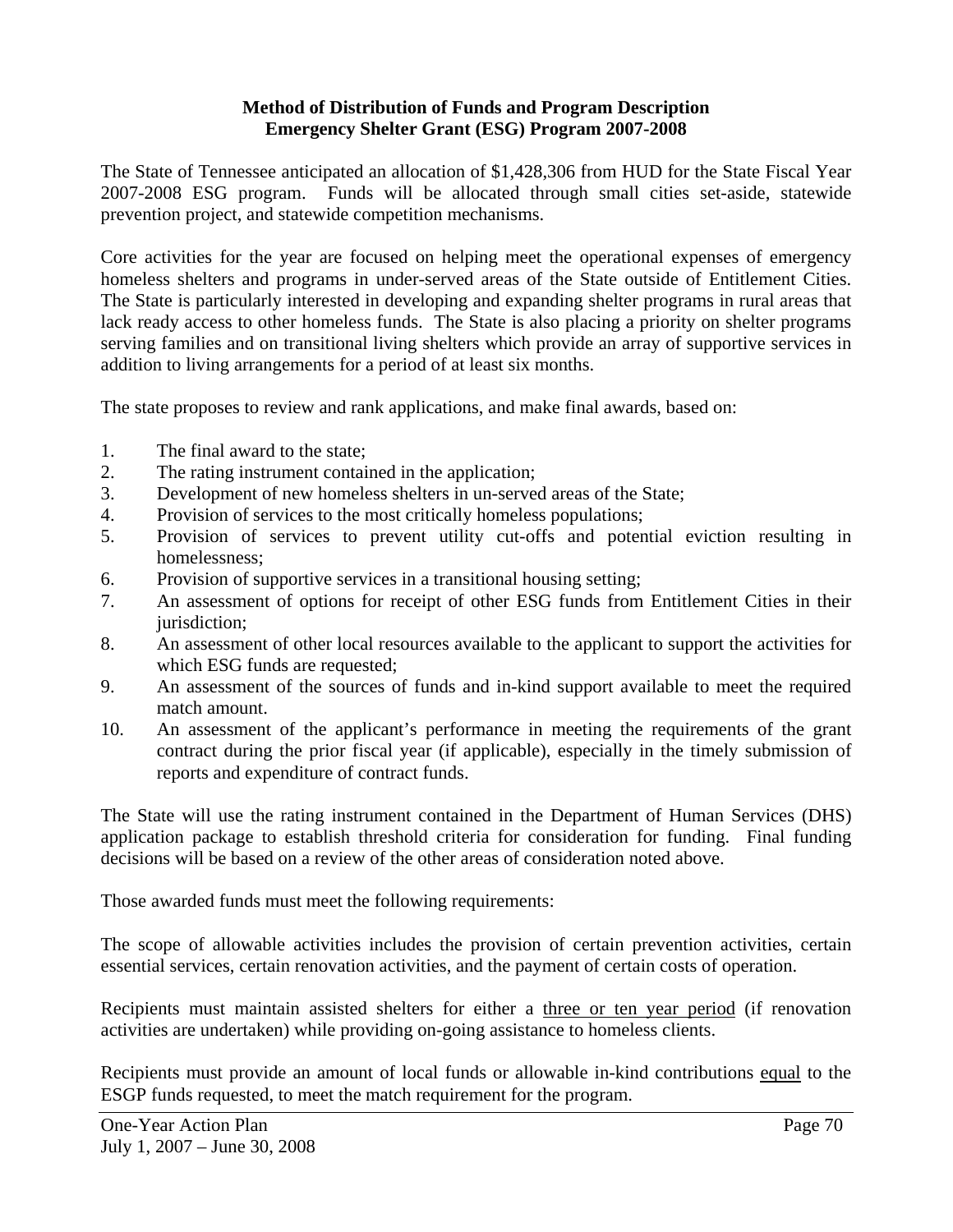**Method of Distribution of Funds and Program Description**
**Emergency Shelter Grant (ESG) Program 2007-2008**

The State of Tennessee anticipated an allocation of $1,428,306 from HUD for the State Fiscal Year 2007-2008 ESG program. Funds will be allocated through small cities set-aside, statewide prevention project, and statewide competition mechanisms.

Core activities for the year are focused on helping meet the operational expenses of emergency homeless shelters and programs in under-served areas of the State outside of Entitlement Cities. The State is particularly interested in developing and expanding shelter programs in rural areas that lack ready access to other homeless funds. The State is also placing a priority on shelter programs serving families and on transitional living shelters which provide an array of supportive services in addition to living arrangements for a period of at least six months.

The state proposes to review and rank applications, and make final awards, based on:

1. The final award to the state;
2. The rating instrument contained in the application;
3. Development of new homeless shelters in un-served areas of the State;
4. Provision of services to the most critically homeless populations;
5. Provision of services to prevent utility cut-offs and potential eviction resulting in homelessness;
6. Provision of supportive services in a transitional housing setting;
7. An assessment of options for receipt of other ESG funds from Entitlement Cities in their jurisdiction;
8. An assessment of other local resources available to the applicant to support the activities for which ESG funds are requested;
9. An assessment of the sources of funds and in-kind support available to meet the required match amount.
10. An assessment of the applicant's performance in meeting the requirements of the grant contract during the prior fiscal year (if applicable), especially in the timely submission of reports and expenditure of contract funds.

The State will use the rating instrument contained in the Department of Human Services (DHS) application package to establish threshold criteria for consideration for funding. Final funding decisions will be based on a review of the other areas of consideration noted above.

Those awarded funds must meet the following requirements:

The scope of allowable activities includes the provision of certain prevention activities, certain essential services, certain renovation activities, and the payment of certain costs of operation.

Recipients must maintain assisted shelters for either a <u>three or ten year period</u> (if renovation activities are undertaken) while providing on-going assistance to homeless clients.

Recipients must provide an amount of local funds or allowable in-kind contributions <u>equal</u> to the ESGP funds requested, to meet the match requirement for the program.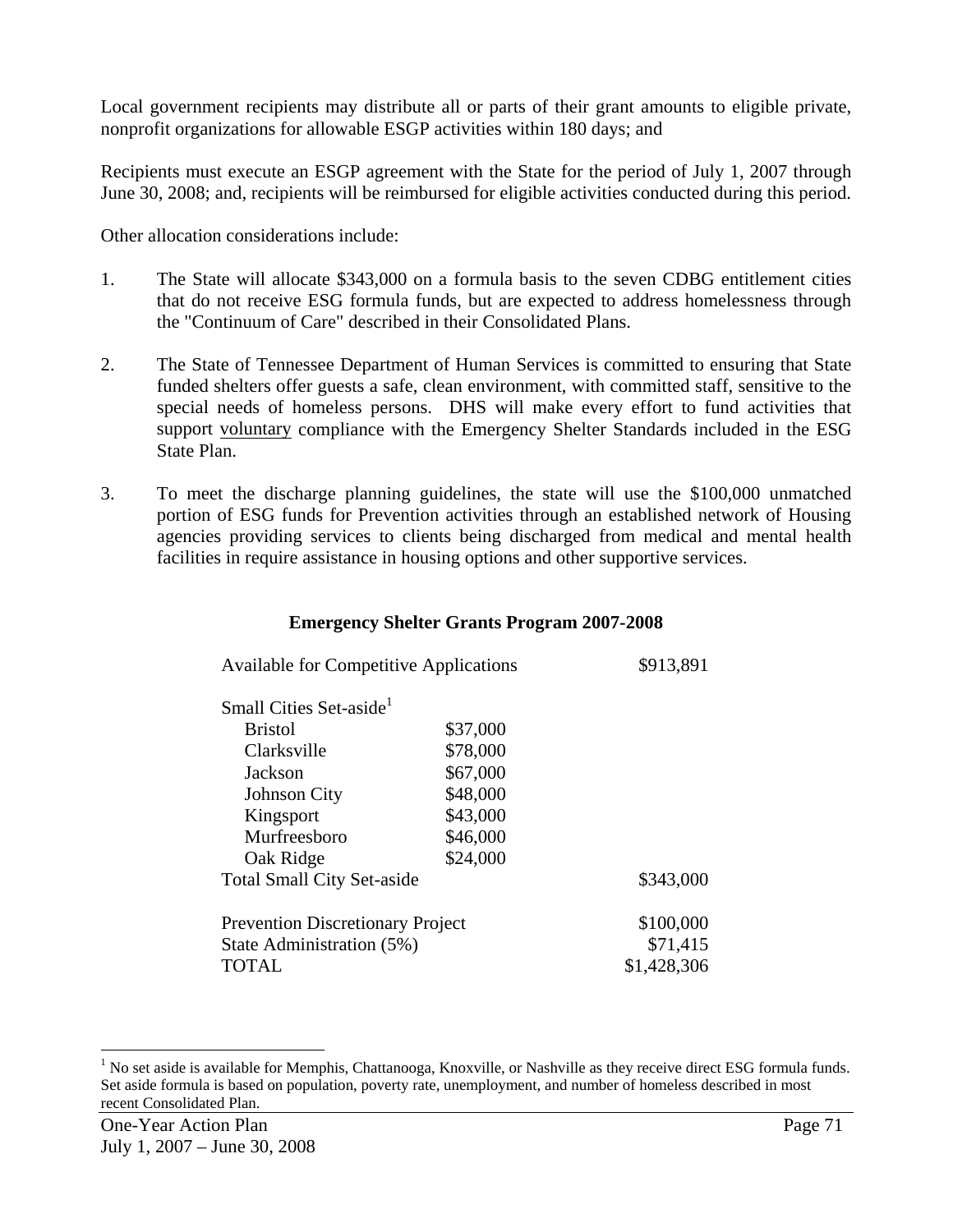Local government recipients may distribute all or parts of their grant amounts to eligible private, nonprofit organizations for allowable ESGP activities within 180 days; and

Recipients must execute an ESGP agreement with the State for the period of July 1, 2007 through June 30, 2008; and, recipients will be reimbursed for eligible activities conducted during this period.

Other allocation considerations include:

1. The State will allocate $343,000 on a formula basis to the seven CDBG entitlement cities that do not receive ESG formula funds, but are expected to address homelessness through the "Continuum of Care" described in their Consolidated Plans.

2. The State of Tennessee Department of Human Services is committed to ensuring that State funded shelters offer guests a safe, clean environment, with committed staff, sensitive to the special needs of homeless persons. DHS will make every effort to fund activities that support voluntary compliance with the Emergency Shelter Standards included in the ESG State Plan.

3. To meet the discharge planning guidelines, the state will use the $100,000 unmatched portion of ESG funds for Prevention activities through an established network of Housing agencies providing services to clients being discharged from medical and mental health facilities in require assistance in housing options and other supportive services.

**Emergency Shelter Grants Program 2007-2008**

| | | |
|---|---|---|
| Available for Competitive Applications | | $913,891 |
| Small Cities Set-aside[1] | | |
| Bristol | $37,000 | |
| Clarksville | $78,000 | |
| Jackson | $67,000 | |
| Johnson City | $48,000 | |
| Kingsport | $43,000 | |
| Murfreesboro | $46,000 | |
| Oak Ridge | $24,000 | |
| Total Small City Set-aside | | $343,000 |
| Prevention Discretionary Project | | $100,000 |
| State Administration (5%) | | $71,415 |
| TOTAL | | $1,428,306 |

[1] No set aside is available for Memphis, Chattanooga, Knoxville, or Nashville as they receive direct ESG formula funds. Set aside formula is based on population, poverty rate, unemployment, and number of homeless described in most recent Consolidated Plan.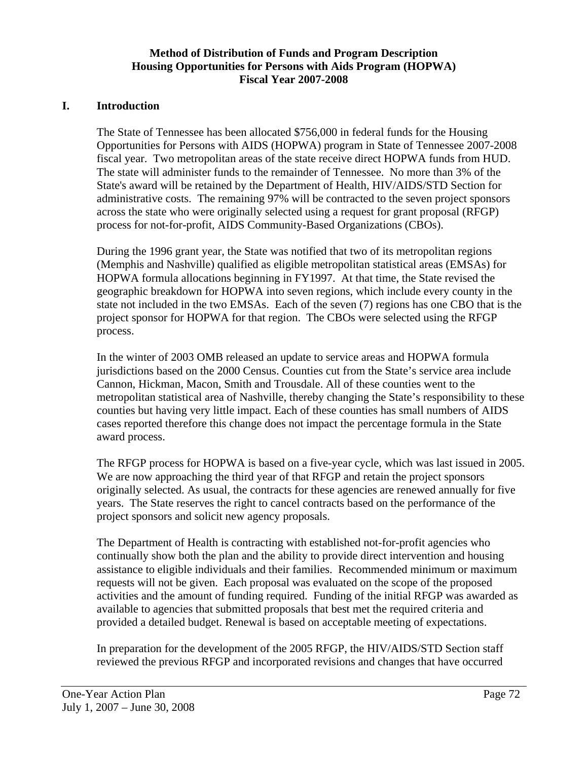**Method of Distribution of Funds and Program Description**
**Housing Opportunities for Persons with Aids Program (HOPWA)**
**Fiscal Year 2007-2008**

## I. Introduction

The State of Tennessee has been allocated $756,000 in federal funds for the Housing Opportunities for Persons with AIDS (HOPWA) program in State of Tennessee 2007-2008 fiscal year. Two metropolitan areas of the state receive direct HOPWA funds from HUD. The state will administer funds to the remainder of Tennessee. No more than 3% of the State's award will be retained by the Department of Health, HIV/AIDS/STD Section for administrative costs. The remaining 97% will be contracted to the seven project sponsors across the state who were originally selected using a request for grant proposal (RFGP) process for not-for-profit, AIDS Community-Based Organizations (CBOs).

During the 1996 grant year, the State was notified that two of its metropolitan regions (Memphis and Nashville) qualified as eligible metropolitan statistical areas (EMSAs) for HOPWA formula allocations beginning in FY1997. At that time, the State revised the geographic breakdown for HOPWA into seven regions, which include every county in the state not included in the two EMSAs. Each of the seven (7) regions has one CBO that is the project sponsor for HOPWA for that region. The CBOs were selected using the RFGP process.

In the winter of 2003 OMB released an update to service areas and HOPWA formula jurisdictions based on the 2000 Census. Counties cut from the State's service area include Cannon, Hickman, Macon, Smith and Trousdale. All of these counties went to the metropolitan statistical area of Nashville, thereby changing the State's responsibility to these counties but having very little impact. Each of these counties has small numbers of AIDS cases reported therefore this change does not impact the percentage formula in the State award process.

The RFGP process for HOPWA is based on a five-year cycle, which was last issued in 2005. We are now approaching the third year of that RFGP and retain the project sponsors originally selected. As usual, the contracts for these agencies are renewed annually for five years. The State reserves the right to cancel contracts based on the performance of the project sponsors and solicit new agency proposals.

The Department of Health is contracting with established not-for-profit agencies who continually show both the plan and the ability to provide direct intervention and housing assistance to eligible individuals and their families. Recommended minimum or maximum requests will not be given. Each proposal was evaluated on the scope of the proposed activities and the amount of funding required. Funding of the initial RFGP was awarded as available to agencies that submitted proposals that best met the required criteria and provided a detailed budget. Renewal is based on acceptable meeting of expectations.

In preparation for the development of the 2005 RFGP, the HIV/AIDS/STD Section staff reviewed the previous RFGP and incorporated revisions and changes that have occurred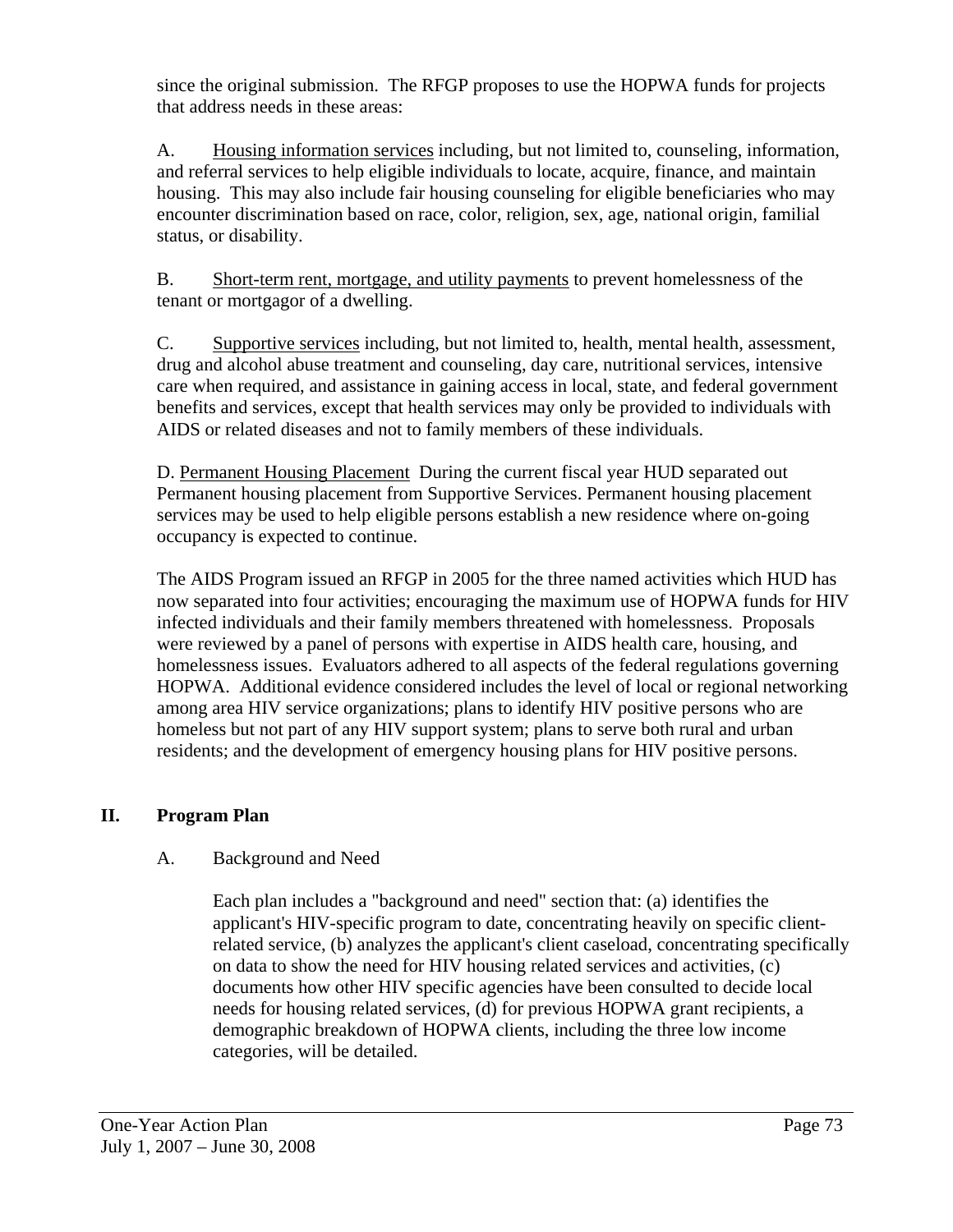since the original submission. The RFGP proposes to use the HOPWA funds for projects that address needs in these areas:

A. Housing information services including, but not limited to, counseling, information, and referral services to help eligible individuals to locate, acquire, finance, and maintain housing. This may also include fair housing counseling for eligible beneficiaries who may encounter discrimination based on race, color, religion, sex, age, national origin, familial status, or disability.

B. Short-term rent, mortgage, and utility payments to prevent homelessness of the tenant or mortgagor of a dwelling.

C. Supportive services including, but not limited to, health, mental health, assessment, drug and alcohol abuse treatment and counseling, day care, nutritional services, intensive care when required, and assistance in gaining access in local, state, and federal government benefits and services, except that health services may only be provided to individuals with AIDS or related diseases and not to family members of these individuals.

D. Permanent Housing Placement During the current fiscal year HUD separated out Permanent housing placement from Supportive Services. Permanent housing placement services may be used to help eligible persons establish a new residence where on-going occupancy is expected to continue.

The AIDS Program issued an RFGP in 2005 for the three named activities which HUD has now separated into four activities; encouraging the maximum use of HOPWA funds for HIV infected individuals and their family members threatened with homelessness. Proposals were reviewed by a panel of persons with expertise in AIDS health care, housing, and homelessness issues. Evaluators adhered to all aspects of the federal regulations governing HOPWA. Additional evidence considered includes the level of local or regional networking among area HIV service organizations; plans to identify HIV positive persons who are homeless but not part of any HIV support system; plans to serve both rural and urban residents; and the development of emergency housing plans for HIV positive persons.

## II. Program Plan

### A. Background and Need

Each plan includes a "background and need" section that: (a) identifies the applicant's HIV-specific program to date, concentrating heavily on specific client-related service, (b) analyzes the applicant's client caseload, concentrating specifically on data to show the need for HIV housing related services and activities, (c) documents how other HIV specific agencies have been consulted to decide local needs for housing related services, (d) for previous HOPWA grant recipients, a demographic breakdown of HOPWA clients, including the three low income categories, will be detailed.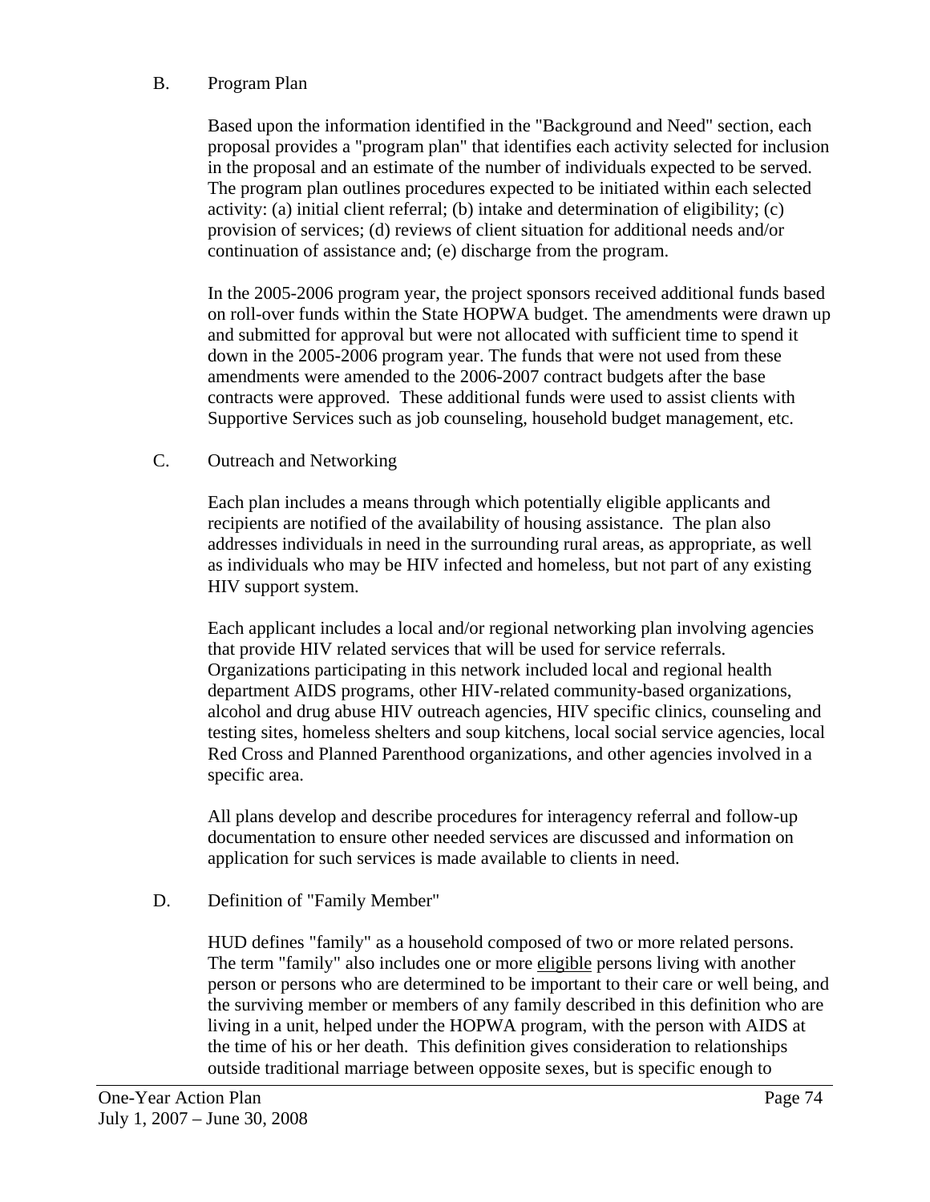## B. Program Plan

Based upon the information identified in the "Background and Need" section, each proposal provides a "program plan" that identifies each activity selected for inclusion in the proposal and an estimate of the number of individuals expected to be served. The program plan outlines procedures expected to be initiated within each selected activity: (a) initial client referral; (b) intake and determination of eligibility; (c) provision of services; (d) reviews of client situation for additional needs and/or continuation of assistance and; (e) discharge from the program.

In the 2005-2006 program year, the project sponsors received additional funds based on roll-over funds within the State HOPWA budget. The amendments were drawn up and submitted for approval but were not allocated with sufficient time to spend it down in the 2005-2006 program year. The funds that were not used from these amendments were amended to the 2006-2007 contract budgets after the base contracts were approved. These additional funds were used to assist clients with Supportive Services such as job counseling, household budget management, etc.

## C. Outreach and Networking

Each plan includes a means through which potentially eligible applicants and recipients are notified of the availability of housing assistance. The plan also addresses individuals in need in the surrounding rural areas, as appropriate, as well as individuals who may be HIV infected and homeless, but not part of any existing HIV support system.

Each applicant includes a local and/or regional networking plan involving agencies that provide HIV related services that will be used for service referrals. Organizations participating in this network included local and regional health department AIDS programs, other HIV-related community-based organizations, alcohol and drug abuse HIV outreach agencies, HIV specific clinics, counseling and testing sites, homeless shelters and soup kitchens, local social service agencies, local Red Cross and Planned Parenthood organizations, and other agencies involved in a specific area.

All plans develop and describe procedures for interagency referral and follow-up documentation to ensure other needed services are discussed and information on application for such services is made available to clients in need.

## D. Definition of "Family Member"

HUD defines "family" as a household composed of two or more related persons. The term "family" also includes one or more <u>eligible</u> persons living with another person or persons who are determined to be important to their care or well being, and the surviving member or members of any family described in this definition who are living in a unit, helped under the HOPWA program, with the person with AIDS at the time of his or her death. This definition gives consideration to relationships outside traditional marriage between opposite sexes, but is specific enough to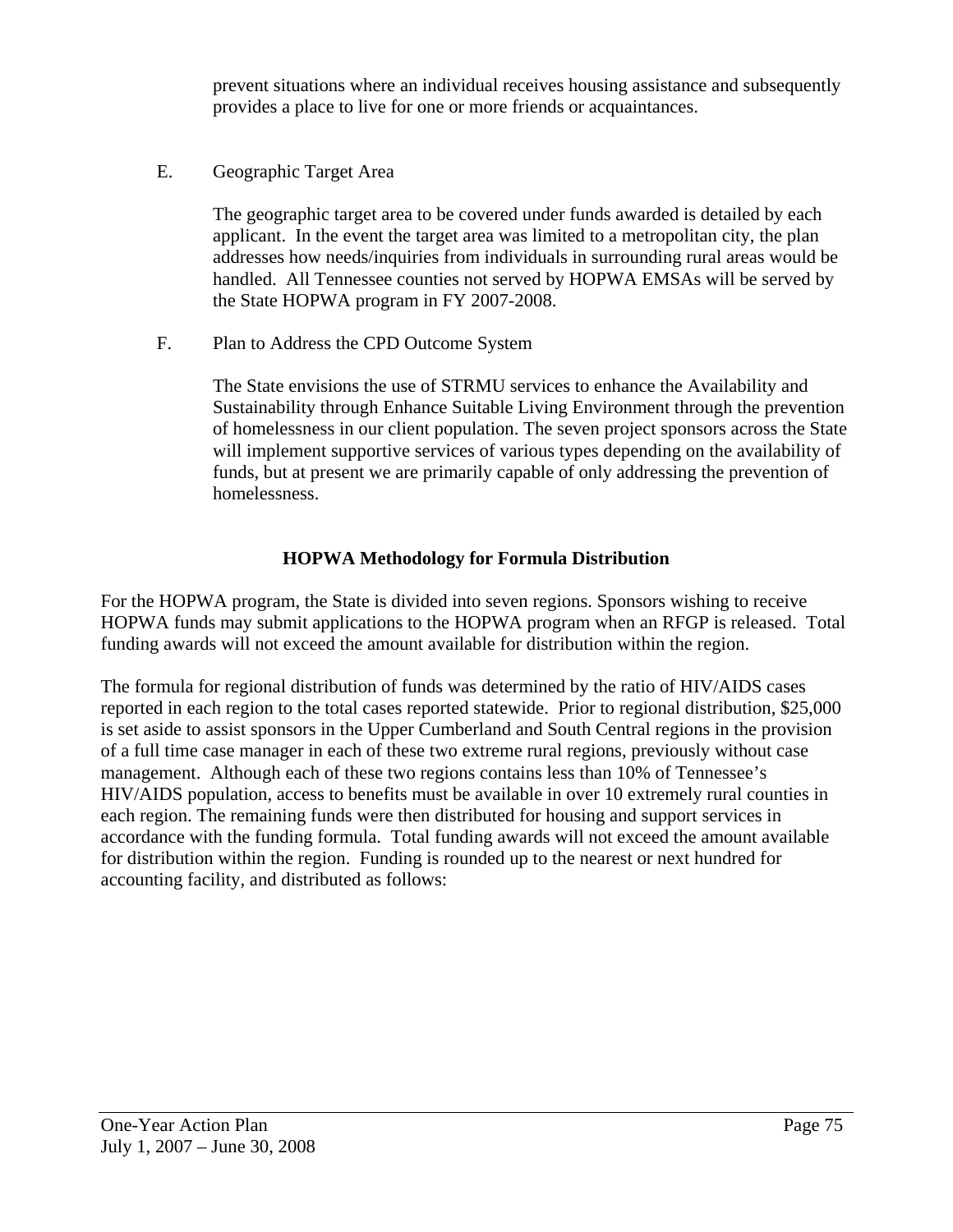prevent situations where an individual receives housing assistance and subsequently provides a place to live for one or more friends or acquaintances.

E. Geographic Target Area

The geographic target area to be covered under funds awarded is detailed by each applicant. In the event the target area was limited to a metropolitan city, the plan addresses how needs/inquiries from individuals in surrounding rural areas would be handled. All Tennessee counties not served by HOPWA EMSAs will be served by the State HOPWA program in FY 2007-2008.

F. Plan to Address the CPD Outcome System

The State envisions the use of STRMU services to enhance the Availability and Sustainability through Enhance Suitable Living Environment through the prevention of homelessness in our client population. The seven project sponsors across the State will implement supportive services of various types depending on the availability of funds, but at present we are primarily capable of only addressing the prevention of homelessness.

## HOPWA Methodology for Formula Distribution

For the HOPWA program, the State is divided into seven regions. Sponsors wishing to receive HOPWA funds may submit applications to the HOPWA program when an RFGP is released. Total funding awards will not exceed the amount available for distribution within the region.

The formula for regional distribution of funds was determined by the ratio of HIV/AIDS cases reported in each region to the total cases reported statewide. Prior to regional distribution, $25,000 is set aside to assist sponsors in the Upper Cumberland and South Central regions in the provision of a full time case manager in each of these two extreme rural regions, previously without case management. Although each of these two regions contains less than 10% of Tennessee's HIV/AIDS population, access to benefits must be available in over 10 extremely rural counties in each region. The remaining funds were then distributed for housing and support services in accordance with the funding formula. Total funding awards will not exceed the amount available for distribution within the region. Funding is rounded up to the nearest or next hundred for accounting facility, and distributed as follows: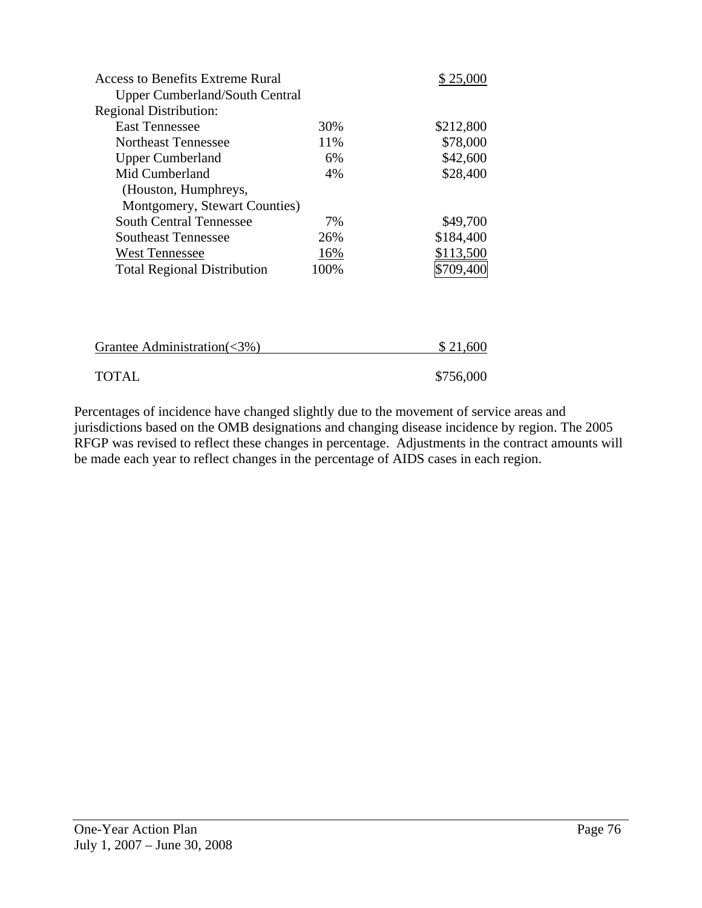| | | |
|---|---|---|
| Access to Benefits Extreme Rural | | $ 25,000 |
| Upper Cumberland/South Central | | |
| Regional Distribution: | | |
| East Tennessee | 30% | $212,800 |
| Northeast Tennessee | 11% | $78,000 |
| Upper Cumberland | 6% | $42,600 |
| Mid Cumberland (Houston, Humphreys, Montgomery, Stewart Counties) | 4% | $28,400 |
| South Central Tennessee | 7% | $49,700 |
| Southeast Tennessee | 26% | $184,400 |
| West Tennessee | 16% | $113,500 |
| Total Regional Distribution | 100% | $709,400 |

| | |
|---|---|
| Grantee Administration(<3%) | $ 21,600 |
| TOTAL | $756,000 |

Percentages of incidence have changed slightly due to the movement of service areas and jurisdictions based on the OMB designations and changing disease incidence by region. The 2005 RFGP was revised to reflect these changes in percentage. Adjustments in the contract amounts will be made each year to reflect changes in the percentage of AIDS cases in each region.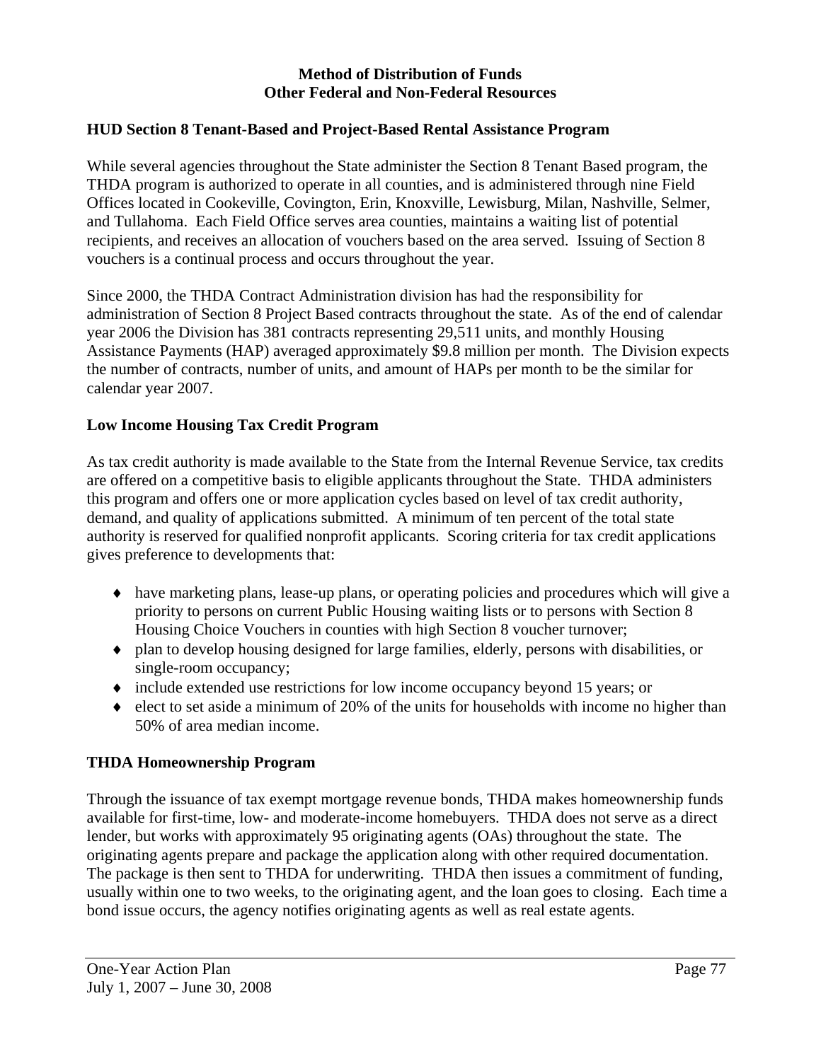**Method of Distribution of Funds**
**Other Federal and Non-Federal Resources**

### HUD Section 8 Tenant-Based and Project-Based Rental Assistance Program

While several agencies throughout the State administer the Section 8 Tenant Based program, the THDA program is authorized to operate in all counties, and is administered through nine Field Offices located in Cookeville, Covington, Erin, Knoxville, Lewisburg, Milan, Nashville, Selmer, and Tullahoma. Each Field Office serves area counties, maintains a waiting list of potential recipients, and receives an allocation of vouchers based on the area served. Issuing of Section 8 vouchers is a continual process and occurs throughout the year.

Since 2000, the THDA Contract Administration division has had the responsibility for administration of Section 8 Project Based contracts throughout the state. As of the end of calendar year 2006 the Division has 381 contracts representing 29,511 units, and monthly Housing Assistance Payments (HAP) averaged approximately $9.8 million per month. The Division expects the number of contracts, number of units, and amount of HAPs per month to be the similar for calendar year 2007.

### Low Income Housing Tax Credit Program

As tax credit authority is made available to the State from the Internal Revenue Service, tax credits are offered on a competitive basis to eligible applicants throughout the State. THDA administers this program and offers one or more application cycles based on level of tax credit authority, demand, and quality of applications submitted. A minimum of ten percent of the total state authority is reserved for qualified nonprofit applicants. Scoring criteria for tax credit applications gives preference to developments that:

- have marketing plans, lease-up plans, or operating policies and procedures which will give a priority to persons on current Public Housing waiting lists or to persons with Section 8 Housing Choice Vouchers in counties with high Section 8 voucher turnover;
- plan to develop housing designed for large families, elderly, persons with disabilities, or single-room occupancy;
- include extended use restrictions for low income occupancy beyond 15 years; or
- elect to set aside a minimum of 20% of the units for households with income no higher than 50% of area median income.

### THDA Homeownership Program

Through the issuance of tax exempt mortgage revenue bonds, THDA makes homeownership funds available for first-time, low- and moderate-income homebuyers. THDA does not serve as a direct lender, but works with approximately 95 originating agents (OAs) throughout the state. The originating agents prepare and package the application along with other required documentation. The package is then sent to THDA for underwriting. THDA then issues a commitment of funding, usually within one to two weeks, to the originating agent, and the loan goes to closing. Each time a bond issue occurs, the agency notifies originating agents as well as real estate agents.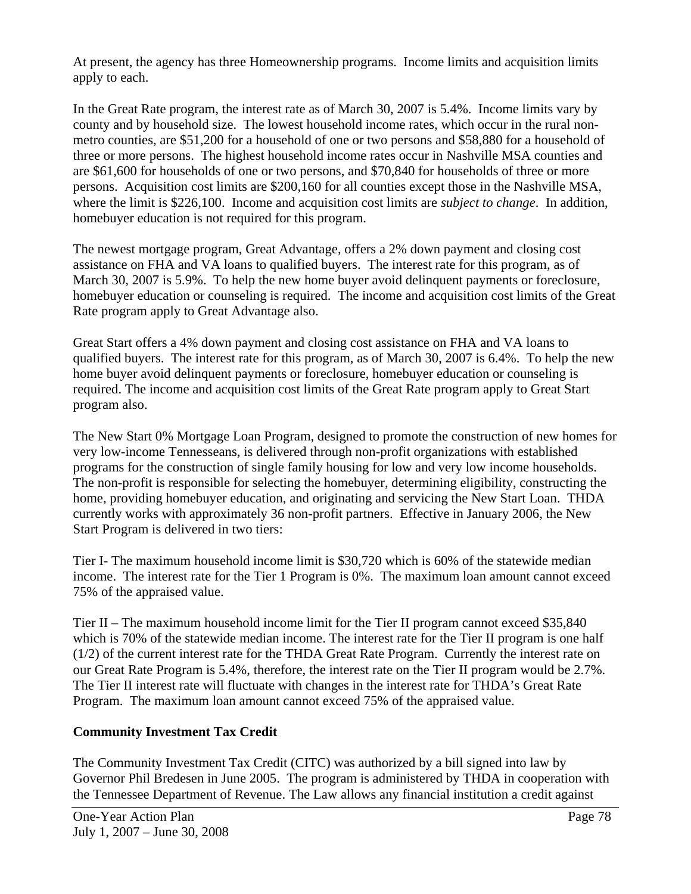At present, the agency has three Homeownership programs. Income limits and acquisition limits apply to each.

In the Great Rate program, the interest rate as of March 30, 2007 is 5.4%. Income limits vary by county and by household size. The lowest household income rates, which occur in the rural non-metro counties, are $51,200 for a household of one or two persons and $58,880 for a household of three or more persons. The highest household income rates occur in Nashville MSA counties and are $61,600 for households of one or two persons, and $70,840 for households of three or more persons. Acquisition cost limits are $200,160 for all counties except those in the Nashville MSA, where the limit is $226,100. Income and acquisition cost limits are *subject to change*. In addition, homebuyer education is not required for this program.

The newest mortgage program, Great Advantage, offers a 2% down payment and closing cost assistance on FHA and VA loans to qualified buyers. The interest rate for this program, as of March 30, 2007 is 5.9%. To help the new home buyer avoid delinquent payments or foreclosure, homebuyer education or counseling is required. The income and acquisition cost limits of the Great Rate program apply to Great Advantage also.

Great Start offers a 4% down payment and closing cost assistance on FHA and VA loans to qualified buyers. The interest rate for this program, as of March 30, 2007 is 6.4%. To help the new home buyer avoid delinquent payments or foreclosure, homebuyer education or counseling is required. The income and acquisition cost limits of the Great Rate program apply to Great Start program also.

The New Start 0% Mortgage Loan Program, designed to promote the construction of new homes for very low-income Tennesseans, is delivered through non-profit organizations with established programs for the construction of single family housing for low and very low income households. The non-profit is responsible for selecting the homebuyer, determining eligibility, constructing the home, providing homebuyer education, and originating and servicing the New Start Loan. THDA currently works with approximately 36 non-profit partners. Effective in January 2006, the New Start Program is delivered in two tiers:

Tier I- The maximum household income limit is $30,720 which is 60% of the statewide median income. The interest rate for the Tier 1 Program is 0%. The maximum loan amount cannot exceed 75% of the appraised value.

Tier II – The maximum household income limit for the Tier II program cannot exceed $35,840 which is 70% of the statewide median income. The interest rate for the Tier II program is one half (1/2) of the current interest rate for the THDA Great Rate Program. Currently the interest rate on our Great Rate Program is 5.4%, therefore, the interest rate on the Tier II program would be 2.7%. The Tier II interest rate will fluctuate with changes in the interest rate for THDA's Great Rate Program. The maximum loan amount cannot exceed 75% of the appraised value.

**Community Investment Tax Credit**

The Community Investment Tax Credit (CITC) was authorized by a bill signed into law by Governor Phil Bredesen in June 2005. The program is administered by THDA in cooperation with the Tennessee Department of Revenue. The Law allows any financial institution a credit against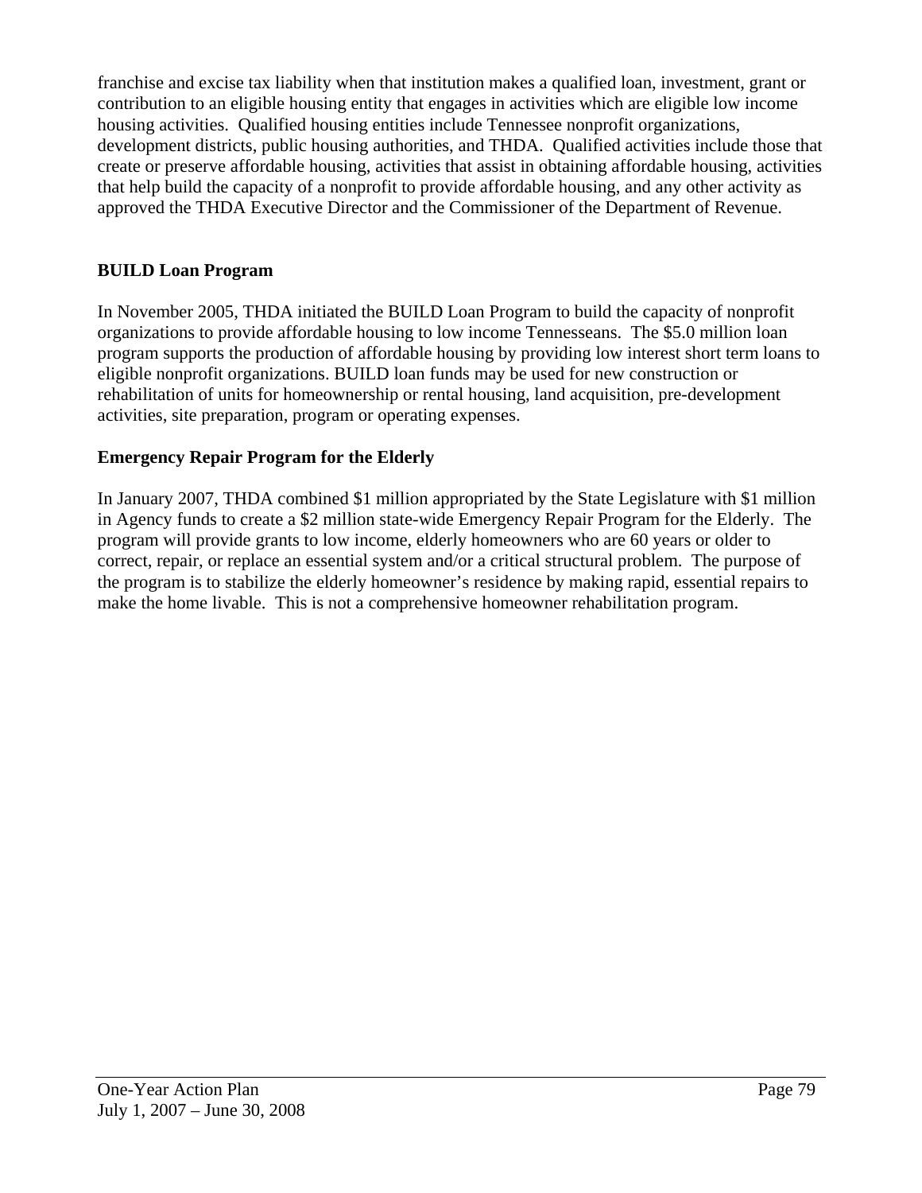franchise and excise tax liability when that institution makes a qualified loan, investment, grant or contribution to an eligible housing entity that engages in activities which are eligible low income housing activities. Qualified housing entities include Tennessee nonprofit organizations, development districts, public housing authorities, and THDA. Qualified activities include those that create or preserve affordable housing, activities that assist in obtaining affordable housing, activities that help build the capacity of a nonprofit to provide affordable housing, and any other activity as approved the THDA Executive Director and the Commissioner of the Department of Revenue.

**BUILD Loan Program**

In November 2005, THDA initiated the BUILD Loan Program to build the capacity of nonprofit organizations to provide affordable housing to low income Tennesseans. The $5.0 million loan program supports the production of affordable housing by providing low interest short term loans to eligible nonprofit organizations. BUILD loan funds may be used for new construction or rehabilitation of units for homeownership or rental housing, land acquisition, pre-development activities, site preparation, program or operating expenses.

**Emergency Repair Program for the Elderly**

In January 2007, THDA combined $1 million appropriated by the State Legislature with $1 million in Agency funds to create a $2 million state-wide Emergency Repair Program for the Elderly. The program will provide grants to low income, elderly homeowners who are 60 years or older to correct, repair, or replace an essential system and/or a critical structural problem. The purpose of the program is to stabilize the elderly homeowner's residence by making rapid, essential repairs to make the home livable. This is not a comprehensive homeowner rehabilitation program.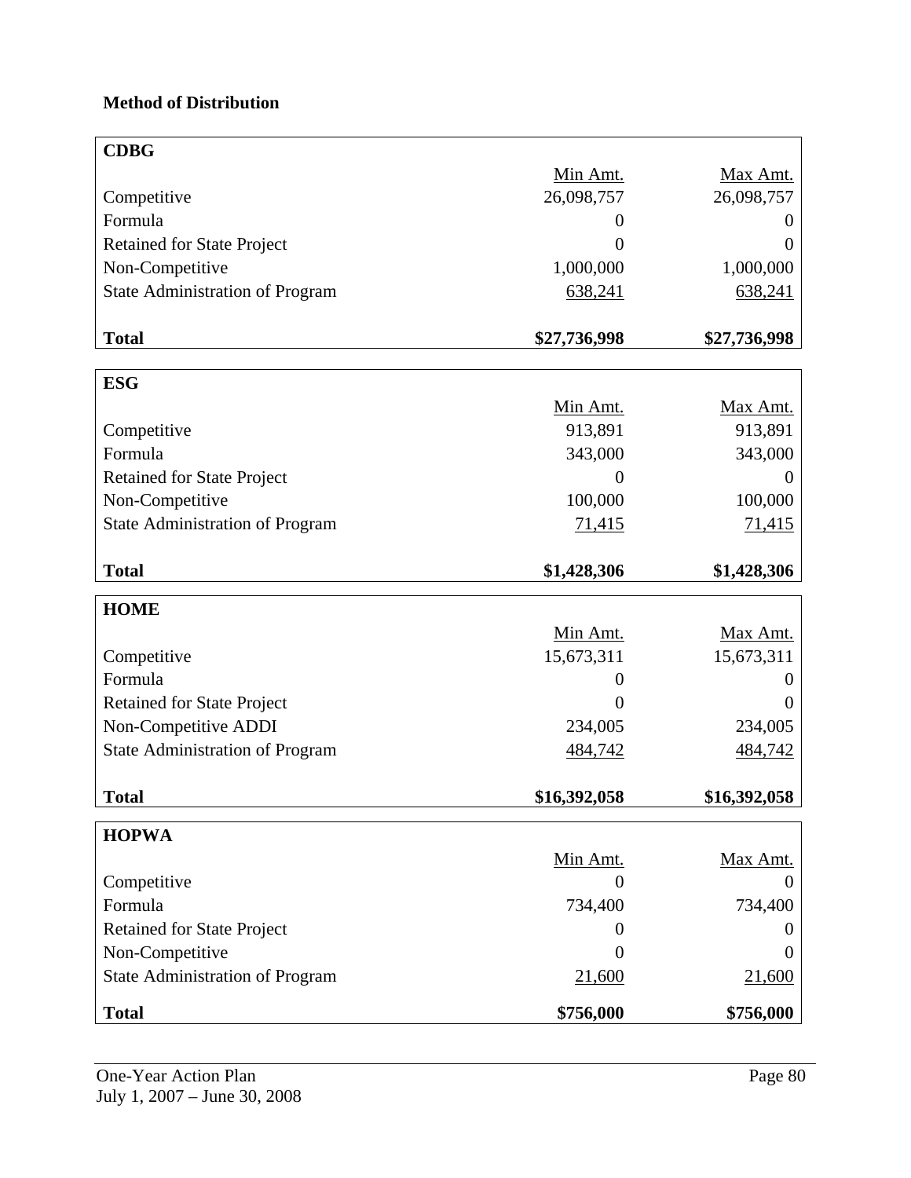**Method of Distribution**

| CDBG | Min Amt. | Max Amt. |
|---|---|---|
| Competitive | 26,098,757 | 26,098,757 |
| Formula | 0 | 0 |
| Retained for State Project | 0 | 0 |
| Non-Competitive | 1,000,000 | 1,000,000 |
| State Administration of Program | 638,241 | 638,241 |
| **Total** | **$27,736,998** | **$27,736,998** |

| ESG | Min Amt. | Max Amt. |
|---|---|---|
| Competitive | 913,891 | 913,891 |
| Formula | 343,000 | 343,000 |
| Retained for State Project | 0 | 0 |
| Non-Competitive | 100,000 | 100,000 |
| State Administration of Program | 71,415 | 71,415 |
| **Total** | **$1,428,306** | **$1,428,306** |

| HOME | Min Amt. | Max Amt. |
|---|---|---|
| Competitive | 15,673,311 | 15,673,311 |
| Formula | 0 | 0 |
| Retained for State Project | 0 | 0 |
| Non-Competitive ADDI | 234,005 | 234,005 |
| State Administration of Program | 484,742 | 484,742 |
| **Total** | **$16,392,058** | **$16,392,058** |

| HOPWA | Min Amt. | Max Amt. |
|---|---|---|
| Competitive | 0 | 0 |
| Formula | 734,400 | 734,400 |
| Retained for State Project | 0 | 0 |
| Non-Competitive | 0 | 0 |
| State Administration of Program | 21,600 | 21,600 |
| **Total** | **$756,000** | **$756,000** |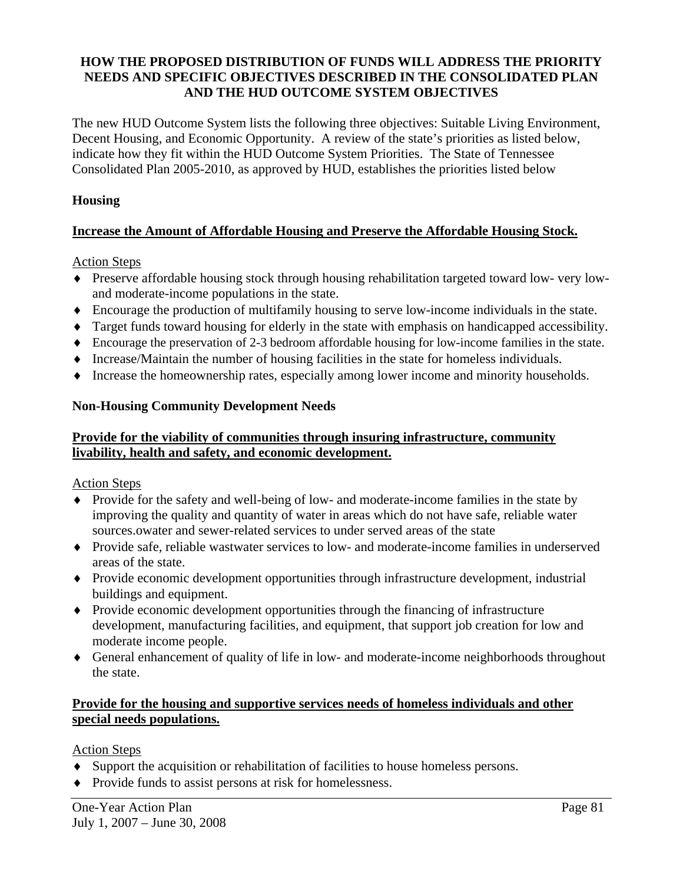**HOW THE PROPOSED DISTRIBUTION OF FUNDS WILL ADDRESS THE PRIORITY NEEDS AND SPECIFIC OBJECTIVES DESCRIBED IN THE CONSOLIDATED PLAN AND THE HUD OUTCOME SYSTEM OBJECTIVES**

The new HUD Outcome System lists the following three objectives: Suitable Living Environment, Decent Housing, and Economic Opportunity. A review of the state's priorities as listed below, indicate how they fit within the HUD Outcome System Priorities. The State of Tennessee Consolidated Plan 2005-2010, as approved by HUD, establishes the priorities listed below

**Housing**

**Increase the Amount of Affordable Housing and Preserve the Affordable Housing Stock.**

Action Steps

- Preserve affordable housing stock through housing rehabilitation targeted toward low- very low- and moderate-income populations in the state.
- Encourage the production of multifamily housing to serve low-income individuals in the state.
- Target funds toward housing for elderly in the state with emphasis on handicapped accessibility.
- Encourage the preservation of 2-3 bedroom affordable housing for low-income families in the state.
- Increase/Maintain the number of housing facilities in the state for homeless individuals.
- Increase the homeownership rates, especially among lower income and minority households.

**Non-Housing Community Development Needs**

**Provide for the viability of communities through insuring infrastructure, community livability, health and safety, and economic development.**

Action Steps

- Provide for the safety and well-being of low- and moderate-income families in the state by improving the quality and quantity of water in areas which do not have safe, reliable water sources.owater and sewer-related services to under served areas of the state
- Provide safe, reliable wastwater services to low- and moderate-income families in underserved areas of the state.
- Provide economic development opportunities through infrastructure development, industrial buildings and equipment.
- Provide economic development opportunities through the financing of infrastructure development, manufacturing facilities, and equipment, that support job creation for low and moderate income people.
- General enhancement of quality of life in low- and moderate-income neighborhoods throughout the state.

**Provide for the housing and supportive services needs of homeless individuals and other special needs populations.**

Action Steps

- Support the acquisition or rehabilitation of facilities to house homeless persons.
- Provide funds to assist persons at risk for homelessness.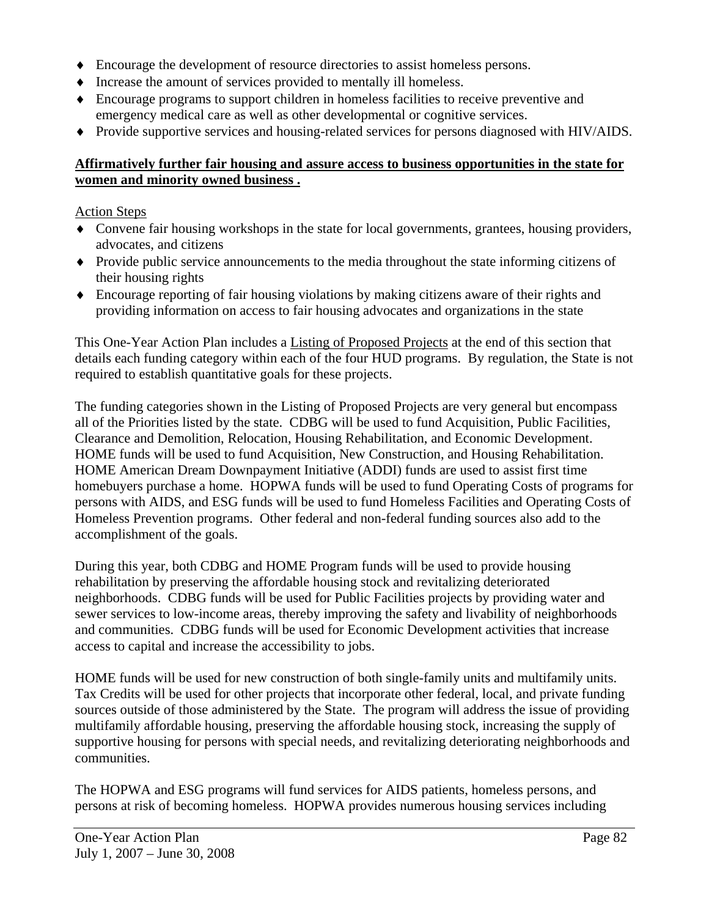- Encourage the development of resource directories to assist homeless persons.
- Increase the amount of services provided to mentally ill homeless.
- Encourage programs to support children in homeless facilities to receive preventive and emergency medical care as well as other developmental or cognitive services.
- Provide supportive services and housing-related services for persons diagnosed with HIV/AIDS.

**Affirmatively further fair housing and assure access to business opportunities in the state for women and minority owned business .**

Action Steps

- Convene fair housing workshops in the state for local governments, grantees, housing providers, advocates, and citizens
- Provide public service announcements to the media throughout the state informing citizens of their housing rights
- Encourage reporting of fair housing violations by making citizens aware of their rights and providing information on access to fair housing advocates and organizations in the state

This One-Year Action Plan includes a Listing of Proposed Projects at the end of this section that details each funding category within each of the four HUD programs. By regulation, the State is not required to establish quantitative goals for these projects.

The funding categories shown in the Listing of Proposed Projects are very general but encompass all of the Priorities listed by the state. CDBG will be used to fund Acquisition, Public Facilities, Clearance and Demolition, Relocation, Housing Rehabilitation, and Economic Development. HOME funds will be used to fund Acquisition, New Construction, and Housing Rehabilitation. HOME American Dream Downpayment Initiative (ADDI) funds are used to assist first time homebuyers purchase a home. HOPWA funds will be used to fund Operating Costs of programs for persons with AIDS, and ESG funds will be used to fund Homeless Facilities and Operating Costs of Homeless Prevention programs. Other federal and non-federal funding sources also add to the accomplishment of the goals.

During this year, both CDBG and HOME Program funds will be used to provide housing rehabilitation by preserving the affordable housing stock and revitalizing deteriorated neighborhoods. CDBG funds will be used for Public Facilities projects by providing water and sewer services to low-income areas, thereby improving the safety and livability of neighborhoods and communities. CDBG funds will be used for Economic Development activities that increase access to capital and increase the accessibility to jobs.

HOME funds will be used for new construction of both single-family units and multifamily units. Tax Credits will be used for other projects that incorporate other federal, local, and private funding sources outside of those administered by the State. The program will address the issue of providing multifamily affordable housing, preserving the affordable housing stock, increasing the supply of supportive housing for persons with special needs, and revitalizing deteriorating neighborhoods and communities.

The HOPWA and ESG programs will fund services for AIDS patients, homeless persons, and persons at risk of becoming homeless. HOPWA provides numerous housing services including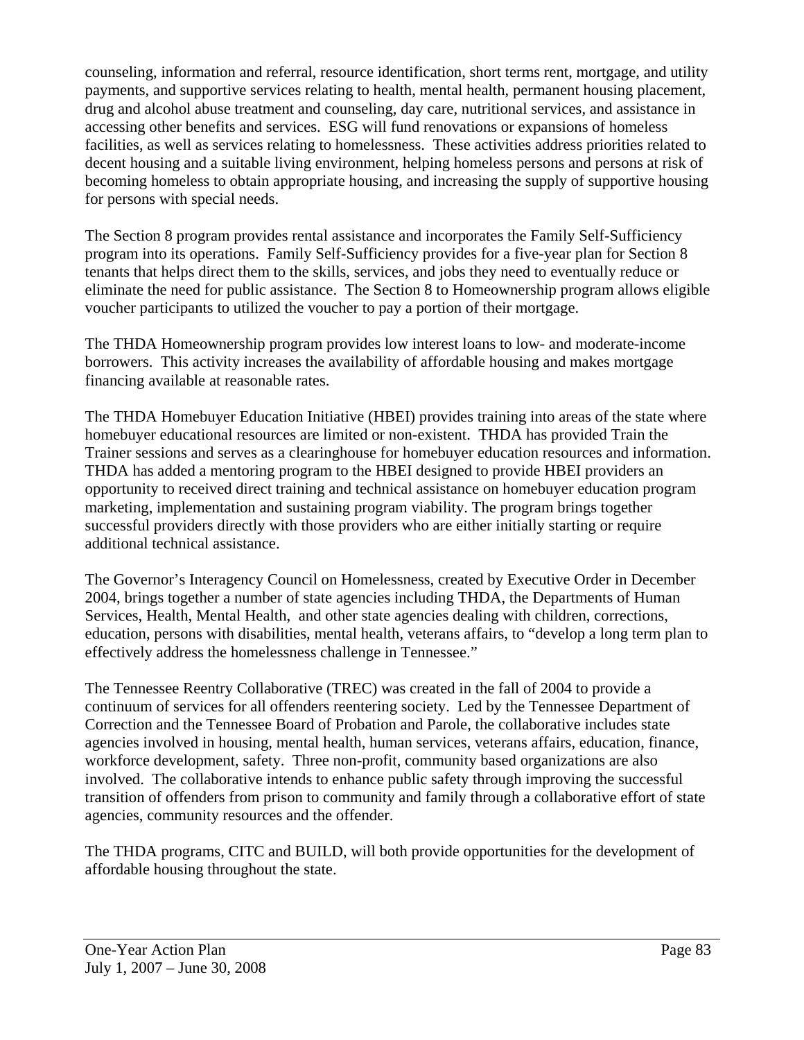counseling, information and referral, resource identification, short terms rent, mortgage, and utility payments, and supportive services relating to health, mental health, permanent housing placement, drug and alcohol abuse treatment and counseling, day care, nutritional services, and assistance in accessing other benefits and services. ESG will fund renovations or expansions of homeless facilities, as well as services relating to homelessness. These activities address priorities related to decent housing and a suitable living environment, helping homeless persons and persons at risk of becoming homeless to obtain appropriate housing, and increasing the supply of supportive housing for persons with special needs.

The Section 8 program provides rental assistance and incorporates the Family Self-Sufficiency program into its operations. Family Self-Sufficiency provides for a five-year plan for Section 8 tenants that helps direct them to the skills, services, and jobs they need to eventually reduce or eliminate the need for public assistance. The Section 8 to Homeownership program allows eligible voucher participants to utilized the voucher to pay a portion of their mortgage.

The THDA Homeownership program provides low interest loans to low- and moderate-income borrowers. This activity increases the availability of affordable housing and makes mortgage financing available at reasonable rates.

The THDA Homebuyer Education Initiative (HBEI) provides training into areas of the state where homebuyer educational resources are limited or non-existent. THDA has provided Train the Trainer sessions and serves as a clearinghouse for homebuyer education resources and information. THDA has added a mentoring program to the HBEI designed to provide HBEI providers an opportunity to received direct training and technical assistance on homebuyer education program marketing, implementation and sustaining program viability. The program brings together successful providers directly with those providers who are either initially starting or require additional technical assistance.

The Governor's Interagency Council on Homelessness, created by Executive Order in December 2004, brings together a number of state agencies including THDA, the Departments of Human Services, Health, Mental Health, and other state agencies dealing with children, corrections, education, persons with disabilities, mental health, veterans affairs, to "develop a long term plan to effectively address the homelessness challenge in Tennessee."

The Tennessee Reentry Collaborative (TREC) was created in the fall of 2004 to provide a continuum of services for all offenders reentering society. Led by the Tennessee Department of Correction and the Tennessee Board of Probation and Parole, the collaborative includes state agencies involved in housing, mental health, human services, veterans affairs, education, finance, workforce development, safety. Three non-profit, community based organizations are also involved. The collaborative intends to enhance public safety through improving the successful transition of offenders from prison to community and family through a collaborative effort of state agencies, community resources and the offender.

The THDA programs, CITC and BUILD, will both provide opportunities for the development of affordable housing throughout the state.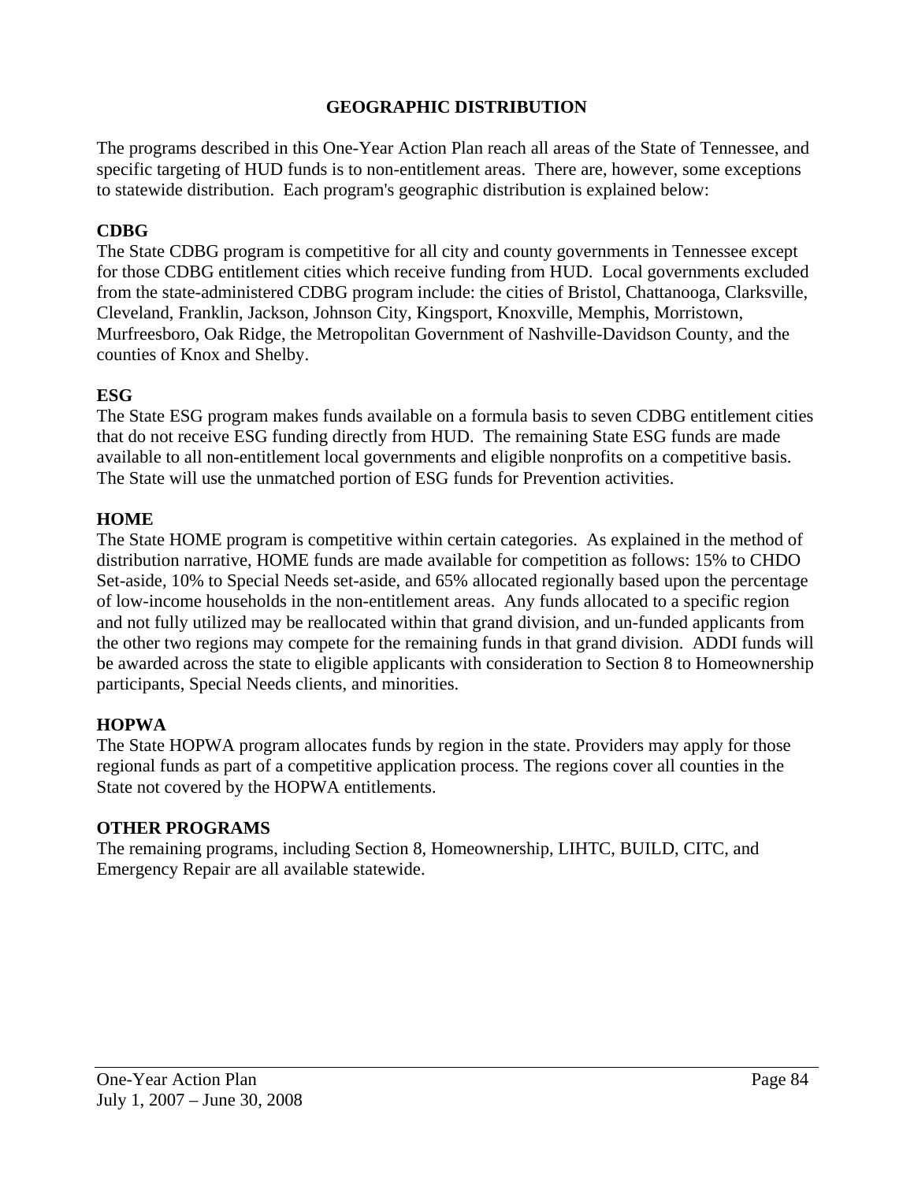# GEOGRAPHIC DISTRIBUTION

The programs described in this One-Year Action Plan reach all areas of the State of Tennessee, and specific targeting of HUD funds is to non-entitlement areas. There are, however, some exceptions to statewide distribution. Each program's geographic distribution is explained below:

**CDBG**

The State CDBG program is competitive for all city and county governments in Tennessee except for those CDBG entitlement cities which receive funding from HUD. Local governments excluded from the state-administered CDBG program include: the cities of Bristol, Chattanooga, Clarksville, Cleveland, Franklin, Jackson, Johnson City, Kingsport, Knoxville, Memphis, Morristown, Murfreesboro, Oak Ridge, the Metropolitan Government of Nashville-Davidson County, and the counties of Knox and Shelby.

**ESG**

The State ESG program makes funds available on a formula basis to seven CDBG entitlement cities that do not receive ESG funding directly from HUD. The remaining State ESG funds are made available to all non-entitlement local governments and eligible nonprofits on a competitive basis. The State will use the unmatched portion of ESG funds for Prevention activities.

**HOME**

The State HOME program is competitive within certain categories. As explained in the method of distribution narrative, HOME funds are made available for competition as follows: 15% to CHDO Set-aside, 10% to Special Needs set-aside, and 65% allocated regionally based upon the percentage of low-income households in the non-entitlement areas. Any funds allocated to a specific region and not fully utilized may be reallocated within that grand division, and un-funded applicants from the other two regions may compete for the remaining funds in that grand division. ADDI funds will be awarded across the state to eligible applicants with consideration to Section 8 to Homeownership participants, Special Needs clients, and minorities.

**HOPWA**

The State HOPWA program allocates funds by region in the state. Providers may apply for those regional funds as part of a competitive application process. The regions cover all counties in the State not covered by the HOPWA entitlements.

**OTHER PROGRAMS**

The remaining programs, including Section 8, Homeownership, LIHTC, BUILD, CITC, and Emergency Repair are all available statewide.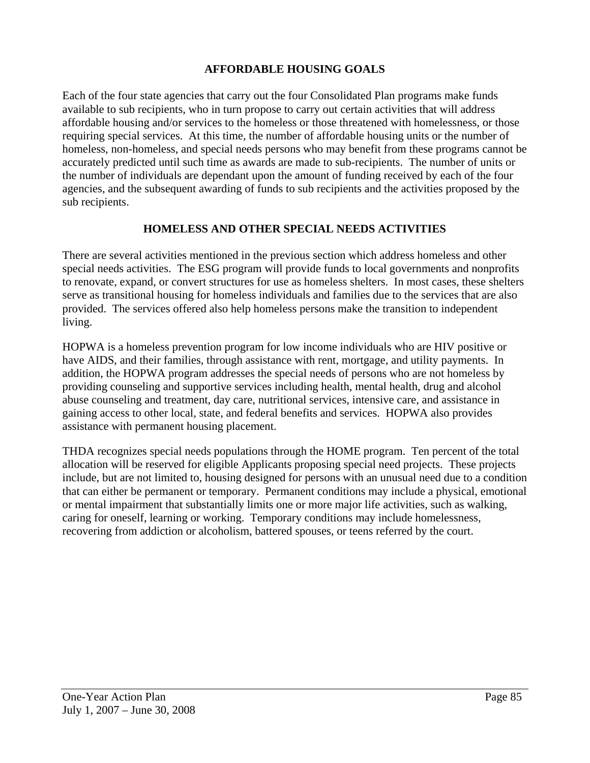## AFFORDABLE HOUSING GOALS

Each of the four state agencies that carry out the four Consolidated Plan programs make funds available to sub recipients, who in turn propose to carry out certain activities that will address affordable housing and/or services to the homeless or those threatened with homelessness, or those requiring special services. At this time, the number of affordable housing units or the number of homeless, non-homeless, and special needs persons who may benefit from these programs cannot be accurately predicted until such time as awards are made to sub-recipients. The number of units or the number of individuals are dependant upon the amount of funding received by each of the four agencies, and the subsequent awarding of funds to sub recipients and the activities proposed by the sub recipients.

## HOMELESS AND OTHER SPECIAL NEEDS ACTIVITIES

There are several activities mentioned in the previous section which address homeless and other special needs activities. The ESG program will provide funds to local governments and nonprofits to renovate, expand, or convert structures for use as homeless shelters. In most cases, these shelters serve as transitional housing for homeless individuals and families due to the services that are also provided. The services offered also help homeless persons make the transition to independent living.

HOPWA is a homeless prevention program for low income individuals who are HIV positive or have AIDS, and their families, through assistance with rent, mortgage, and utility payments. In addition, the HOPWA program addresses the special needs of persons who are not homeless by providing counseling and supportive services including health, mental health, drug and alcohol abuse counseling and treatment, day care, nutritional services, intensive care, and assistance in gaining access to other local, state, and federal benefits and services. HOPWA also provides assistance with permanent housing placement.

THDA recognizes special needs populations through the HOME program. Ten percent of the total allocation will be reserved for eligible Applicants proposing special need projects. These projects include, but are not limited to, housing designed for persons with an unusual need due to a condition that can either be permanent or temporary. Permanent conditions may include a physical, emotional or mental impairment that substantially limits one or more major life activities, such as walking, caring for oneself, learning or working. Temporary conditions may include homelessness, recovering from addiction or alcoholism, battered spouses, or teens referred by the court.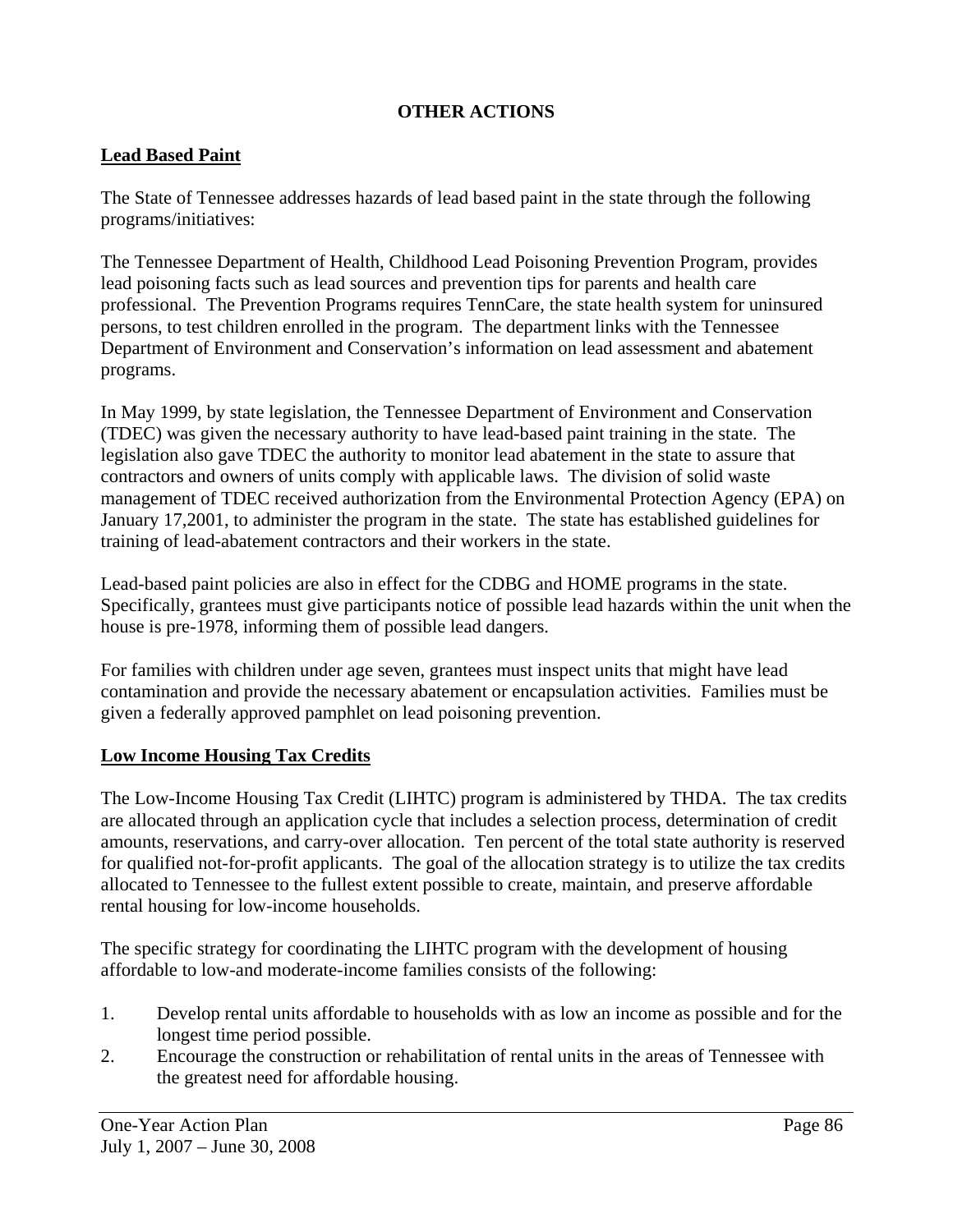# OTHER ACTIONS

## Lead Based Paint

The State of Tennessee addresses hazards of lead based paint in the state through the following programs/initiatives:

The Tennessee Department of Health, Childhood Lead Poisoning Prevention Program, provides lead poisoning facts such as lead sources and prevention tips for parents and health care professional. The Prevention Programs requires TennCare, the state health system for uninsured persons, to test children enrolled in the program. The department links with the Tennessee Department of Environment and Conservation's information on lead assessment and abatement programs.

In May 1999, by state legislation, the Tennessee Department of Environment and Conservation (TDEC) was given the necessary authority to have lead-based paint training in the state. The legislation also gave TDEC the authority to monitor lead abatement in the state to assure that contractors and owners of units comply with applicable laws. The division of solid waste management of TDEC received authorization from the Environmental Protection Agency (EPA) on January 17,2001, to administer the program in the state. The state has established guidelines for training of lead-abatement contractors and their workers in the state.

Lead-based paint policies are also in effect for the CDBG and HOME programs in the state. Specifically, grantees must give participants notice of possible lead hazards within the unit when the house is pre-1978, informing them of possible lead dangers.

For families with children under age seven, grantees must inspect units that might have lead contamination and provide the necessary abatement or encapsulation activities. Families must be given a federally approved pamphlet on lead poisoning prevention.

## Low Income Housing Tax Credits

The Low-Income Housing Tax Credit (LIHTC) program is administered by THDA. The tax credits are allocated through an application cycle that includes a selection process, determination of credit amounts, reservations, and carry-over allocation. Ten percent of the total state authority is reserved for qualified not-for-profit applicants. The goal of the allocation strategy is to utilize the tax credits allocated to Tennessee to the fullest extent possible to create, maintain, and preserve affordable rental housing for low-income households.

The specific strategy for coordinating the LIHTC program with the development of housing affordable to low-and moderate-income families consists of the following:

1. Develop rental units affordable to households with as low an income as possible and for the longest time period possible.
2. Encourage the construction or rehabilitation of rental units in the areas of Tennessee with the greatest need for affordable housing.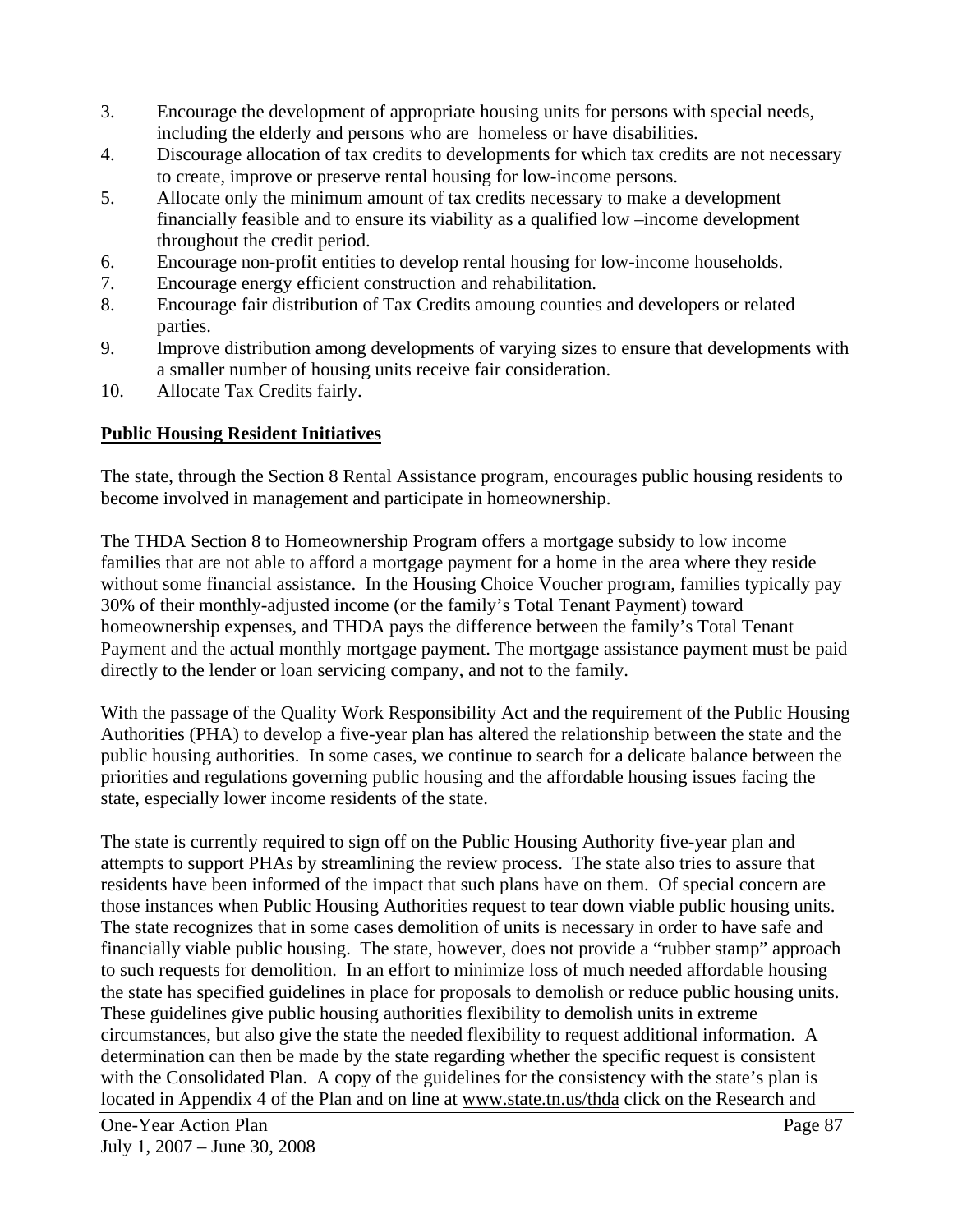3. Encourage the development of appropriate housing units for persons with special needs, including the elderly and persons who are homeless or have disabilities.
4. Discourage allocation of tax credits to developments for which tax credits are not necessary to create, improve or preserve rental housing for low-income persons.
5. Allocate only the minimum amount of tax credits necessary to make a development financially feasible and to ensure its viability as a qualified low –income development throughout the credit period.
6. Encourage non-profit entities to develop rental housing for low-income households.
7. Encourage energy efficient construction and rehabilitation.
8. Encourage fair distribution of Tax Credits amoung counties and developers or related parties.
9. Improve distribution among developments of varying sizes to ensure that developments with a smaller number of housing units receive fair consideration.
10. Allocate Tax Credits fairly.

**Public Housing Resident Initiatives**

The state, through the Section 8 Rental Assistance program, encourages public housing residents to become involved in management and participate in homeownership.

The THDA Section 8 to Homeownership Program offers a mortgage subsidy to low income families that are not able to afford a mortgage payment for a home in the area where they reside without some financial assistance. In the Housing Choice Voucher program, families typically pay 30% of their monthly-adjusted income (or the family's Total Tenant Payment) toward homeownership expenses, and THDA pays the difference between the family's Total Tenant Payment and the actual monthly mortgage payment. The mortgage assistance payment must be paid directly to the lender or loan servicing company, and not to the family.

With the passage of the Quality Work Responsibility Act and the requirement of the Public Housing Authorities (PHA) to develop a five-year plan has altered the relationship between the state and the public housing authorities. In some cases, we continue to search for a delicate balance between the priorities and regulations governing public housing and the affordable housing issues facing the state, especially lower income residents of the state.

The state is currently required to sign off on the Public Housing Authority five-year plan and attempts to support PHAs by streamlining the review process. The state also tries to assure that residents have been informed of the impact that such plans have on them. Of special concern are those instances when Public Housing Authorities request to tear down viable public housing units. The state recognizes that in some cases demolition of units is necessary in order to have safe and financially viable public housing. The state, however, does not provide a "rubber stamp" approach to such requests for demolition. In an effort to minimize loss of much needed affordable housing the state has specified guidelines in place for proposals to demolish or reduce public housing units. These guidelines give public housing authorities flexibility to demolish units in extreme circumstances, but also give the state the needed flexibility to request additional information. A determination can then be made by the state regarding whether the specific request is consistent with the Consolidated Plan. A copy of the guidelines for the consistency with the state's plan is located in Appendix 4 of the Plan and on line at www.state.tn.us/thda click on the Research and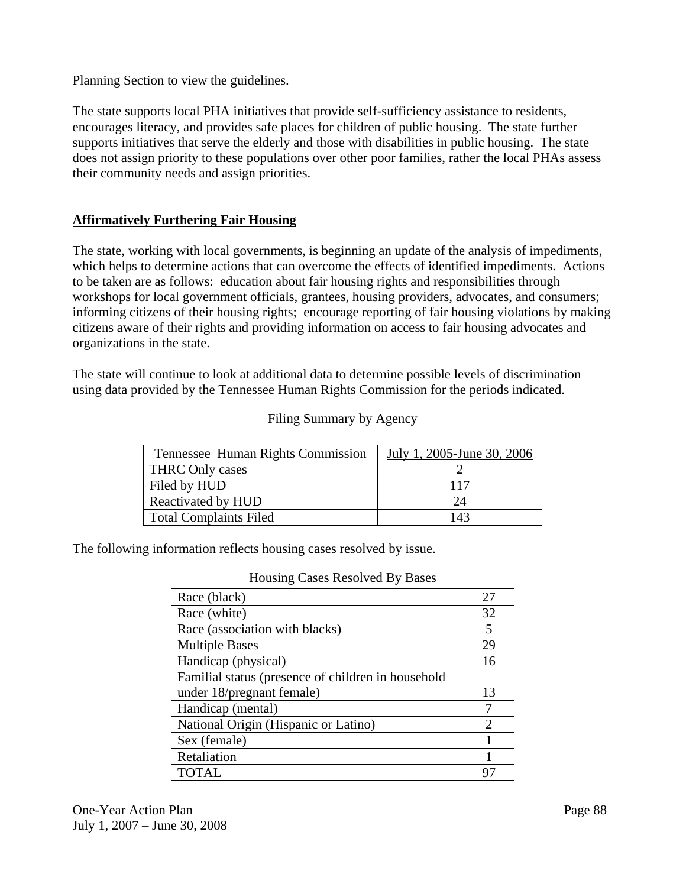Planning Section to view the guidelines.

The state supports local PHA initiatives that provide self-sufficiency assistance to residents, encourages literacy, and provides safe places for children of public housing. The state further supports initiatives that serve the elderly and those with disabilities in public housing. The state does not assign priority to these populations over other poor families, rather the local PHAs assess their community needs and assign priorities.

## Affirmatively Furthering Fair Housing

The state, working with local governments, is beginning an update of the analysis of impediments, which helps to determine actions that can overcome the effects of identified impediments. Actions to be taken are as follows: education about fair housing rights and responsibilities through workshops for local government officials, grantees, housing providers, advocates, and consumers; informing citizens of their housing rights; encourage reporting of fair housing violations by making citizens aware of their rights and providing information on access to fair housing advocates and organizations in the state.

The state will continue to look at additional data to determine possible levels of discrimination using data provided by the Tennessee Human Rights Commission for the periods indicated.

Filing Summary by Agency

| Tennessee Human Rights Commission | July 1, 2005-June 30, 2006 |
|---|---|
| THRC Only cases | 2 |
| Filed by HUD | 117 |
| Reactivated by HUD | 24 |
| Total Complaints Filed | 143 |

The following information reflects housing cases resolved by issue.

Housing Cases Resolved By Bases

| | |
|---|---|
| Race (black) | 27 |
| Race (white) | 32 |
| Race (association with blacks) | 5 |
| Multiple Bases | 29 |
| Handicap (physical) | 16 |
| Familial status (presence of children in household under 18/pregnant female) | 13 |
| Handicap (mental) | 7 |
| National Origin (Hispanic or Latino) | 2 |
| Sex (female) | 1 |
| Retaliation | 1 |
| TOTAL | 97 |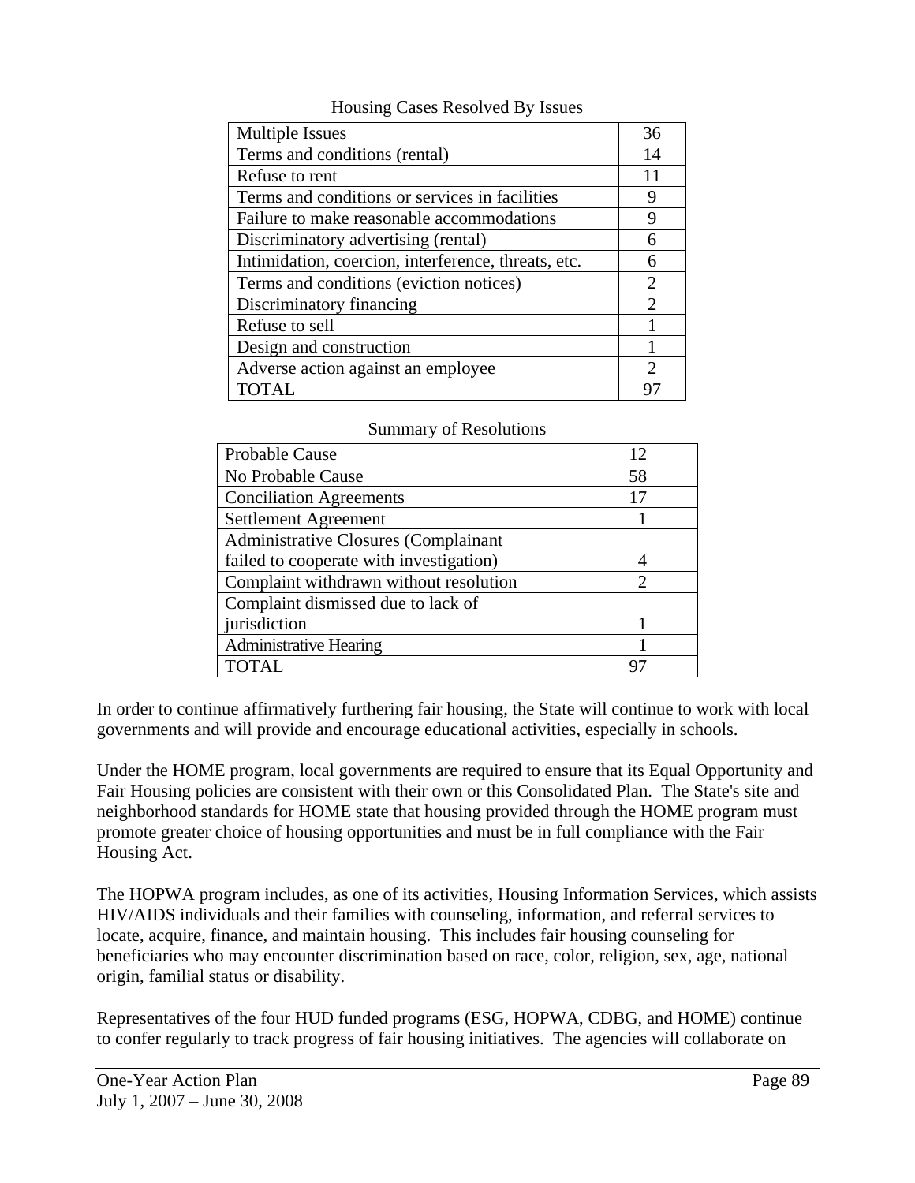Housing Cases Resolved By Issues

| Multiple Issues | 36 |
|---|---|
| Terms and conditions (rental) | 14 |
| Refuse to rent | 11 |
| Terms and conditions or services in facilities | 9 |
| Failure to make reasonable accommodations | 9 |
| Discriminatory advertising (rental) | 6 |
| Intimidation, coercion, interference, threats, etc. | 6 |
| Terms and conditions (eviction notices) | 2 |
| Discriminatory financing | 2 |
| Refuse to sell | 1 |
| Design and construction | 1 |
| Adverse action against an employee | 2 |
| TOTAL | 97 |

Summary of Resolutions

| Probable Cause | 12 |
|---|---|
| No Probable Cause | 58 |
| Conciliation Agreements | 17 |
| Settlement Agreement | 1 |
| Administrative Closures (Complainant failed to cooperate with investigation) | 4 |
| Complaint withdrawn without resolution | 2 |
| Complaint dismissed due to lack of jurisdiction | 1 |
| Administrative Hearing | 1 |
| TOTAL | 97 |

In order to continue affirmatively furthering fair housing, the State will continue to work with local governments and will provide and encourage educational activities, especially in schools.

Under the HOME program, local governments are required to ensure that its Equal Opportunity and Fair Housing policies are consistent with their own or this Consolidated Plan. The State's site and neighborhood standards for HOME state that housing provided through the HOME program must promote greater choice of housing opportunities and must be in full compliance with the Fair Housing Act.

The HOPWA program includes, as one of its activities, Housing Information Services, which assists HIV/AIDS individuals and their families with counseling, information, and referral services to locate, acquire, finance, and maintain housing. This includes fair housing counseling for beneficiaries who may encounter discrimination based on race, color, religion, sex, age, national origin, familial status or disability.

Representatives of the four HUD funded programs (ESG, HOPWA, CDBG, and HOME) continue to confer regularly to track progress of fair housing initiatives. The agencies will collaborate on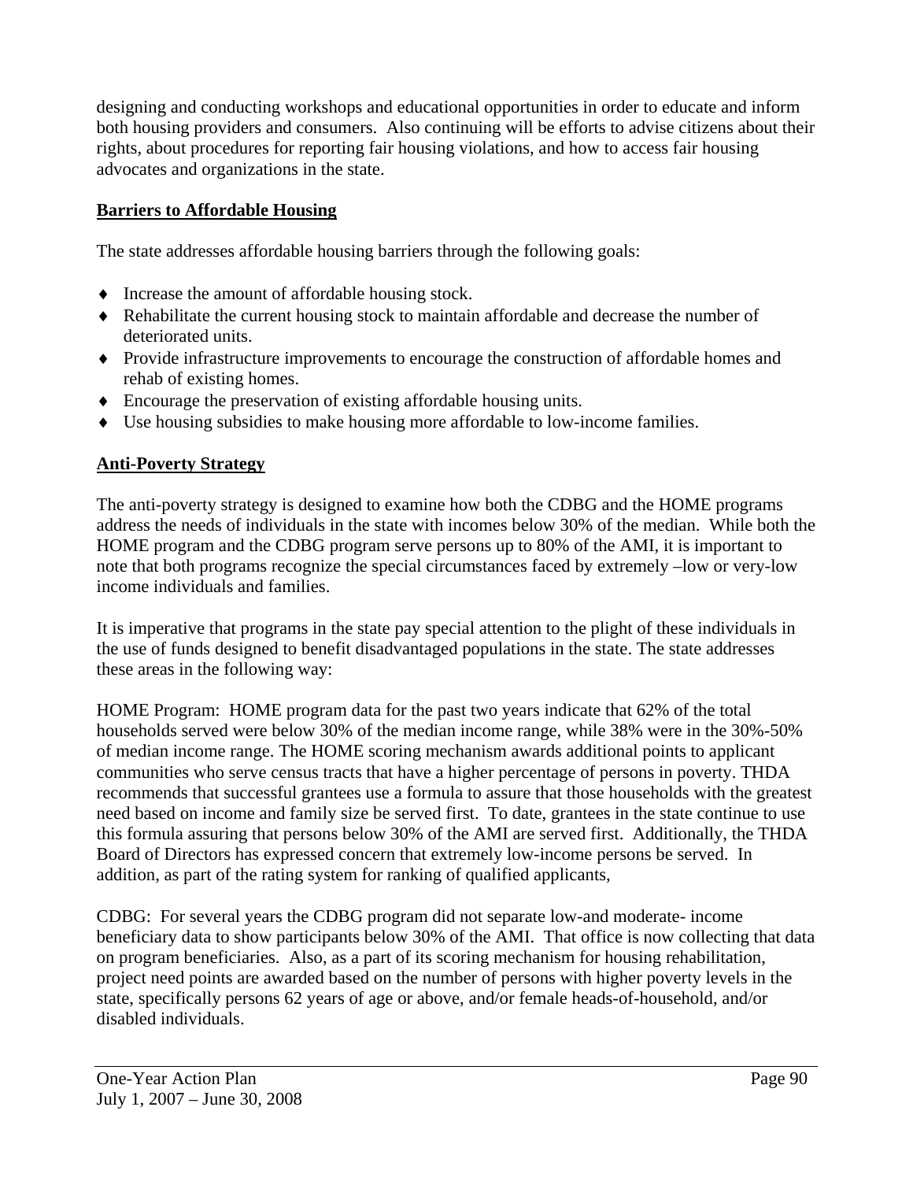designing and conducting workshops and educational opportunities in order to educate and inform both housing providers and consumers. Also continuing will be efforts to advise citizens about their rights, about procedures for reporting fair housing violations, and how to access fair housing advocates and organizations in the state.

## Barriers to Affordable Housing

The state addresses affordable housing barriers through the following goals:

- Increase the amount of affordable housing stock.
- Rehabilitate the current housing stock to maintain affordable and decrease the number of deteriorated units.
- Provide infrastructure improvements to encourage the construction of affordable homes and rehab of existing homes.
- Encourage the preservation of existing affordable housing units.
- Use housing subsidies to make housing more affordable to low-income families.

## Anti-Poverty Strategy

The anti-poverty strategy is designed to examine how both the CDBG and the HOME programs address the needs of individuals in the state with incomes below 30% of the median. While both the HOME program and the CDBG program serve persons up to 80% of the AMI, it is important to note that both programs recognize the special circumstances faced by extremely –low or very-low income individuals and families.

It is imperative that programs in the state pay special attention to the plight of these individuals in the use of funds designed to benefit disadvantaged populations in the state. The state addresses these areas in the following way:

HOME Program: HOME program data for the past two years indicate that 62% of the total households served were below 30% of the median income range, while 38% were in the 30%-50% of median income range. The HOME scoring mechanism awards additional points to applicant communities who serve census tracts that have a higher percentage of persons in poverty. THDA recommends that successful grantees use a formula to assure that those households with the greatest need based on income and family size be served first. To date, grantees in the state continue to use this formula assuring that persons below 30% of the AMI are served first. Additionally, the THDA Board of Directors has expressed concern that extremely low-income persons be served. In addition, as part of the rating system for ranking of qualified applicants,

CDBG: For several years the CDBG program did not separate low-and moderate- income beneficiary data to show participants below 30% of the AMI. That office is now collecting that data on program beneficiaries. Also, as a part of its scoring mechanism for housing rehabilitation, project need points are awarded based on the number of persons with higher poverty levels in the state, specifically persons 62 years of age or above, and/or female heads-of-household, and/or disabled individuals.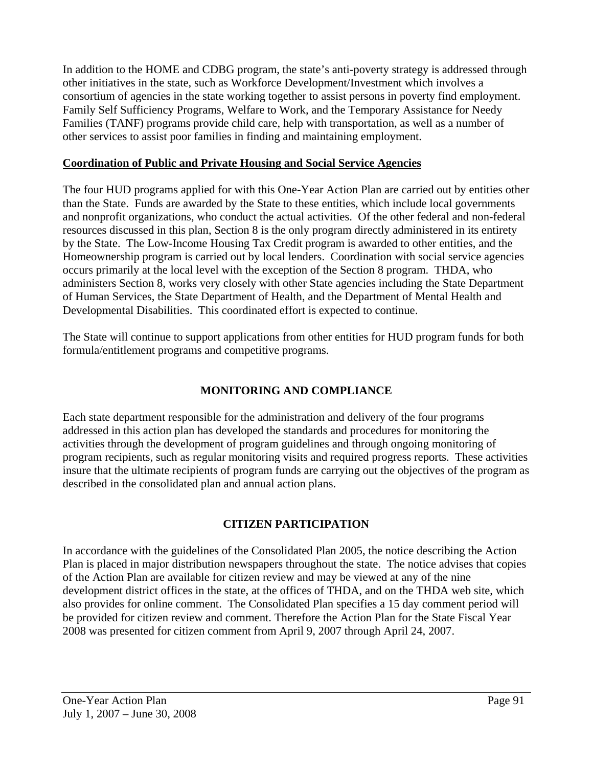In addition to the HOME and CDBG program, the state's anti-poverty strategy is addressed through other initiatives in the state, such as Workforce Development/Investment which involves a consortium of agencies in the state working together to assist persons in poverty find employment. Family Self Sufficiency Programs, Welfare to Work, and the Temporary Assistance for Needy Families (TANF) programs provide child care, help with transportation, as well as a number of other services to assist poor families in finding and maintaining employment.

**Coordination of Public and Private Housing and Social Service Agencies**

The four HUD programs applied for with this One-Year Action Plan are carried out by entities other than the State. Funds are awarded by the State to these entities, which include local governments and nonprofit organizations, who conduct the actual activities. Of the other federal and non-federal resources discussed in this plan, Section 8 is the only program directly administered in its entirety by the State. The Low-Income Housing Tax Credit program is awarded to other entities, and the Homeownership program is carried out by local lenders. Coordination with social service agencies occurs primarily at the local level with the exception of the Section 8 program. THDA, who administers Section 8, works very closely with other State agencies including the State Department of Human Services, the State Department of Health, and the Department of Mental Health and Developmental Disabilities. This coordinated effort is expected to continue.

The State will continue to support applications from other entities for HUD program funds for both formula/entitlement programs and competitive programs.

## MONITORING AND COMPLIANCE

Each state department responsible for the administration and delivery of the four programs addressed in this action plan has developed the standards and procedures for monitoring the activities through the development of program guidelines and through ongoing monitoring of program recipients, such as regular monitoring visits and required progress reports. These activities insure that the ultimate recipients of program funds are carrying out the objectives of the program as described in the consolidated plan and annual action plans.

## CITIZEN PARTICIPATION

In accordance with the guidelines of the Consolidated Plan 2005, the notice describing the Action Plan is placed in major distribution newspapers throughout the state. The notice advises that copies of the Action Plan are available for citizen review and may be viewed at any of the nine development district offices in the state, at the offices of THDA, and on the THDA web site, which also provides for online comment. The Consolidated Plan specifies a 15 day comment period will be provided for citizen review and comment. Therefore the Action Plan for the State Fiscal Year 2008 was presented for citizen comment from April 9, 2007 through April 24, 2007.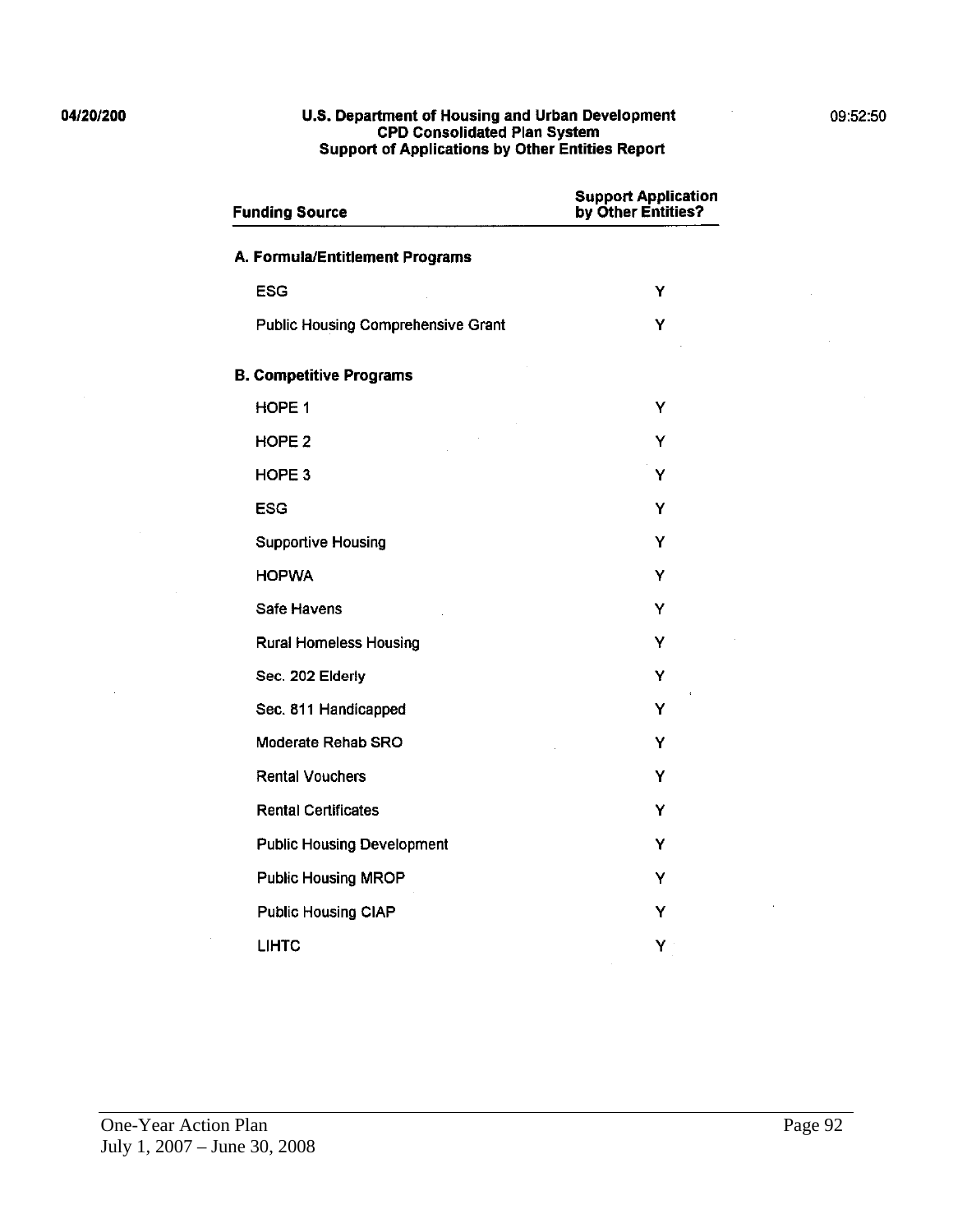04/20/200 09:52:50

**U.S. Department of Housing and Urban Development**
**CPD Consolidated Plan System**
**Support of Applications by Other Entities Report**

| Funding Source | Support Application by Other Entities? |
|---|---|
| **A. Formula/Entitlement Programs** | |
| ESG | Y |
| Public Housing Comprehensive Grant | Y |
| **B. Competitive Programs** | |
| HOPE 1 | Y |
| HOPE 2 | Y |
| HOPE 3 | Y |
| ESG | Y |
| Supportive Housing | Y |
| HOPWA | Y |
| Safe Havens | Y |
| Rural Homeless Housing | Y |
| Sec. 202 Elderly | Y |
| Sec. 811 Handicapped | Y |
| Moderate Rehab SRO | Y |
| Rental Vouchers | Y |
| Rental Certificates | Y |
| Public Housing Development | Y |
| Public Housing MROP | Y |
| Public Housing CIAP | Y |
| LIHTC | Y |